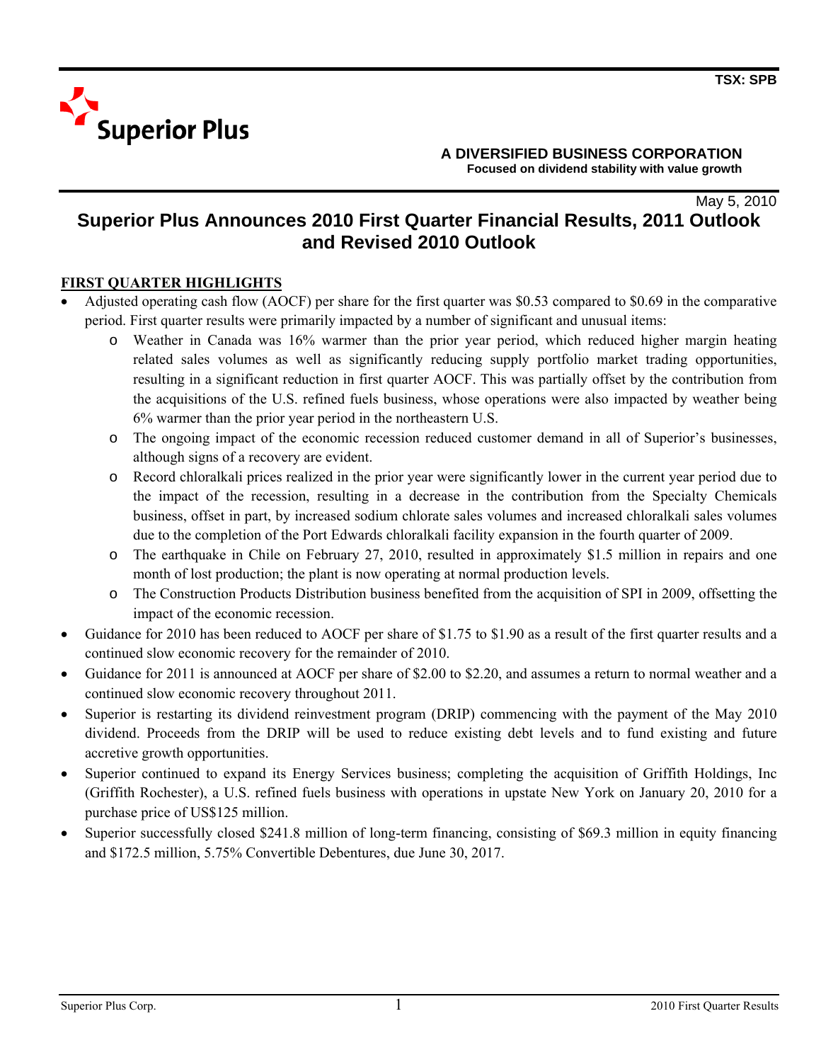TSX: SPB

Superior Plus

**A DIVERSIFIED BUSINESS CORPORATION**
**Focused on dividend stability with value growth**

May 5, 2010

# Superior Plus Announces 2010 First Quarter Financial Results, 2011 Outlook and Revised 2010 Outlook

## FIRST QUARTER HIGHLIGHTS

- Adjusted operating cash flow (AOCF) per share for the first quarter was $0.53 compared to $0.69 in the comparative period. First quarter results were primarily impacted by a number of significant and unusual items:
  - Weather in Canada was 16% warmer than the prior year period, which reduced higher margin heating related sales volumes as well as significantly reducing supply portfolio market trading opportunities, resulting in a significant reduction in first quarter AOCF. This was partially offset by the contribution from the acquisitions of the U.S. refined fuels business, whose operations were also impacted by weather being 6% warmer than the prior year period in the northeastern U.S.
  - The ongoing impact of the economic recession reduced customer demand in all of Superior's businesses, although signs of a recovery are evident.
  - Record chloralkali prices realized in the prior year were significantly lower in the current year period due to the impact of the recession, resulting in a decrease in the contribution from the Specialty Chemicals business, offset in part, by increased sodium chlorate sales volumes and increased chloralkali sales volumes due to the completion of the Port Edwards chloralkali facility expansion in the fourth quarter of 2009.
  - The earthquake in Chile on February 27, 2010, resulted in approximately $1.5 million in repairs and one month of lost production; the plant is now operating at normal production levels.
  - The Construction Products Distribution business benefited from the acquisition of SPI in 2009, offsetting the impact of the economic recession.
- Guidance for 2010 has been reduced to AOCF per share of $1.75 to $1.90 as a result of the first quarter results and a continued slow economic recovery for the remainder of 2010.
- Guidance for 2011 is announced at AOCF per share of $2.00 to $2.20, and assumes a return to normal weather and a continued slow economic recovery throughout 2011.
- Superior is restarting its dividend reinvestment program (DRIP) commencing with the payment of the May 2010 dividend. Proceeds from the DRIP will be used to reduce existing debt levels and to fund existing and future accretive growth opportunities.
- Superior continued to expand its Energy Services business; completing the acquisition of Griffith Holdings, Inc (Griffith Rochester), a U.S. refined fuels business with operations in upstate New York on January 20, 2010 for a purchase price of US$125 million.
- Superior successfully closed $241.8 million of long-term financing, consisting of $69.3 million in equity financing and $172.5 million, 5.75% Convertible Debentures, due June 30, 2017.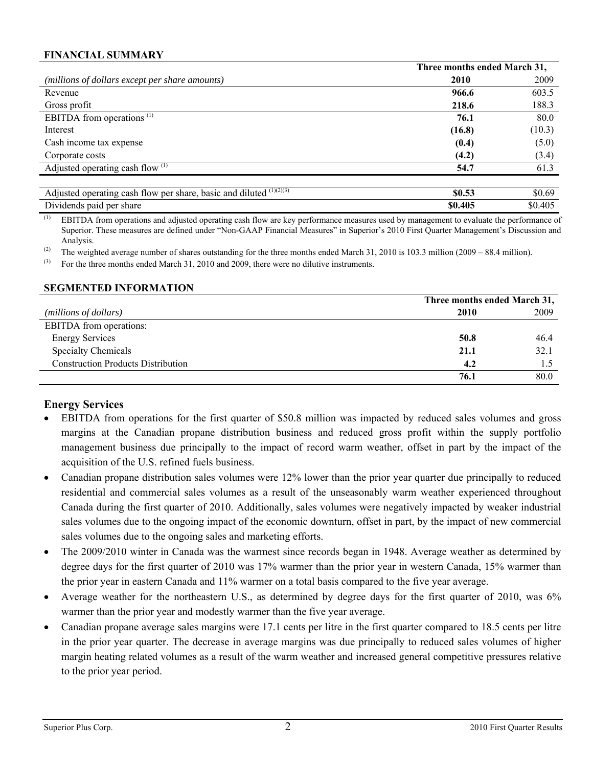## FINANCIAL SUMMARY

| *(millions of dollars except per share amounts)* | Three months ended March 31, 2010 | 2009 |
|---|---|---|
| Revenue | **966.6** | 603.5 |
| Gross profit | **218.6** | 188.3 |
| EBITDA from operations [(1)] | **76.1** | 80.0 |
| Interest | **(16.8)** | (10.3) |
| Cash income tax expense | **(0.4)** | (5.0) |
| Corporate costs | **(4.2)** | (3.4) |
| Adjusted operating cash flow [(1)] | **54.7** | 61.3 |
| | | |
| Adjusted operating cash flow per share, basic and diluted [(1)(2)(3)] | **$0.53** | $0.69 |
| Dividends paid per share | **$0.405** | $0.405 |

(1) EBITDA from operations and adjusted operating cash flow are key performance measures used by management to evaluate the performance of Superior. These measures are defined under "Non-GAAP Financial Measures" in Superior's 2010 First Quarter Management's Discussion and Analysis.

(2) The weighted average number of shares outstanding for the three months ended March 31, 2010 is 103.3 million (2009 – 88.4 million).

(3) For the three months ended March 31, 2010 and 2009, there were no dilutive instruments.

## SEGMENTED INFORMATION

| *(millions of dollars)* | Three months ended March 31, 2010 | 2009 |
|---|---|---|
| EBITDA from operations: | | |
| Energy Services | **50.8** | 46.4 |
| Specialty Chemicals | **21.1** | 32.1 |
| Construction Products Distribution | **4.2** | 1.5 |
| | **76.1** | 80.0 |

## Energy Services

- EBITDA from operations for the first quarter of $50.8 million was impacted by reduced sales volumes and gross margins at the Canadian propane distribution business and reduced gross profit within the supply portfolio management business due principally to the impact of record warm weather, offset in part by the impact of the acquisition of the U.S. refined fuels business.
- Canadian propane distribution sales volumes were 12% lower than the prior year quarter due principally to reduced residential and commercial sales volumes as a result of the unseasonably warm weather experienced throughout Canada during the first quarter of 2010. Additionally, sales volumes were negatively impacted by weaker industrial sales volumes due to the ongoing impact of the economic downturn, offset in part, by the impact of new commercial sales volumes due to the ongoing sales and marketing efforts.
- The 2009/2010 winter in Canada was the warmest since records began in 1948. Average weather as determined by degree days for the first quarter of 2010 was 17% warmer than the prior year in western Canada, 15% warmer than the prior year in eastern Canada and 11% warmer on a total basis compared to the five year average.
- Average weather for the northeastern U.S., as determined by degree days for the first quarter of 2010, was 6% warmer than the prior year and modestly warmer than the five year average.
- Canadian propane average sales margins were 17.1 cents per litre in the first quarter compared to 18.5 cents per litre in the prior year quarter. The decrease in average margins was due principally to reduced sales volumes of higher margin heating related volumes as a result of the warm weather and increased general competitive pressures relative to the prior year period.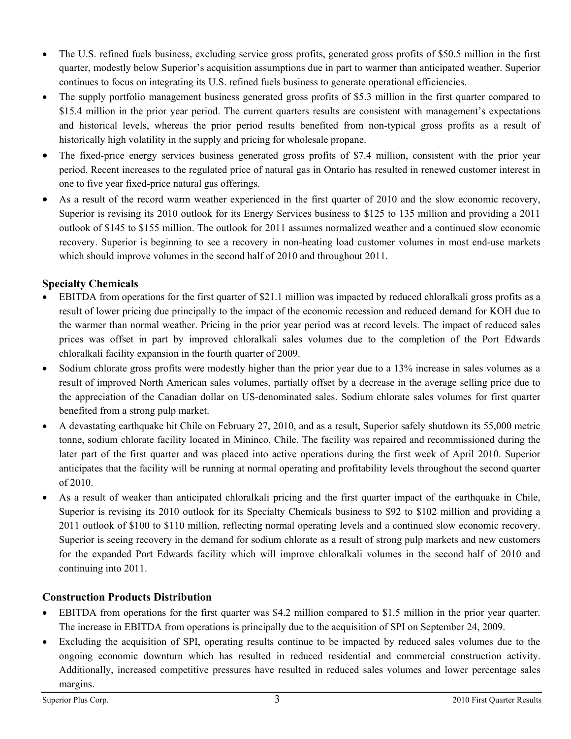- The U.S. refined fuels business, excluding service gross profits, generated gross profits of $50.5 million in the first quarter, modestly below Superior's acquisition assumptions due in part to warmer than anticipated weather. Superior continues to focus on integrating its U.S. refined fuels business to generate operational efficiencies.
- The supply portfolio management business generated gross profits of $5.3 million in the first quarter compared to $15.4 million in the prior year period. The current quarters results are consistent with management's expectations and historical levels, whereas the prior period results benefited from non-typical gross profits as a result of historically high volatility in the supply and pricing for wholesale propane.
- The fixed-price energy services business generated gross profits of $7.4 million, consistent with the prior year period. Recent increases to the regulated price of natural gas in Ontario has resulted in renewed customer interest in one to five year fixed-price natural gas offerings.
- As a result of the record warm weather experienced in the first quarter of 2010 and the slow economic recovery, Superior is revising its 2010 outlook for its Energy Services business to $125 to 135 million and providing a 2011 outlook of $145 to $155 million. The outlook for 2011 assumes normalized weather and a continued slow economic recovery. Superior is beginning to see a recovery in non-heating load customer volumes in most end-use markets which should improve volumes in the second half of 2010 and throughout 2011.

## Specialty Chemicals

- EBITDA from operations for the first quarter of $21.1 million was impacted by reduced chloralkali gross profits as a result of lower pricing due principally to the impact of the economic recession and reduced demand for KOH due to the warmer than normal weather. Pricing in the prior year period was at record levels. The impact of reduced sales prices was offset in part by improved chloralkali sales volumes due to the completion of the Port Edwards chloralkali facility expansion in the fourth quarter of 2009.
- Sodium chlorate gross profits were modestly higher than the prior year due to a 13% increase in sales volumes as a result of improved North American sales volumes, partially offset by a decrease in the average selling price due to the appreciation of the Canadian dollar on US-denominated sales. Sodium chlorate sales volumes for first quarter benefited from a strong pulp market.
- A devastating earthquake hit Chile on February 27, 2010, and as a result, Superior safely shutdown its 55,000 metric tonne, sodium chlorate facility located in Mininco, Chile. The facility was repaired and recommissioned during the later part of the first quarter and was placed into active operations during the first week of April 2010. Superior anticipates that the facility will be running at normal operating and profitability levels throughout the second quarter of 2010.
- As a result of weaker than anticipated chloralkali pricing and the first quarter impact of the earthquake in Chile, Superior is revising its 2010 outlook for its Specialty Chemicals business to $92 to $102 million and providing a 2011 outlook of $100 to $110 million, reflecting normal operating levels and a continued slow economic recovery. Superior is seeing recovery in the demand for sodium chlorate as a result of strong pulp markets and new customers for the expanded Port Edwards facility which will improve chloralkali volumes in the second half of 2010 and continuing into 2011.

## Construction Products Distribution

- EBITDA from operations for the first quarter was $4.2 million compared to $1.5 million in the prior year quarter. The increase in EBITDA from operations is principally due to the acquisition of SPI on September 24, 2009.
- Excluding the acquisition of SPI, operating results continue to be impacted by reduced sales volumes due to the ongoing economic downturn which has resulted in reduced residential and commercial construction activity. Additionally, increased competitive pressures have resulted in reduced sales volumes and lower percentage sales margins.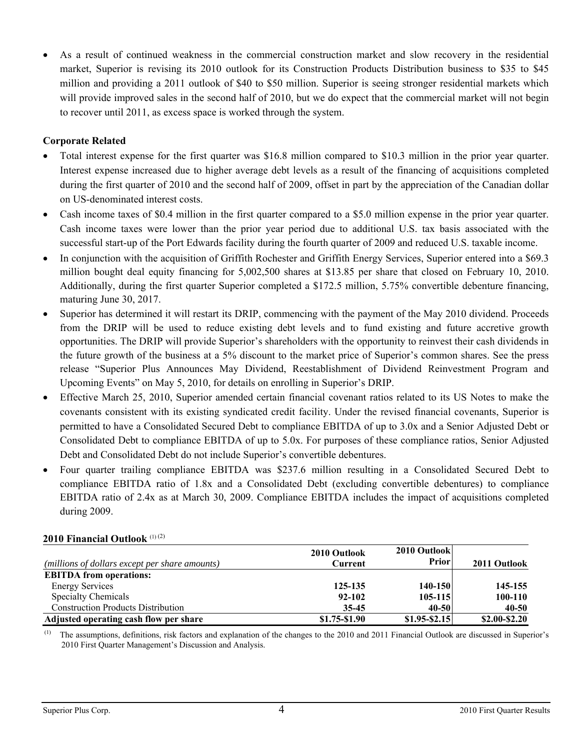- As a result of continued weakness in the commercial construction market and slow recovery in the residential market, Superior is revising its 2010 outlook for its Construction Products Distribution business to $35 to $45 million and providing a 2011 outlook of $40 to $50 million. Superior is seeing stronger residential markets which will provide improved sales in the second half of 2010, but we do expect that the commercial market will not begin to recover until 2011, as excess space is worked through the system.

**Corporate Related**

- Total interest expense for the first quarter was $16.8 million compared to $10.3 million in the prior year quarter. Interest expense increased due to higher average debt levels as a result of the financing of acquisitions completed during the first quarter of 2010 and the second half of 2009, offset in part by the appreciation of the Canadian dollar on US-denominated interest costs.
- Cash income taxes of $0.4 million in the first quarter compared to a $5.0 million expense in the prior year quarter. Cash income taxes were lower than the prior year period due to additional U.S. tax basis associated with the successful start-up of the Port Edwards facility during the fourth quarter of 2009 and reduced U.S. taxable income.
- In conjunction with the acquisition of Griffith Rochester and Griffith Energy Services, Superior entered into a $69.3 million bought deal equity financing for 5,002,500 shares at $13.85 per share that closed on February 10, 2010. Additionally, during the first quarter Superior completed a $172.5 million, 5.75% convertible debenture financing, maturing June 30, 2017.
- Superior has determined it will restart its DRIP, commencing with the payment of the May 2010 dividend. Proceeds from the DRIP will be used to reduce existing debt levels and to fund existing and future accretive growth opportunities. The DRIP will provide Superior's shareholders with the opportunity to reinvest their cash dividends in the future growth of the business at a 5% discount to the market price of Superior's common shares. See the press release "Superior Plus Announces May Dividend, Reestablishment of Dividend Reinvestment Program and Upcoming Events" on May 5, 2010, for details on enrolling in Superior's DRIP.
- Effective March 25, 2010, Superior amended certain financial covenant ratios related to its US Notes to make the covenants consistent with its existing syndicated credit facility. Under the revised financial covenants, Superior is permitted to have a Consolidated Secured Debt to compliance EBITDA of up to 3.0x and a Senior Adjusted Debt or Consolidated Debt to compliance EBITDA of up to 5.0x. For purposes of these compliance ratios, Senior Adjusted Debt and Consolidated Debt do not include Superior's convertible debentures.
- Four quarter trailing compliance EBITDA was $237.6 million resulting in a Consolidated Secured Debt to compliance EBITDA ratio of 1.8x and a Consolidated Debt (excluding convertible debentures) to compliance EBITDA ratio of 2.4x as at March 30, 2009. Compliance EBITDA includes the impact of acquisitions completed during 2009.

**2010 Financial Outlook** (1) (2)

| *(millions of dollars except per share amounts)* | 2010 Outlook Current | 2010 Outlook Prior | 2011 Outlook |
|---|---|---|---|
| **EBITDA from operations:** | | | |
| Energy Services | **125-135** | **140-150** | **145-155** |
| Specialty Chemicals | **92-102** | **105-115** | **100-110** |
| Construction Products Distribution | **35-45** | **40-50** | **40-50** |
| **Adjusted operating cash flow per share** | **$1.75-$1.90** | **$1.95-$2.15** | **$2.00-$2.20** |

(1) The assumptions, definitions, risk factors and explanation of the changes to the 2010 and 2011 Financial Outlook are discussed in Superior's 2010 First Quarter Management's Discussion and Analysis.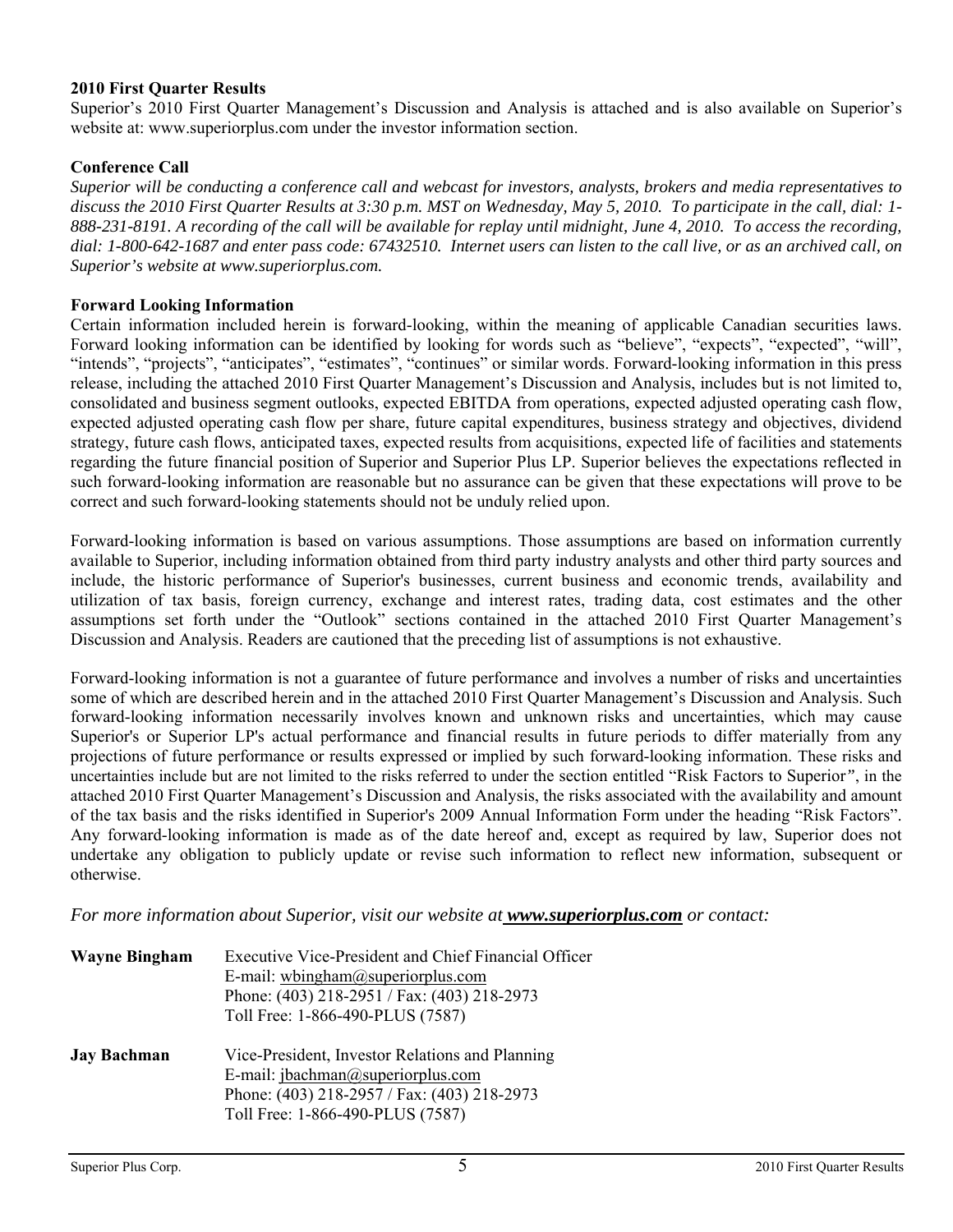**2010 First Quarter Results**

Superior's 2010 First Quarter Management's Discussion and Analysis is attached and is also available on Superior's website at: www.superiorplus.com under the investor information section.

**Conference Call**

*Superior will be conducting a conference call and webcast for investors, analysts, brokers and media representatives to discuss the 2010 First Quarter Results at 3:30 p.m. MST on Wednesday, May 5, 2010. To participate in the call, dial: 1-888-231-8191. A recording of the call will be available for replay until midnight, June 4, 2010. To access the recording, dial: 1-800-642-1687 and enter pass code: 67432510. Internet users can listen to the call live, or as an archived call, on Superior's website at www.superiorplus.com.*

**Forward Looking Information**

Certain information included herein is forward-looking, within the meaning of applicable Canadian securities laws. Forward looking information can be identified by looking for words such as "believe", "expects", "expected", "will", "intends", "projects", "anticipates", "estimates", "continues" or similar words. Forward-looking information in this press release, including the attached 2010 First Quarter Management's Discussion and Analysis, includes but is not limited to, consolidated and business segment outlooks, expected EBITDA from operations, expected adjusted operating cash flow, expected adjusted operating cash flow per share, future capital expenditures, business strategy and objectives, dividend strategy, future cash flows, anticipated taxes, expected results from acquisitions, expected life of facilities and statements regarding the future financial position of Superior and Superior Plus LP. Superior believes the expectations reflected in such forward-looking information are reasonable but no assurance can be given that these expectations will prove to be correct and such forward-looking statements should not be unduly relied upon.

Forward-looking information is based on various assumptions. Those assumptions are based on information currently available to Superior, including information obtained from third party industry analysts and other third party sources and include, the historic performance of Superior's businesses, current business and economic trends, availability and utilization of tax basis, foreign currency, exchange and interest rates, trading data, cost estimates and the other assumptions set forth under the "Outlook" sections contained in the attached 2010 First Quarter Management's Discussion and Analysis. Readers are cautioned that the preceding list of assumptions is not exhaustive.

Forward-looking information is not a guarantee of future performance and involves a number of risks and uncertainties some of which are described herein and in the attached 2010 First Quarter Management's Discussion and Analysis. Such forward-looking information necessarily involves known and unknown risks and uncertainties, which may cause Superior's or Superior LP's actual performance and financial results in future periods to differ materially from any projections of future performance or results expressed or implied by such forward-looking information. These risks and uncertainties include but are not limited to the risks referred to under the section entitled "Risk Factors to Superior", in the attached 2010 First Quarter Management's Discussion and Analysis, the risks associated with the availability and amount of the tax basis and the risks identified in Superior's 2009 Annual Information Form under the heading "Risk Factors". Any forward-looking information is made as of the date hereof and, except as required by law, Superior does not undertake any obligation to publicly update or revise such information to reflect new information, subsequent or otherwise.

*For more information about Superior, visit our website at* ***www.superiorplus.com*** *or contact:*

**Wayne Bingham** — Executive Vice-President and Chief Financial Officer
E-mail: wbingham@superiorplus.com
Phone: (403) 218-2951 / Fax: (403) 218-2973
Toll Free: 1-866-490-PLUS (7587)

**Jay Bachman** — Vice-President, Investor Relations and Planning
E-mail: jbachman@superiorplus.com
Phone: (403) 218-2957 / Fax: (403) 218-2973
Toll Free: 1-866-490-PLUS (7587)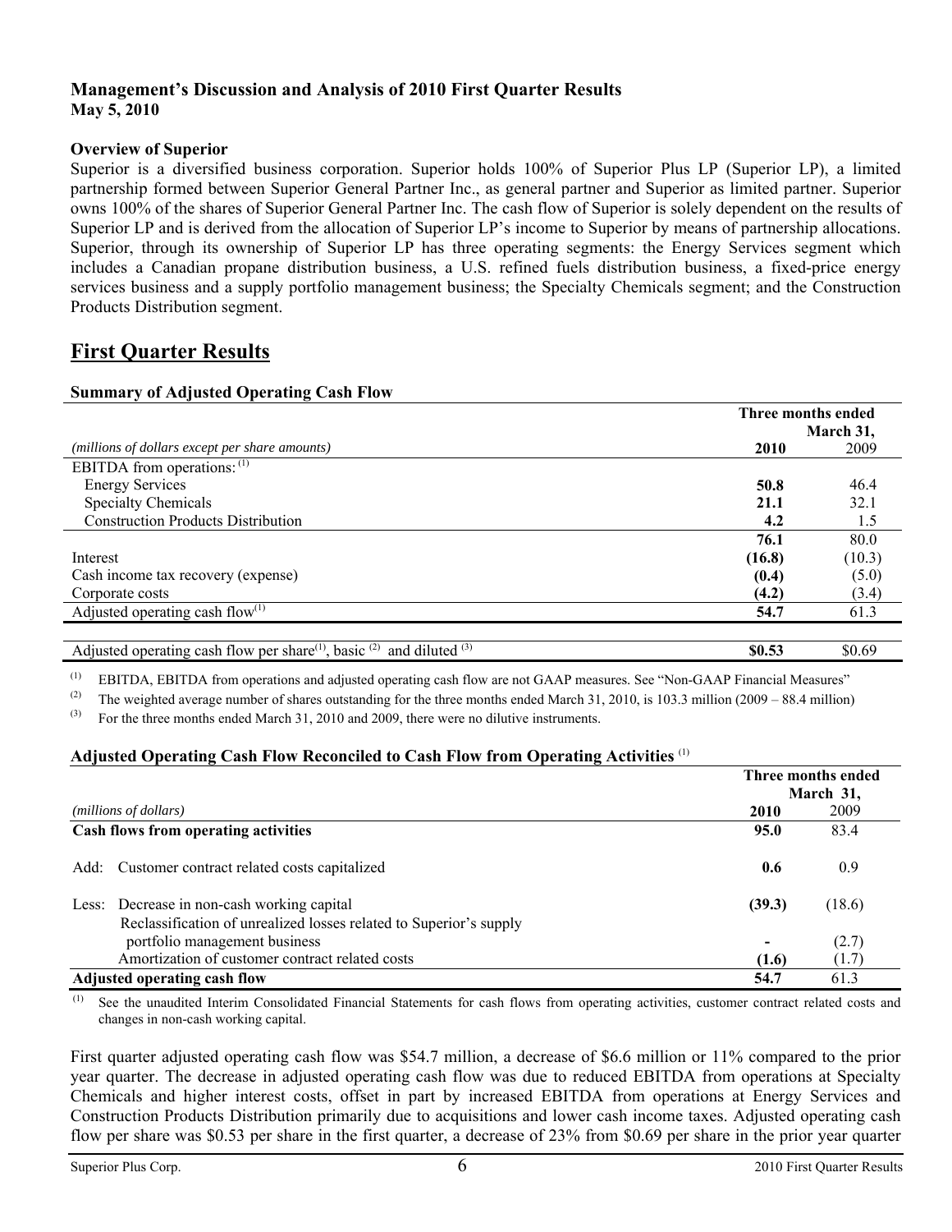**Management's Discussion and Analysis of 2010 First Quarter Results**
**May 5, 2010**

**Overview of Superior**

Superior is a diversified business corporation. Superior holds 100% of Superior Plus LP (Superior LP), a limited partnership formed between Superior General Partner Inc., as general partner and Superior as limited partner. Superior owns 100% of the shares of Superior General Partner Inc. The cash flow of Superior is solely dependent on the results of Superior LP and is derived from the allocation of Superior LP's income to Superior by means of partnership allocations. Superior, through its ownership of Superior LP has three operating segments: the Energy Services segment which includes a Canadian propane distribution business, a U.S. refined fuels distribution business, a fixed-price energy services business and a supply portfolio management business; the Specialty Chemicals segment; and the Construction Products Distribution segment.

## First Quarter Results

**Summary of Adjusted Operating Cash Flow**

| | Three months ended March 31, | |
|---|---|---|
| *(millions of dollars except per share amounts)* | **2010** | 2009 |
| EBITDA from operations: [(1)] | | |
| Energy Services | **50.8** | 46.4 |
| Specialty Chemicals | **21.1** | 32.1 |
| Construction Products Distribution | **4.2** | 1.5 |
| | **76.1** | 80.0 |
| Interest | **(16.8)** | (10.3) |
| Cash income tax recovery (expense) | **(0.4)** | (5.0) |
| Corporate costs | **(4.2)** | (3.4) |
| Adjusted operating cash flow[(1)] | **54.7** | 61.3 |
| Adjusted operating cash flow per share[(1)], basic [(2)] and diluted [(3)] | **$0.53** | $0.69 |

(1) EBITDA, EBITDA from operations and adjusted operating cash flow are not GAAP measures. See "Non-GAAP Financial Measures"

(2) The weighted average number of shares outstanding for the three months ended March 31, 2010, is 103.3 million (2009 – 88.4 million)

(3) For the three months ended March 31, 2010 and 2009, there were no dilutive instruments.

**Adjusted Operating Cash Flow Reconciled to Cash Flow from Operating Activities** [(1)]

| | Three months ended March 31, | |
|---|---|---|
| *(millions of dollars)* | **2010** | 2009 |
| **Cash flows from operating activities** | **95.0** | 83.4 |
| Add: Customer contract related costs capitalized | **0.6** | 0.9 |
| Less: Decrease in non-cash working capital | **(39.3)** | (18.6) |
| Reclassification of unrealized losses related to Superior's supply portfolio management business | **-** | (2.7) |
| Amortization of customer contract related costs | **(1.6)** | (1.7) |
| **Adjusted operating cash flow** | **54.7** | 61.3 |

(1) See the unaudited Interim Consolidated Financial Statements for cash flows from operating activities, customer contract related costs and changes in non-cash working capital.

First quarter adjusted operating cash flow was $54.7 million, a decrease of $6.6 million or 11% compared to the prior year quarter. The decrease in adjusted operating cash flow was due to reduced EBITDA from operations at Specialty Chemicals and higher interest costs, offset in part by increased EBITDA from operations at Energy Services and Construction Products Distribution primarily due to acquisitions and lower cash income taxes. Adjusted operating cash flow per share was $0.53 per share in the first quarter, a decrease of 23% from $0.69 per share in the prior year quarter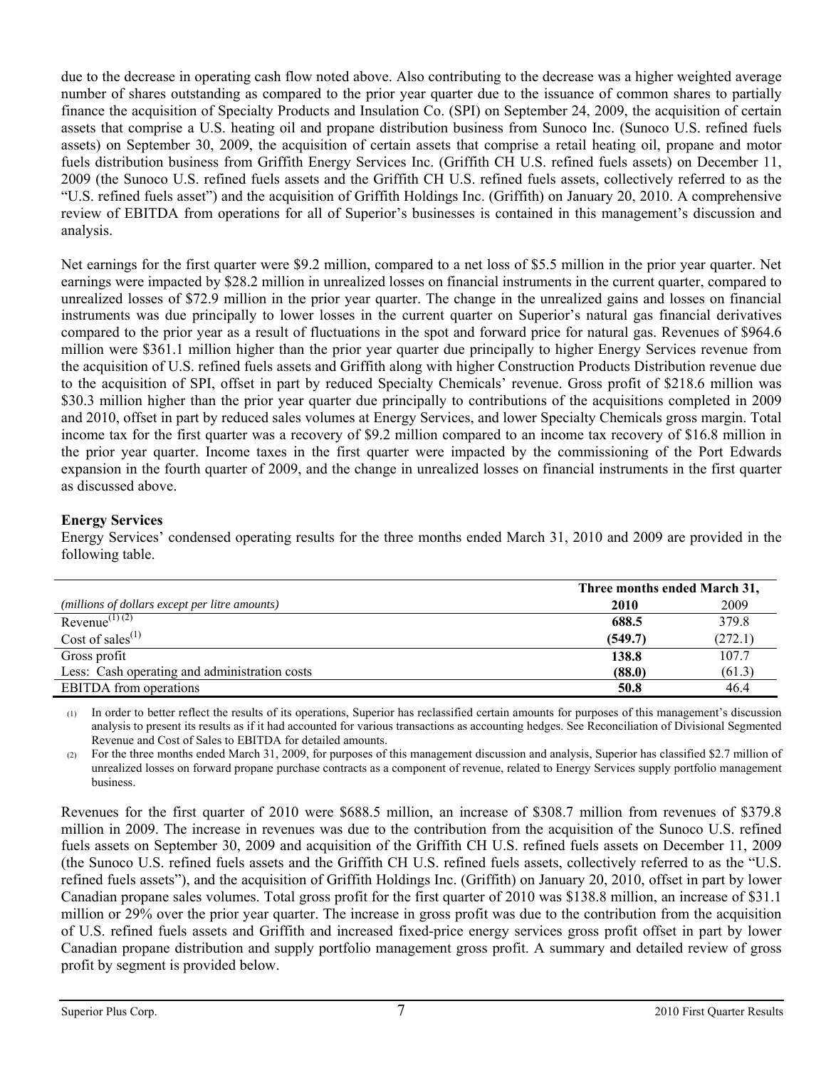due to the decrease in operating cash flow noted above. Also contributing to the decrease was a higher weighted average number of shares outstanding as compared to the prior year quarter due to the issuance of common shares to partially finance the acquisition of Specialty Products and Insulation Co. (SPI) on September 24, 2009, the acquisition of certain assets that comprise a U.S. heating oil and propane distribution business from Sunoco Inc. (Sunoco U.S. refined fuels assets) on September 30, 2009, the acquisition of certain assets that comprise a retail heating oil, propane and motor fuels distribution business from Griffith Energy Services Inc. (Griffith CH U.S. refined fuels assets) on December 11, 2009 (the Sunoco U.S. refined fuels assets and the Griffith CH U.S. refined fuels assets, collectively referred to as the "U.S. refined fuels asset") and the acquisition of Griffith Holdings Inc. (Griffith) on January 20, 2010. A comprehensive review of EBITDA from operations for all of Superior's businesses is contained in this management's discussion and analysis.

Net earnings for the first quarter were $9.2 million, compared to a net loss of $5.5 million in the prior year quarter. Net earnings were impacted by $28.2 million in unrealized losses on financial instruments in the current quarter, compared to unrealized losses of $72.9 million in the prior year quarter. The change in the unrealized gains and losses on financial instruments was due principally to lower losses in the current quarter on Superior's natural gas financial derivatives compared to the prior year as a result of fluctuations in the spot and forward price for natural gas. Revenues of $964.6 million were $361.1 million higher than the prior year quarter due principally to higher Energy Services revenue from the acquisition of U.S. refined fuels assets and Griffith along with higher Construction Products Distribution revenue due to the acquisition of SPI, offset in part by reduced Specialty Chemicals' revenue. Gross profit of $218.6 million was $30.3 million higher than the prior year quarter due principally to contributions of the acquisitions completed in 2009 and 2010, offset in part by reduced sales volumes at Energy Services, and lower Specialty Chemicals gross margin. Total income tax for the first quarter was a recovery of $9.2 million compared to an income tax recovery of $16.8 million in the prior year quarter. Income taxes in the first quarter were impacted by the commissioning of the Port Edwards expansion in the fourth quarter of 2009, and the change in unrealized losses on financial instruments in the first quarter as discussed above.

## Energy Services

Energy Services' condensed operating results for the three months ended March 31, 2010 and 2009 are provided in the following table.

| | Three months ended March 31, | |
|---|---|---|
| *(millions of dollars except per litre amounts)* | **2010** | 2009 |
| Revenue[(1)(2)] | **688.5** | 379.8 |
| Cost of sales[(1)] | **(549.7)** | (272.1) |
| Gross profit | **138.8** | 107.7 |
| Less: Cash operating and administration costs | **(88.0)** | (61.3) |
| EBITDA from operations | **50.8** | 46.4 |

(1) In order to better reflect the results of its operations, Superior has reclassified certain amounts for purposes of this management's discussion analysis to present its results as if it had accounted for various transactions as accounting hedges. See Reconciliation of Divisional Segmented Revenue and Cost of Sales to EBITDA for detailed amounts.

(2) For the three months ended March 31, 2009, for purposes of this management discussion and analysis, Superior has classified $2.7 million of unrealized losses on forward propane purchase contracts as a component of revenue, related to Energy Services supply portfolio management business.

Revenues for the first quarter of 2010 were $688.5 million, an increase of $308.7 million from revenues of $379.8 million in 2009. The increase in revenues was due to the contribution from the acquisition of the Sunoco U.S. refined fuels assets on September 30, 2009 and acquisition of the Griffith CH U.S. refined fuels assets on December 11, 2009 (the Sunoco U.S. refined fuels assets and the Griffith CH U.S. refined fuels assets, collectively referred to as the "U.S. refined fuels assets"), and the acquisition of Griffith Holdings Inc. (Griffith) on January 20, 2010, offset in part by lower Canadian propane sales volumes. Total gross profit for the first quarter of 2010 was $138.8 million, an increase of $31.1 million or 29% over the prior year quarter. The increase in gross profit was due to the contribution from the acquisition of U.S. refined fuels assets and Griffith and increased fixed-price energy services gross profit offset in part by lower Canadian propane distribution and supply portfolio management gross profit. A summary and detailed review of gross profit by segment is provided below.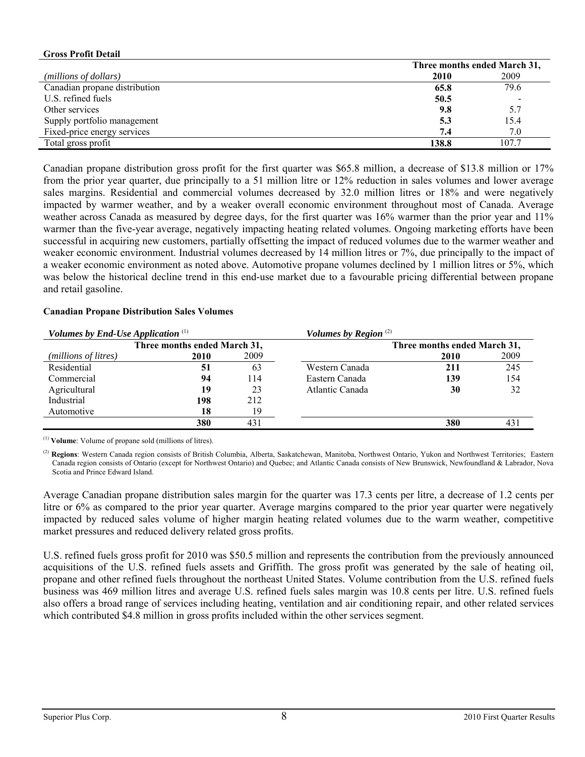**Gross Profit Detail**

| | Three months ended March 31, | |
|---|---|---|
| *(millions of dollars)* | **2010** | 2009 |
| Canadian propane distribution | **65.8** | 79.6 |
| U.S. refined fuels | **50.5** | - |
| Other services | **9.8** | 5.7 |
| Supply portfolio management | **5.3** | 15.4 |
| Fixed-price energy services | **7.4** | 7.0 |
| Total gross profit | **138.8** | 107.7 |

Canadian propane distribution gross profit for the first quarter was $65.8 million, a decrease of $13.8 million or 17% from the prior year quarter, due principally to a 51 million litre or 12% reduction in sales volumes and lower average sales margins. Residential and commercial volumes decreased by 32.0 million litres or 18% and were negatively impacted by warmer weather, and by a weaker overall economic environment throughout most of Canada. Average weather across Canada as measured by degree days, for the first quarter was 16% warmer than the prior year and 11% warmer than the five-year average, negatively impacting heating related volumes. Ongoing marketing efforts have been successful in acquiring new customers, partially offsetting the impact of reduced volumes due to the warmer weather and weaker economic environment. Industrial volumes decreased by 14 million litres or 7%, due principally to the impact of a weaker economic environment as noted above. Automotive propane volumes declined by 1 million litres or 5%, which was below the historical decline trend in this end-use market due to a favourable pricing differential between propane and retail gasoline.

**Canadian Propane Distribution Sales Volumes**

| ***Volumes by End-Use Application*** [(1)] | | | ***Volumes by Region*** [(2)] | | |
|---|---|---|---|---|---|
| | **Three months ended March 31,** | | | **Three months ended March 31,** | |
| *(millions of litres)* | **2010** | 2009 | | **2010** | 2009 |
| Residential | **51** | 63 | Western Canada | **211** | 245 |
| Commercial | **94** | 114 | Eastern Canada | **139** | 154 |
| Agricultural | **19** | 23 | Atlantic Canada | **30** | 32 |
| Industrial | **198** | 212 | | | |
| Automotive | **18** | 19 | | | |
| | **380** | 431 | | **380** | 431 |

(1) **Volume**: Volume of propane sold (millions of litres).

(2) **Regions**: Western Canada region consists of British Columbia, Alberta, Saskatchewan, Manitoba, Northwest Ontario, Yukon and Northwest Territories; Eastern Canada region consists of Ontario (except for Northwest Ontario) and Quebec; and Atlantic Canada consists of New Brunswick, Newfoundland & Labrador, Nova Scotia and Prince Edward Island.

Average Canadian propane distribution sales margin for the quarter was 17.3 cents per litre, a decrease of 1.2 cents per litre or 6% as compared to the prior year quarter. Average margins compared to the prior year quarter were negatively impacted by reduced sales volume of higher margin heating related volumes due to the warm weather, competitive market pressures and reduced delivery related gross profits.

U.S. refined fuels gross profit for 2010 was $50.5 million and represents the contribution from the previously announced acquisitions of the U.S. refined fuels assets and Griffith. The gross profit was generated by the sale of heating oil, propane and other refined fuels throughout the northeast United States. Volume contribution from the U.S. refined fuels business was 469 million litres and average U.S. refined fuels sales margin was 10.8 cents per litre. U.S. refined fuels also offers a broad range of services including heating, ventilation and air conditioning repair, and other related services which contributed $4.8 million in gross profits included within the other services segment.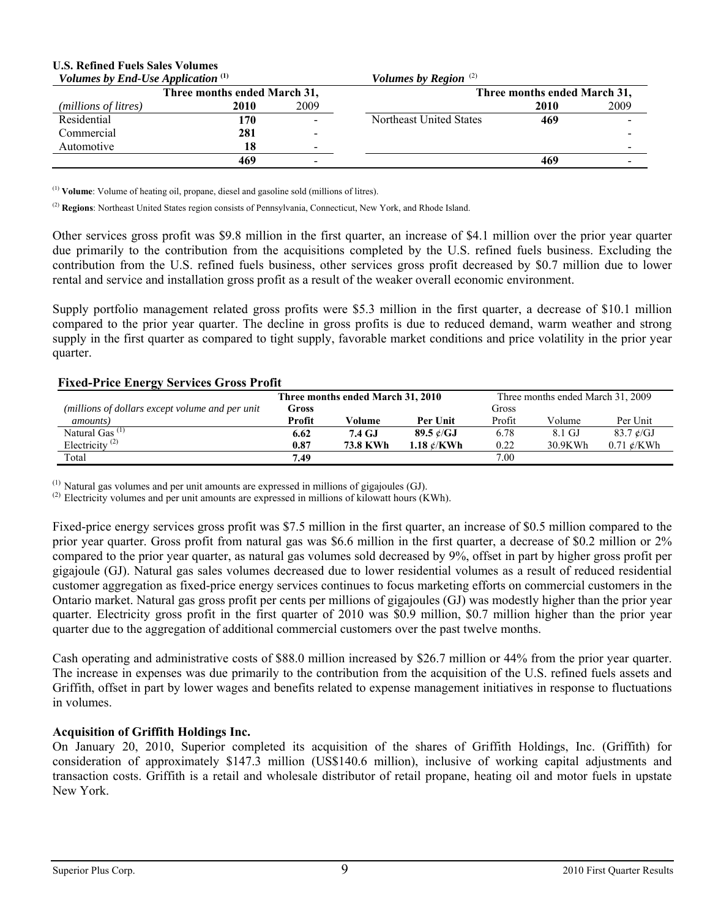**U.S. Refined Fuels Sales Volumes**

| *Volumes by End-Use Application* [1] | | | *Volumes by Region* [2] | | |
|---|---|---|---|---|---|
| | Three months ended March 31, | | | Three months ended March 31, | |
| *(millions of litres)* | **2010** | 2009 | | **2010** | 2009 |
| Residential | **170** | - | Northeast United States | **469** | - |
| Commercial | **281** | - | | | - |
| Automotive | **18** | - | | | - |
| | **469** | - | | **469** | - |

[1] **Volume**: Volume of heating oil, propane, diesel and gasoline sold (millions of litres).

[2] **Regions**: Northeast United States region consists of Pennsylvania, Connecticut, New York, and Rhode Island.

Other services gross profit was $9.8 million in the first quarter, an increase of $4.1 million over the prior year quarter due primarily to the contribution from the acquisitions completed by the U.S. refined fuels business. Excluding the contribution from the U.S. refined fuels business, other services gross profit decreased by $0.7 million due to lower rental and service and installation gross profit as a result of the weaker overall economic environment.

Supply portfolio management related gross profits were $5.3 million in the first quarter, a decrease of $10.1 million compared to the prior year quarter. The decline in gross profits is due to reduced demand, warm weather and strong supply in the first quarter as compared to tight supply, favorable market conditions and price volatility in the prior year quarter.

**Fixed-Price Energy Services Gross Profit**

| | **Three months ended March 31, 2010** | | | Three months ended March 31, 2009 | | |
|---|---|---|---|---|---|---|
| *(millions of dollars except volume and per unit amounts)* | **Gross Profit** | **Volume** | **Per Unit** | Gross Profit | Volume | Per Unit |
| Natural Gas [1] | **6.62** | **7.4 GJ** | **89.5 ¢/GJ** | 6.78 | 8.1 GJ | 83.7 ¢/GJ |
| Electricity [2] | **0.87** | **73.8 KWh** | **1.18 ¢/KWh** | 0.22 | 30.9KWh | 0.71 ¢/KWh |
| Total | **7.49** | | | 7.00 | | |

[1] Natural gas volumes and per unit amounts are expressed in millions of gigajoules (GJ).
[2] Electricity volumes and per unit amounts are expressed in millions of kilowatt hours (KWh).

Fixed-price energy services gross profit was $7.5 million in the first quarter, an increase of $0.5 million compared to the prior year quarter. Gross profit from natural gas was $6.6 million in the first quarter, a decrease of $0.2 million or 2% compared to the prior year quarter, as natural gas volumes sold decreased by 9%, offset in part by higher gross profit per gigajoule (GJ). Natural gas sales volumes decreased due to lower residential volumes as a result of reduced residential customer aggregation as fixed-price energy services continues to focus marketing efforts on commercial customers in the Ontario market. Natural gas gross profit per cents per millions of gigajoules (GJ) was modestly higher than the prior year quarter. Electricity gross profit in the first quarter of 2010 was $0.9 million, $0.7 million higher than the prior year quarter due to the aggregation of additional commercial customers over the past twelve months.

Cash operating and administrative costs of $88.0 million increased by $26.7 million or 44% from the prior year quarter. The increase in expenses was due primarily to the contribution from the acquisition of the U.S. refined fuels assets and Griffith, offset in part by lower wages and benefits related to expense management initiatives in response to fluctuations in volumes.

**Acquisition of Griffith Holdings Inc.**

On January 20, 2010, Superior completed its acquisition of the shares of Griffith Holdings, Inc. (Griffith) for consideration of approximately $147.3 million (US$140.6 million), inclusive of working capital adjustments and transaction costs. Griffith is a retail and wholesale distributor of retail propane, heating oil and motor fuels in upstate New York.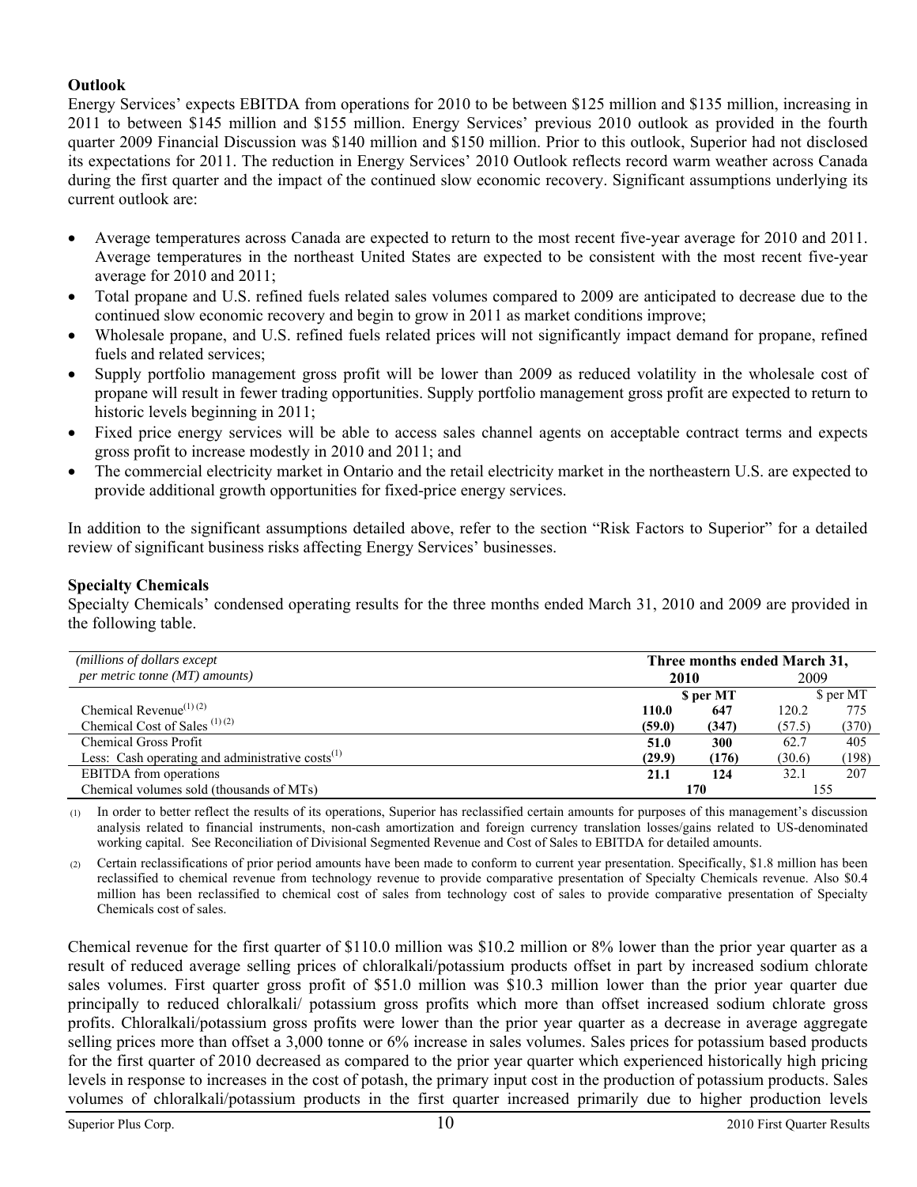### Outlook

Energy Services' expects EBITDA from operations for 2010 to be between \$125 million and \$135 million, increasing in 2011 to between \$145 million and \$155 million. Energy Services' previous 2010 outlook as provided in the fourth quarter 2009 Financial Discussion was \$140 million and \$150 million. Prior to this outlook, Superior had not disclosed its expectations for 2011. The reduction in Energy Services' 2010 Outlook reflects record warm weather across Canada during the first quarter and the impact of the continued slow economic recovery. Significant assumptions underlying its current outlook are:

- Average temperatures across Canada are expected to return to the most recent five-year average for 2010 and 2011. Average temperatures in the northeast United States are expected to be consistent with the most recent five-year average for 2010 and 2011;
- Total propane and U.S. refined fuels related sales volumes compared to 2009 are anticipated to decrease due to the continued slow economic recovery and begin to grow in 2011 as market conditions improve;
- Wholesale propane, and U.S. refined fuels related prices will not significantly impact demand for propane, refined fuels and related services;
- Supply portfolio management gross profit will be lower than 2009 as reduced volatility in the wholesale cost of propane will result in fewer trading opportunities. Supply portfolio management gross profit are expected to return to historic levels beginning in 2011;
- Fixed price energy services will be able to access sales channel agents on acceptable contract terms and expects gross profit to increase modestly in 2010 and 2011; and
- The commercial electricity market in Ontario and the retail electricity market in the northeastern U.S. are expected to provide additional growth opportunities for fixed-price energy services.

In addition to the significant assumptions detailed above, refer to the section "Risk Factors to Superior" for a detailed review of significant business risks affecting Energy Services' businesses.

### Specialty Chemicals

Specialty Chemicals' condensed operating results for the three months ended March 31, 2010 and 2009 are provided in the following table.

| *(millions of dollars except per metric tonne (MT) amounts)* | Three months ended March 31, | | | |
|---|---|---|---|---|
| | **2010** | | 2009 | |
| | | **\$ per MT** | | \$ per MT |
| Chemical Revenue[(1) (2)] | **110.0** | **647** | 120.2 | 775 |
| Chemical Cost of Sales [(1) (2)] | **(59.0)** | **(347)** | (57.5) | (370) |
| Chemical Gross Profit | **51.0** | **300** | 62.7 | 405 |
| Less: Cash operating and administrative costs[(1)] | **(29.9)** | **(176)** | (30.6) | (198) |
| EBITDA from operations | **21.1** | **124** | 32.1 | 207 |
| Chemical volumes sold (thousands of MTs) | **170** | | 155 | |

(1) In order to better reflect the results of its operations, Superior has reclassified certain amounts for purposes of this management's discussion analysis related to financial instruments, non-cash amortization and foreign currency translation losses/gains related to US-denominated working capital. See Reconciliation of Divisional Segmented Revenue and Cost of Sales to EBITDA for detailed amounts.

(2) Certain reclassifications of prior period amounts have been made to conform to current year presentation. Specifically, \$1.8 million has been reclassified to chemical revenue from technology revenue to provide comparative presentation of Specialty Chemicals revenue. Also \$0.4 million has been reclassified to chemical cost of sales from technology cost of sales to provide comparative presentation of Specialty Chemicals cost of sales.

Chemical revenue for the first quarter of \$110.0 million was \$10.2 million or 8% lower than the prior year quarter as a result of reduced average selling prices of chloralkali/potassium products offset in part by increased sodium chlorate sales volumes. First quarter gross profit of \$51.0 million was \$10.3 million lower than the prior year quarter due principally to reduced chloralkali/ potassium gross profits which more than offset increased sodium chlorate gross profits. Chloralkali/potassium gross profits were lower than the prior year quarter as a decrease in average aggregate selling prices more than offset a 3,000 tonne or 6% increase in sales volumes. Sales prices for potassium based products for the first quarter of 2010 decreased as compared to the prior year quarter which experienced historically high pricing levels in response to increases in the cost of potash, the primary input cost in the production of potassium products. Sales volumes of chloralkali/potassium products in the first quarter increased primarily due to higher production levels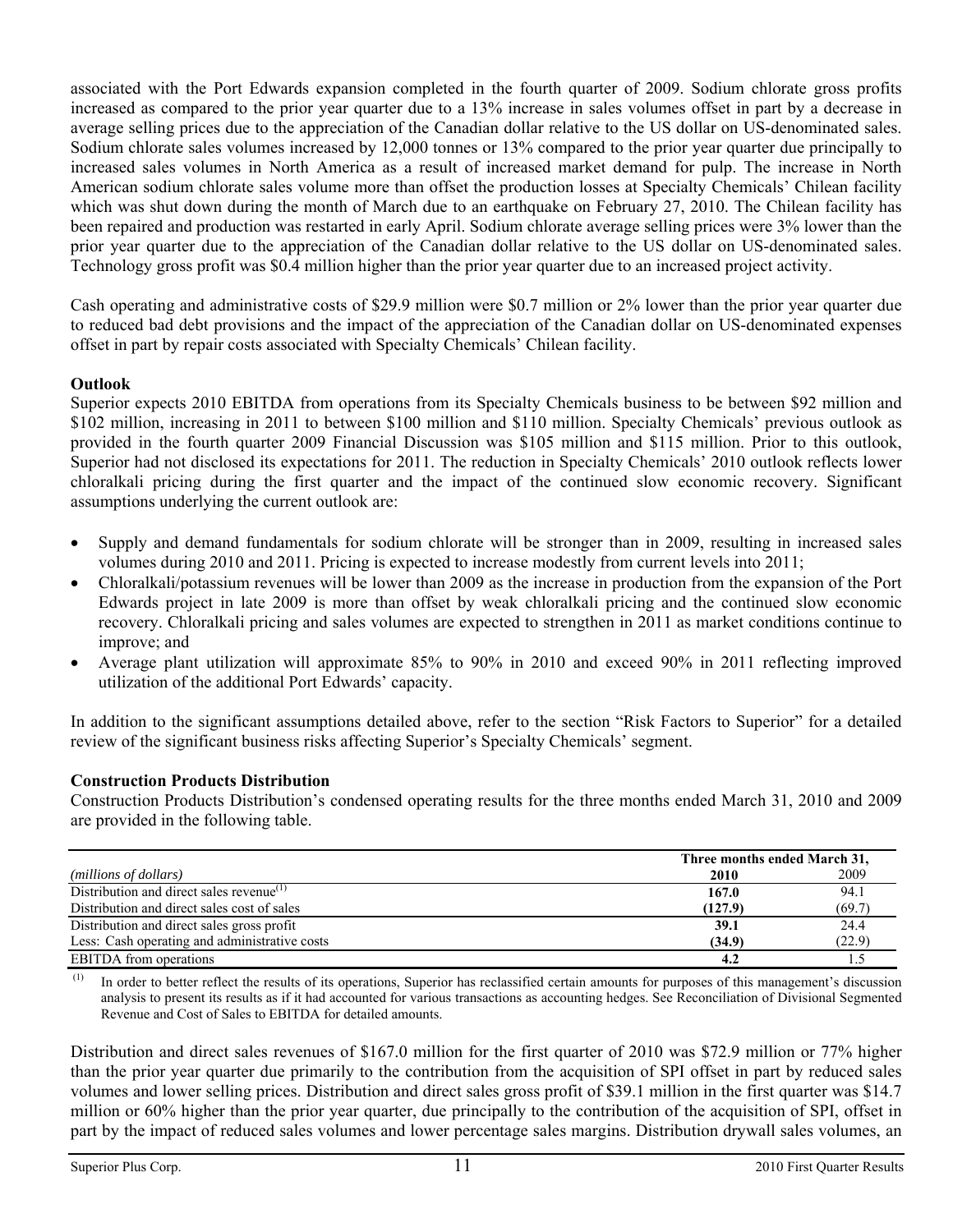associated with the Port Edwards expansion completed in the fourth quarter of 2009. Sodium chlorate gross profits increased as compared to the prior year quarter due to a 13% increase in sales volumes offset in part by a decrease in average selling prices due to the appreciation of the Canadian dollar relative to the US dollar on US-denominated sales. Sodium chlorate sales volumes increased by 12,000 tonnes or 13% compared to the prior year quarter due principally to increased sales volumes in North America as a result of increased market demand for pulp. The increase in North American sodium chlorate sales volume more than offset the production losses at Specialty Chemicals' Chilean facility which was shut down during the month of March due to an earthquake on February 27, 2010. The Chilean facility has been repaired and production was restarted in early April. Sodium chlorate average selling prices were 3% lower than the prior year quarter due to the appreciation of the Canadian dollar relative to the US dollar on US-denominated sales. Technology gross profit was $0.4 million higher than the prior year quarter due to an increased project activity.

Cash operating and administrative costs of $29.9 million were $0.7 million or 2% lower than the prior year quarter due to reduced bad debt provisions and the impact of the appreciation of the Canadian dollar on US-denominated expenses offset in part by repair costs associated with Specialty Chemicals' Chilean facility.

**Outlook**

Superior expects 2010 EBITDA from operations from its Specialty Chemicals business to be between $92 million and $102 million, increasing in 2011 to between $100 million and $110 million. Specialty Chemicals' previous outlook as provided in the fourth quarter 2009 Financial Discussion was $105 million and $115 million. Prior to this outlook, Superior had not disclosed its expectations for 2011. The reduction in Specialty Chemicals' 2010 outlook reflects lower chloralkali pricing during the first quarter and the impact of the continued slow economic recovery. Significant assumptions underlying the current outlook are:

- Supply and demand fundamentals for sodium chlorate will be stronger than in 2009, resulting in increased sales volumes during 2010 and 2011. Pricing is expected to increase modestly from current levels into 2011;
- Chloralkali/potassium revenues will be lower than 2009 as the increase in production from the expansion of the Port Edwards project in late 2009 is more than offset by weak chloralkali pricing and the continued slow economic recovery. Chloralkali pricing and sales volumes are expected to strengthen in 2011 as market conditions continue to improve; and
- Average plant utilization will approximate 85% to 90% in 2010 and exceed 90% in 2011 reflecting improved utilization of the additional Port Edwards' capacity.

In addition to the significant assumptions detailed above, refer to the section "Risk Factors to Superior" for a detailed review of the significant business risks affecting Superior's Specialty Chemicals' segment.

**Construction Products Distribution**

Construction Products Distribution's condensed operating results for the three months ended March 31, 2010 and 2009 are provided in the following table.

| | Three months ended March 31, | |
|---|---|---|
| *(millions of dollars)* | **2010** | 2009 |
| Distribution and direct sales revenue(1) | **167.0** | 94.1 |
| Distribution and direct sales cost of sales | **(127.9)** | (69.7) |
| Distribution and direct sales gross profit | **39.1** | 24.4 |
| Less: Cash operating and administrative costs | **(34.9)** | (22.9) |
| EBITDA from operations | **4.2** | 1.5 |

(1) In order to better reflect the results of its operations, Superior has reclassified certain amounts for purposes of this management's discussion analysis to present its results as if it had accounted for various transactions as accounting hedges. See Reconciliation of Divisional Segmented Revenue and Cost of Sales to EBITDA for detailed amounts.

Distribution and direct sales revenues of $167.0 million for the first quarter of 2010 was $72.9 million or 77% higher than the prior year quarter due primarily to the contribution from the acquisition of SPI offset in part by reduced sales volumes and lower selling prices. Distribution and direct sales gross profit of $39.1 million in the first quarter was $14.7 million or 60% higher than the prior year quarter, due principally to the contribution of the acquisition of SPI, offset in part by the impact of reduced sales volumes and lower percentage sales margins. Distribution drywall sales volumes, an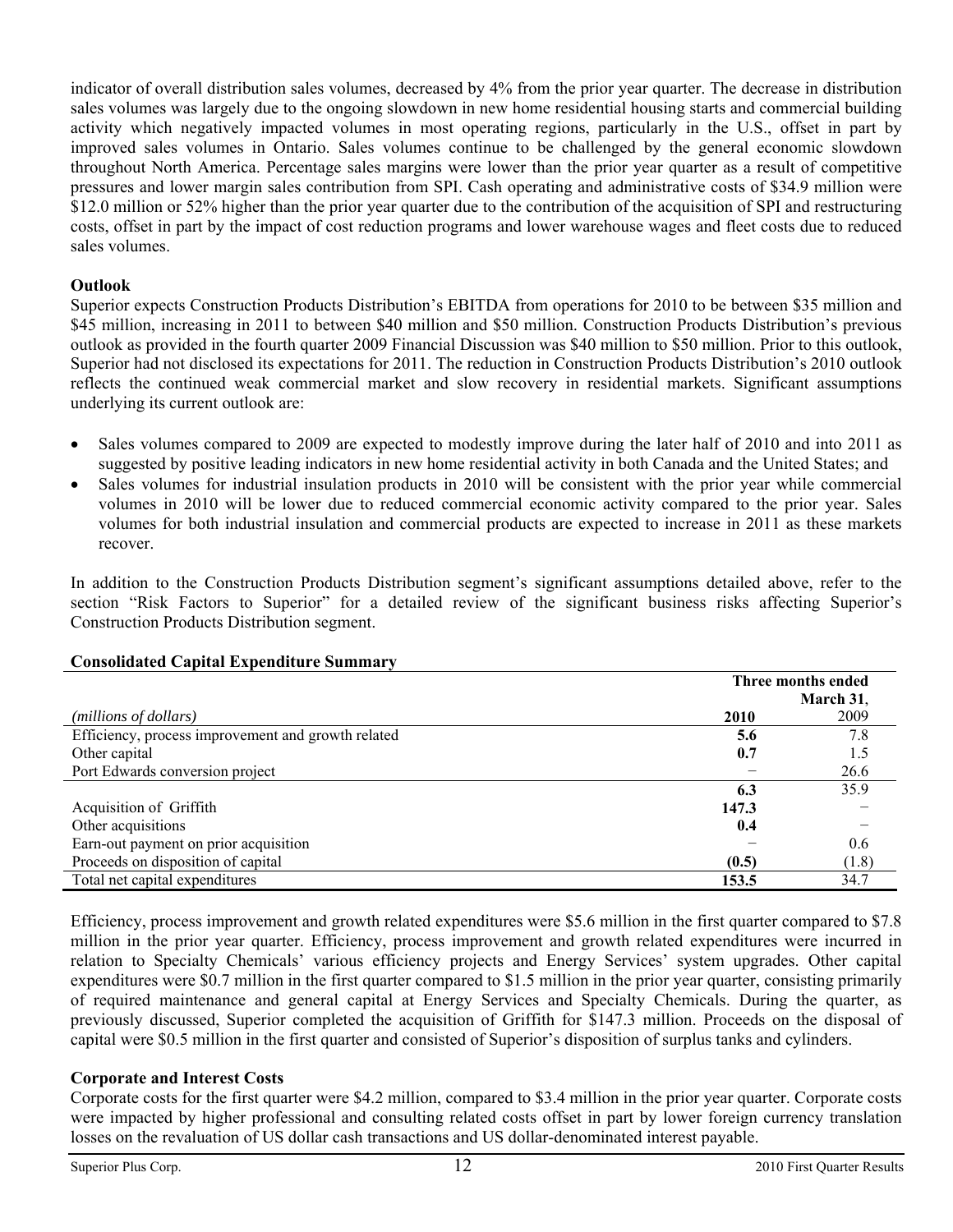indicator of overall distribution sales volumes, decreased by 4% from the prior year quarter. The decrease in distribution sales volumes was largely due to the ongoing slowdown in new home residential housing starts and commercial building activity which negatively impacted volumes in most operating regions, particularly in the U.S., offset in part by improved sales volumes in Ontario. Sales volumes continue to be challenged by the general economic slowdown throughout North America. Percentage sales margins were lower than the prior year quarter as a result of competitive pressures and lower margin sales contribution from SPI. Cash operating and administrative costs of $34.9 million were $12.0 million or 52% higher than the prior year quarter due to the contribution of the acquisition of SPI and restructuring costs, offset in part by the impact of cost reduction programs and lower warehouse wages and fleet costs due to reduced sales volumes.

**Outlook**

Superior expects Construction Products Distribution's EBITDA from operations for 2010 to be between $35 million and $45 million, increasing in 2011 to between $40 million and $50 million. Construction Products Distribution's previous outlook as provided in the fourth quarter 2009 Financial Discussion was $40 million to $50 million. Prior to this outlook, Superior had not disclosed its expectations for 2011. The reduction in Construction Products Distribution's 2010 outlook reflects the continued weak commercial market and slow recovery in residential markets. Significant assumptions underlying its current outlook are:

- Sales volumes compared to 2009 are expected to modestly improve during the later half of 2010 and into 2011 as suggested by positive leading indicators in new home residential activity in both Canada and the United States; and
- Sales volumes for industrial insulation products in 2010 will be consistent with the prior year while commercial volumes in 2010 will be lower due to reduced commercial economic activity compared to the prior year. Sales volumes for both industrial insulation and commercial products are expected to increase in 2011 as these markets recover.

In addition to the Construction Products Distribution segment's significant assumptions detailed above, refer to the section "Risk Factors to Superior" for a detailed review of the significant business risks affecting Superior's Construction Products Distribution segment.

**Consolidated Capital Expenditure Summary**

| | Three months ended March 31, | |
|---|---|---|
| *(millions of dollars)* | **2010** | 2009 |
| Efficiency, process improvement and growth related | **5.6** | 7.8 |
| Other capital | **0.7** | 1.5 |
| Port Edwards conversion project | **−** | 26.6 |
| | **6.3** | 35.9 |
| Acquisition of Griffith | **147.3** | − |
| Other acquisitions | **0.4** | − |
| Earn-out payment on prior acquisition | **−** | 0.6 |
| Proceeds on disposition of capital | **(0.5)** | (1.8) |
| Total net capital expenditures | **153.5** | 34.7 |

Efficiency, process improvement and growth related expenditures were $5.6 million in the first quarter compared to $7.8 million in the prior year quarter. Efficiency, process improvement and growth related expenditures were incurred in relation to Specialty Chemicals' various efficiency projects and Energy Services' system upgrades. Other capital expenditures were $0.7 million in the first quarter compared to $1.5 million in the prior year quarter, consisting primarily of required maintenance and general capital at Energy Services and Specialty Chemicals. During the quarter, as previously discussed, Superior completed the acquisition of Griffith for $147.3 million. Proceeds on the disposal of capital were $0.5 million in the first quarter and consisted of Superior's disposition of surplus tanks and cylinders.

**Corporate and Interest Costs**

Corporate costs for the first quarter were $4.2 million, compared to $3.4 million in the prior year quarter. Corporate costs were impacted by higher professional and consulting related costs offset in part by lower foreign currency translation losses on the revaluation of US dollar cash transactions and US dollar-denominated interest payable.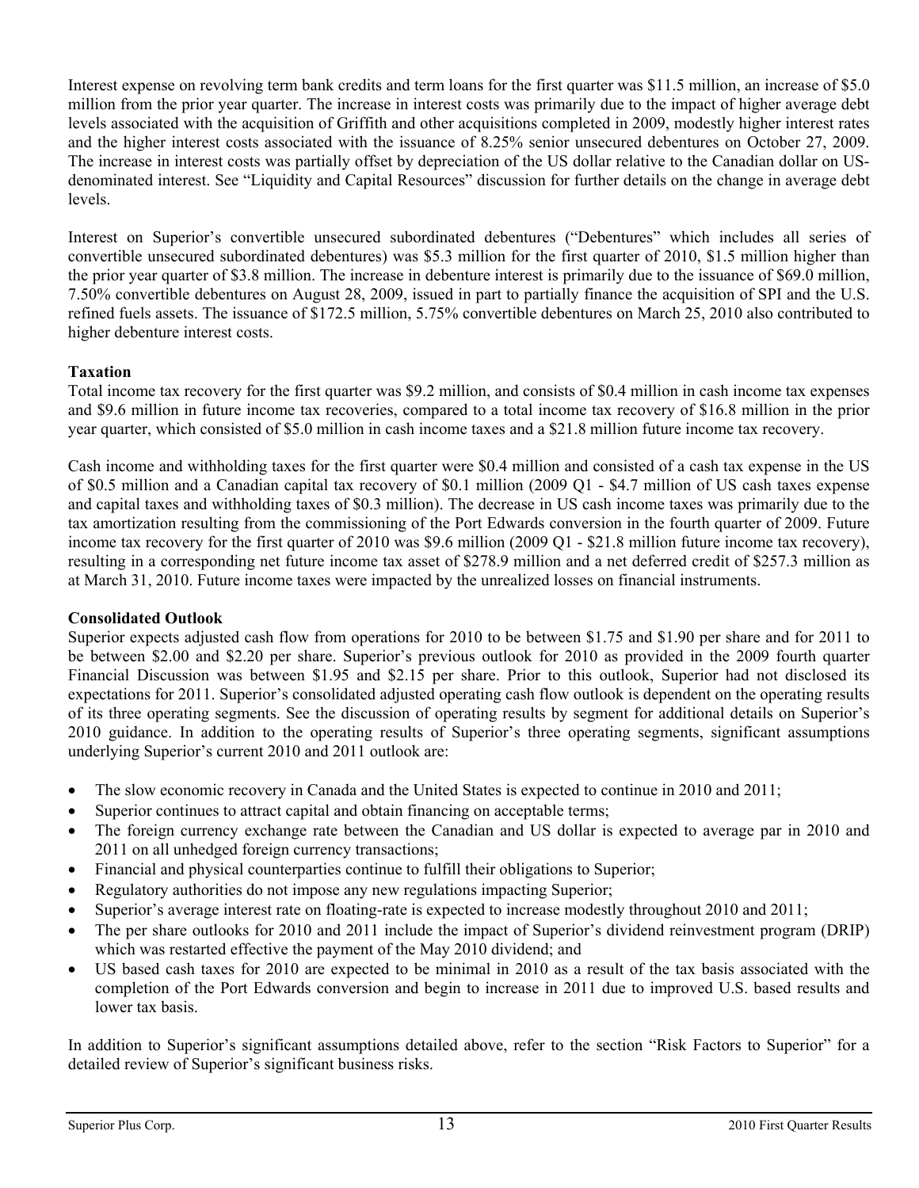Interest expense on revolving term bank credits and term loans for the first quarter was $11.5 million, an increase of $5.0 million from the prior year quarter. The increase in interest costs was primarily due to the impact of higher average debt levels associated with the acquisition of Griffith and other acquisitions completed in 2009, modestly higher interest rates and the higher interest costs associated with the issuance of 8.25% senior unsecured debentures on October 27, 2009. The increase in interest costs was partially offset by depreciation of the US dollar relative to the Canadian dollar on US-denominated interest. See "Liquidity and Capital Resources" discussion for further details on the change in average debt levels.

Interest on Superior's convertible unsecured subordinated debentures ("Debentures" which includes all series of convertible unsecured subordinated debentures) was $5.3 million for the first quarter of 2010, $1.5 million higher than the prior year quarter of $3.8 million. The increase in debenture interest is primarily due to the issuance of $69.0 million, 7.50% convertible debentures on August 28, 2009, issued in part to partially finance the acquisition of SPI and the U.S. refined fuels assets. The issuance of $172.5 million, 5.75% convertible debentures on March 25, 2010 also contributed to higher debenture interest costs.

**Taxation**

Total income tax recovery for the first quarter was $9.2 million, and consists of $0.4 million in cash income tax expenses and $9.6 million in future income tax recoveries, compared to a total income tax recovery of $16.8 million in the prior year quarter, which consisted of $5.0 million in cash income taxes and a $21.8 million future income tax recovery.

Cash income and withholding taxes for the first quarter were $0.4 million and consisted of a cash tax expense in the US of $0.5 million and a Canadian capital tax recovery of $0.1 million (2009 Q1 - $4.7 million of US cash taxes expense and capital taxes and withholding taxes of $0.3 million). The decrease in US cash income taxes was primarily due to the tax amortization resulting from the commissioning of the Port Edwards conversion in the fourth quarter of 2009. Future income tax recovery for the first quarter of 2010 was $9.6 million (2009 Q1 - $21.8 million future income tax recovery), resulting in a corresponding net future income tax asset of $278.9 million and a net deferred credit of $257.3 million as at March 31, 2010. Future income taxes were impacted by the unrealized losses on financial instruments.

**Consolidated Outlook**

Superior expects adjusted cash flow from operations for 2010 to be between $1.75 and $1.90 per share and for 2011 to be between $2.00 and $2.20 per share. Superior's previous outlook for 2010 as provided in the 2009 fourth quarter Financial Discussion was between $1.95 and $2.15 per share. Prior to this outlook, Superior had not disclosed its expectations for 2011. Superior's consolidated adjusted operating cash flow outlook is dependent on the operating results of its three operating segments. See the discussion of operating results by segment for additional details on Superior's 2010 guidance. In addition to the operating results of Superior's three operating segments, significant assumptions underlying Superior's current 2010 and 2011 outlook are:

- The slow economic recovery in Canada and the United States is expected to continue in 2010 and 2011;
- Superior continues to attract capital and obtain financing on acceptable terms;
- The foreign currency exchange rate between the Canadian and US dollar is expected to average par in 2010 and 2011 on all unhedged foreign currency transactions;
- Financial and physical counterparties continue to fulfill their obligations to Superior;
- Regulatory authorities do not impose any new regulations impacting Superior;
- Superior's average interest rate on floating-rate is expected to increase modestly throughout 2010 and 2011;
- The per share outlooks for 2010 and 2011 include the impact of Superior's dividend reinvestment program (DRIP) which was restarted effective the payment of the May 2010 dividend; and
- US based cash taxes for 2010 are expected to be minimal in 2010 as a result of the tax basis associated with the completion of the Port Edwards conversion and begin to increase in 2011 due to improved U.S. based results and lower tax basis.

In addition to Superior's significant assumptions detailed above, refer to the section "Risk Factors to Superior" for a detailed review of Superior's significant business risks.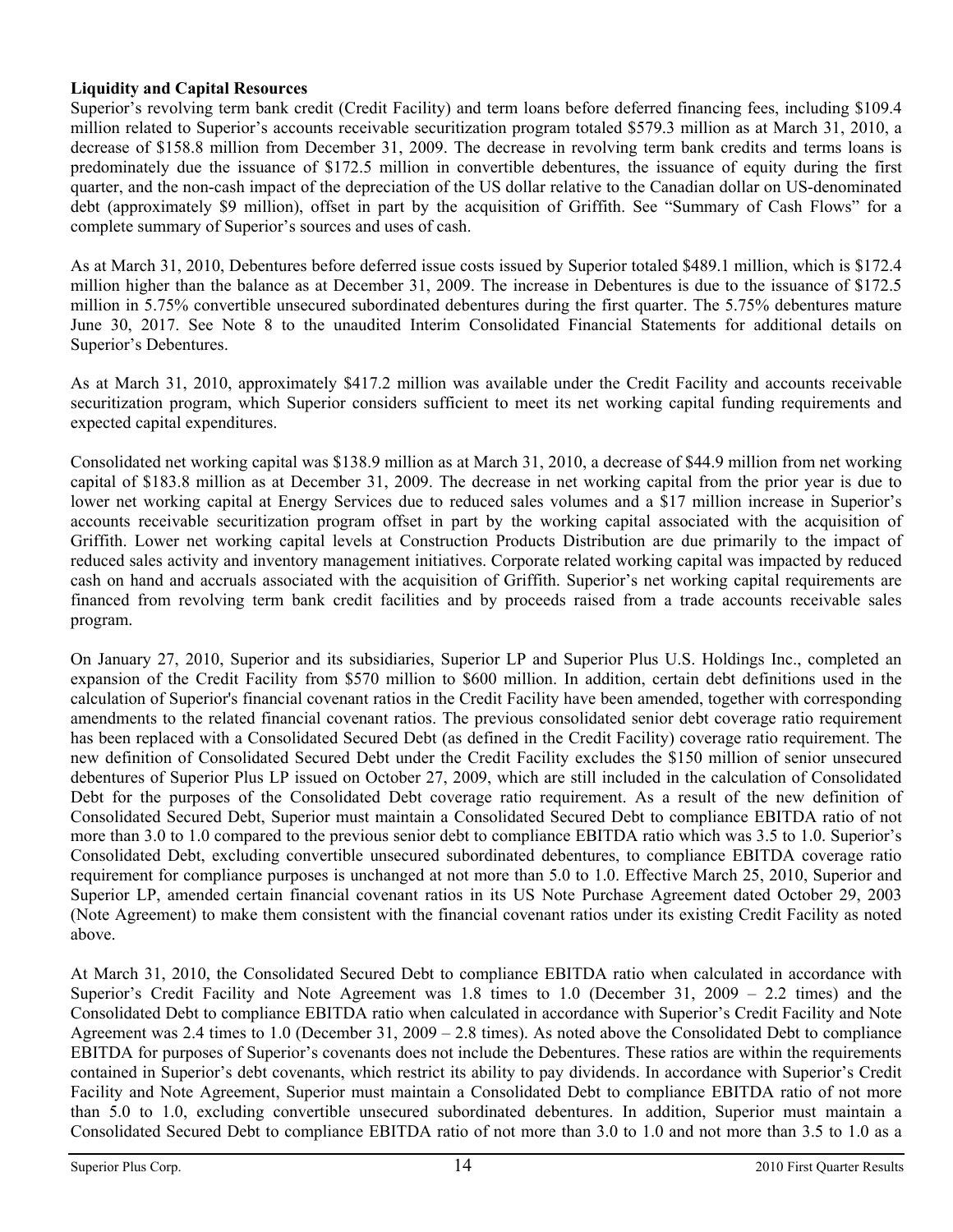**Liquidity and Capital Resources**

Superior's revolving term bank credit (Credit Facility) and term loans before deferred financing fees, including $109.4 million related to Superior's accounts receivable securitization program totaled $579.3 million as at March 31, 2010, a decrease of $158.8 million from December 31, 2009. The decrease in revolving term bank credits and terms loans is predominately due the issuance of $172.5 million in convertible debentures, the issuance of equity during the first quarter, and the non-cash impact of the depreciation of the US dollar relative to the Canadian dollar on US-denominated debt (approximately $9 million), offset in part by the acquisition of Griffith. See "Summary of Cash Flows" for a complete summary of Superior's sources and uses of cash.

As at March 31, 2010, Debentures before deferred issue costs issued by Superior totaled $489.1 million, which is $172.4 million higher than the balance as at December 31, 2009. The increase in Debentures is due to the issuance of $172.5 million in 5.75% convertible unsecured subordinated debentures during the first quarter. The 5.75% debentures mature June 30, 2017. See Note 8 to the unaudited Interim Consolidated Financial Statements for additional details on Superior's Debentures.

As at March 31, 2010, approximately $417.2 million was available under the Credit Facility and accounts receivable securitization program, which Superior considers sufficient to meet its net working capital funding requirements and expected capital expenditures.

Consolidated net working capital was $138.9 million as at March 31, 2010, a decrease of $44.9 million from net working capital of $183.8 million as at December 31, 2009. The decrease in net working capital from the prior year is due to lower net working capital at Energy Services due to reduced sales volumes and a $17 million increase in Superior's accounts receivable securitization program offset in part by the working capital associated with the acquisition of Griffith. Lower net working capital levels at Construction Products Distribution are due primarily to the impact of reduced sales activity and inventory management initiatives. Corporate related working capital was impacted by reduced cash on hand and accruals associated with the acquisition of Griffith. Superior's net working capital requirements are financed from revolving term bank credit facilities and by proceeds raised from a trade accounts receivable sales program.

On January 27, 2010, Superior and its subsidiaries, Superior LP and Superior Plus U.S. Holdings Inc., completed an expansion of the Credit Facility from $570 million to $600 million. In addition, certain debt definitions used in the calculation of Superior's financial covenant ratios in the Credit Facility have been amended, together with corresponding amendments to the related financial covenant ratios. The previous consolidated senior debt coverage ratio requirement has been replaced with a Consolidated Secured Debt (as defined in the Credit Facility) coverage ratio requirement. The new definition of Consolidated Secured Debt under the Credit Facility excludes the $150 million of senior unsecured debentures of Superior Plus LP issued on October 27, 2009, which are still included in the calculation of Consolidated Debt for the purposes of the Consolidated Debt coverage ratio requirement. As a result of the new definition of Consolidated Secured Debt, Superior must maintain a Consolidated Secured Debt to compliance EBITDA ratio of not more than 3.0 to 1.0 compared to the previous senior debt to compliance EBITDA ratio which was 3.5 to 1.0. Superior's Consolidated Debt, excluding convertible unsecured subordinated debentures, to compliance EBITDA coverage ratio requirement for compliance purposes is unchanged at not more than 5.0 to 1.0. Effective March 25, 2010, Superior and Superior LP, amended certain financial covenant ratios in its US Note Purchase Agreement dated October 29, 2003 (Note Agreement) to make them consistent with the financial covenant ratios under its existing Credit Facility as noted above.

At March 31, 2010, the Consolidated Secured Debt to compliance EBITDA ratio when calculated in accordance with Superior's Credit Facility and Note Agreement was 1.8 times to 1.0 (December 31, 2009 – 2.2 times) and the Consolidated Debt to compliance EBITDA ratio when calculated in accordance with Superior's Credit Facility and Note Agreement was 2.4 times to 1.0 (December 31, 2009 – 2.8 times). As noted above the Consolidated Debt to compliance EBITDA for purposes of Superior's covenants does not include the Debentures. These ratios are within the requirements contained in Superior's debt covenants, which restrict its ability to pay dividends. In accordance with Superior's Credit Facility and Note Agreement, Superior must maintain a Consolidated Debt to compliance EBITDA ratio of not more than 5.0 to 1.0, excluding convertible unsecured subordinated debentures. In addition, Superior must maintain a Consolidated Secured Debt to compliance EBITDA ratio of not more than 3.0 to 1.0 and not more than 3.5 to 1.0 as a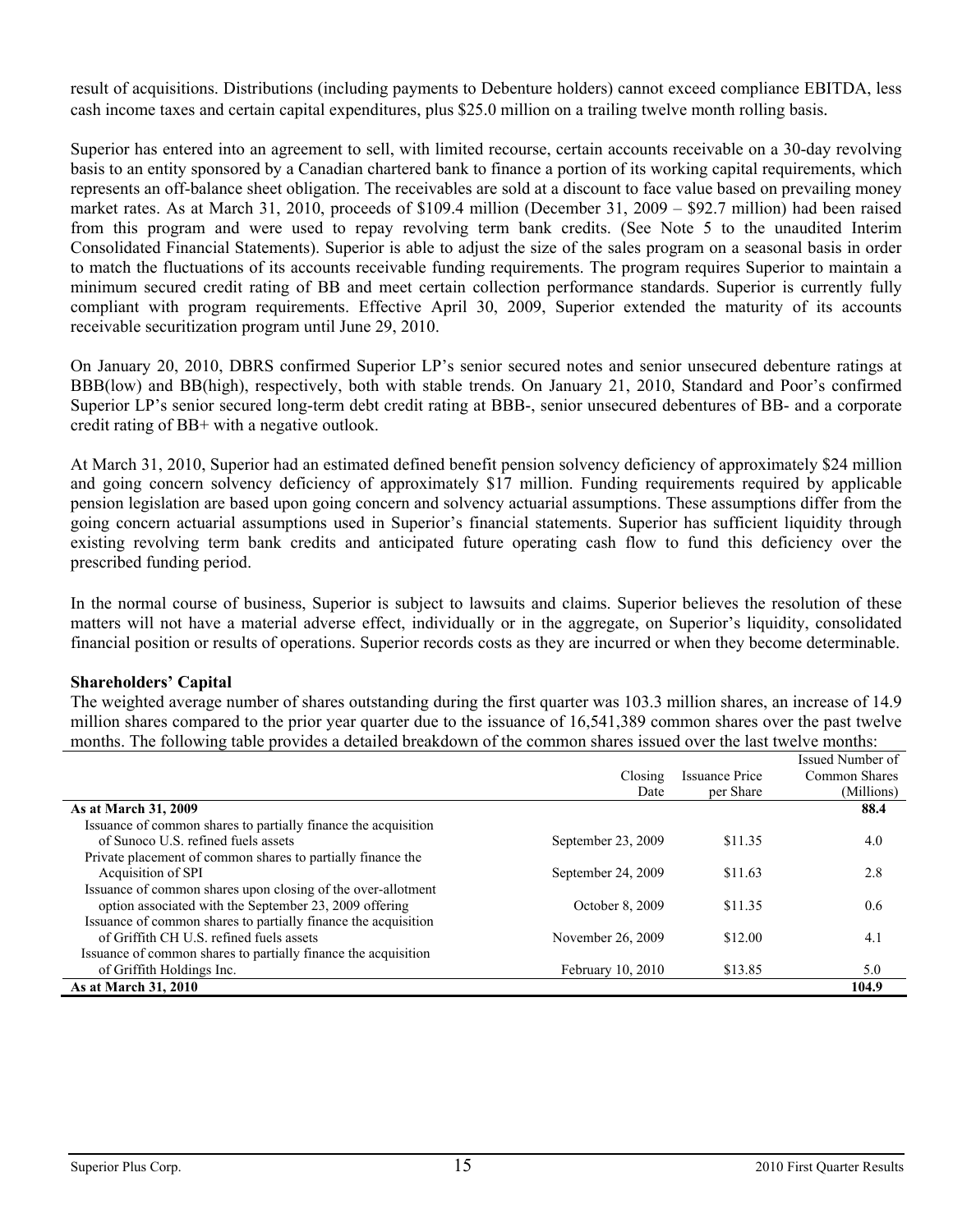result of acquisitions. Distributions (including payments to Debenture holders) cannot exceed compliance EBITDA, less cash income taxes and certain capital expenditures, plus $25.0 million on a trailing twelve month rolling basis.

Superior has entered into an agreement to sell, with limited recourse, certain accounts receivable on a 30-day revolving basis to an entity sponsored by a Canadian chartered bank to finance a portion of its working capital requirements, which represents an off-balance sheet obligation. The receivables are sold at a discount to face value based on prevailing money market rates. As at March 31, 2010, proceeds of $109.4 million (December 31, 2009 – $92.7 million) had been raised from this program and were used to repay revolving term bank credits. (See Note 5 to the unaudited Interim Consolidated Financial Statements). Superior is able to adjust the size of the sales program on a seasonal basis in order to match the fluctuations of its accounts receivable funding requirements. The program requires Superior to maintain a minimum secured credit rating of BB and meet certain collection performance standards. Superior is currently fully compliant with program requirements. Effective April 30, 2009, Superior extended the maturity of its accounts receivable securitization program until June 29, 2010.

On January 20, 2010, DBRS confirmed Superior LP's senior secured notes and senior unsecured debenture ratings at BBB(low) and BB(high), respectively, both with stable trends. On January 21, 2010, Standard and Poor's confirmed Superior LP's senior secured long-term debt credit rating at BBB-, senior unsecured debentures of BB- and a corporate credit rating of BB+ with a negative outlook.

At March 31, 2010, Superior had an estimated defined benefit pension solvency deficiency of approximately $24 million and going concern solvency deficiency of approximately $17 million. Funding requirements required by applicable pension legislation are based upon going concern and solvency actuarial assumptions. These assumptions differ from the going concern actuarial assumptions used in Superior's financial statements. Superior has sufficient liquidity through existing revolving term bank credits and anticipated future operating cash flow to fund this deficiency over the prescribed funding period.

In the normal course of business, Superior is subject to lawsuits and claims. Superior believes the resolution of these matters will not have a material adverse effect, individually or in the aggregate, on Superior's liquidity, consolidated financial position or results of operations. Superior records costs as they are incurred or when they become determinable.

**Shareholders' Capital**

The weighted average number of shares outstanding during the first quarter was 103.3 million shares, an increase of 14.9 million shares compared to the prior year quarter due to the issuance of 16,541,389 common shares over the past twelve months. The following table provides a detailed breakdown of the common shares issued over the last twelve months:

| | Closing Date | Issuance Price per Share | Issued Number of Common Shares (Millions) |
|---|---|---|---|
| **As at March 31, 2009** | | | **88.4** |
| Issuance of common shares to partially finance the acquisition of Sunoco U.S. refined fuels assets | September 23, 2009 | $11.35 | 4.0 |
| Private placement of common shares to partially finance the Acquisition of SPI | September 24, 2009 | $11.63 | 2.8 |
| Issuance of common shares upon closing of the over-allotment option associated with the September 23, 2009 offering | October 8, 2009 | $11.35 | 0.6 |
| Issuance of common shares to partially finance the acquisition of Griffith CH U.S. refined fuels assets | November 26, 2009 | $12.00 | 4.1 |
| Issuance of common shares to partially finance the acquisition of Griffith Holdings Inc. | February 10, 2010 | $13.85 | 5.0 |
| **As at March 31, 2010** | | | **104.9** |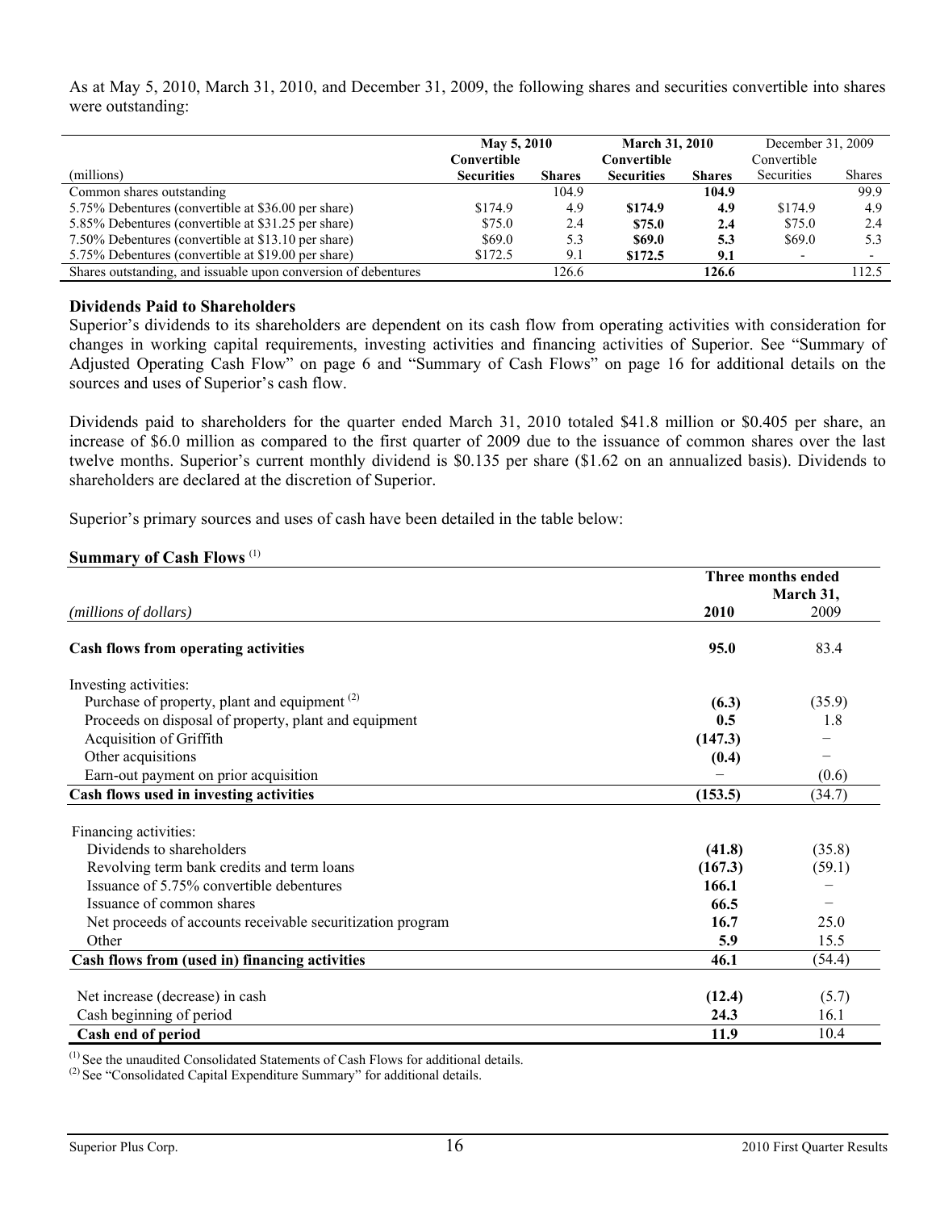As at May 5, 2010, March 31, 2010, and December 31, 2009, the following shares and securities convertible into shares were outstanding:

| (millions) | May 5, 2010 Convertible Securities | May 5, 2010 Shares | March 31, 2010 Convertible Securities | March 31, 2010 Shares | December 31, 2009 Convertible Securities | December 31, 2009 Shares |
|---|---|---|---|---|---|---|
| Common shares outstanding | | 104.9 | | **104.9** | | 99.9 |
| 5.75% Debentures (convertible at $36.00 per share) | $174.9 | 4.9 | **$174.9** | **4.9** | $174.9 | 4.9 |
| 5.85% Debentures (convertible at $31.25 per share) | $75.0 | 2.4 | **$75.0** | **2.4** | $75.0 | 2.4 |
| 7.50% Debentures (convertible at $13.10 per share) | $69.0 | 5.3 | **$69.0** | **5.3** | $69.0 | 5.3 |
| 5.75% Debentures (convertible at $19.00 per share) | $172.5 | 9.1 | **$172.5** | **9.1** | - | - |
| Shares outstanding, and issuable upon conversion of debentures | | 126.6 | | **126.6** | | 112.5 |

**Dividends Paid to Shareholders**

Superior's dividends to its shareholders are dependent on its cash flow from operating activities with consideration for changes in working capital requirements, investing activities and financing activities of Superior. See "Summary of Adjusted Operating Cash Flow" on page 6 and "Summary of Cash Flows" on page 16 for additional details on the sources and uses of Superior's cash flow.

Dividends paid to shareholders for the quarter ended March 31, 2010 totaled $41.8 million or $0.405 per share, an increase of $6.0 million as compared to the first quarter of 2009 due to the issuance of common shares over the last twelve months. Superior's current monthly dividend is $0.135 per share ($1.62 on an annualized basis). Dividends to shareholders are declared at the discretion of Superior.

Superior's primary sources and uses of cash have been detailed in the table below:

**Summary of Cash Flows** [(1)]

| *(millions of dollars)* | Three months ended March 31, 2010 | Three months ended March 31, 2009 |
|---|---|---|
| **Cash flows from operating activities** | **95.0** | 83.4 |
| Investing activities: | | |
| Purchase of property, plant and equipment [(2)] | **(6.3)** | (35.9) |
| Proceeds on disposal of property, plant and equipment | **0.5** | 1.8 |
| Acquisition of Griffith | **(147.3)** | – |
| Other acquisitions | **(0.4)** | – |
| Earn-out payment on prior acquisition | – | (0.6) |
| **Cash flows used in investing activities** | **(153.5)** | (34.7) |
| Financing activities: | | |
| Dividends to shareholders | **(41.8)** | (35.8) |
| Revolving term bank credits and term loans | **(167.3)** | (59.1) |
| Issuance of 5.75% convertible debentures | **166.1** | – |
| Issuance of common shares | **66.5** | – |
| Net proceeds of accounts receivable securitization program | **16.7** | 25.0 |
| Other | **5.9** | 15.5 |
| **Cash flows from (used in) financing activities** | **46.1** | (54.4) |
| Net increase (decrease) in cash | **(12.4)** | (5.7) |
| Cash beginning of period | **24.3** | 16.1 |
| **Cash end of period** | **11.9** | 10.4 |

(1) See the unaudited Consolidated Statements of Cash Flows for additional details.

(2) See "Consolidated Capital Expenditure Summary" for additional details.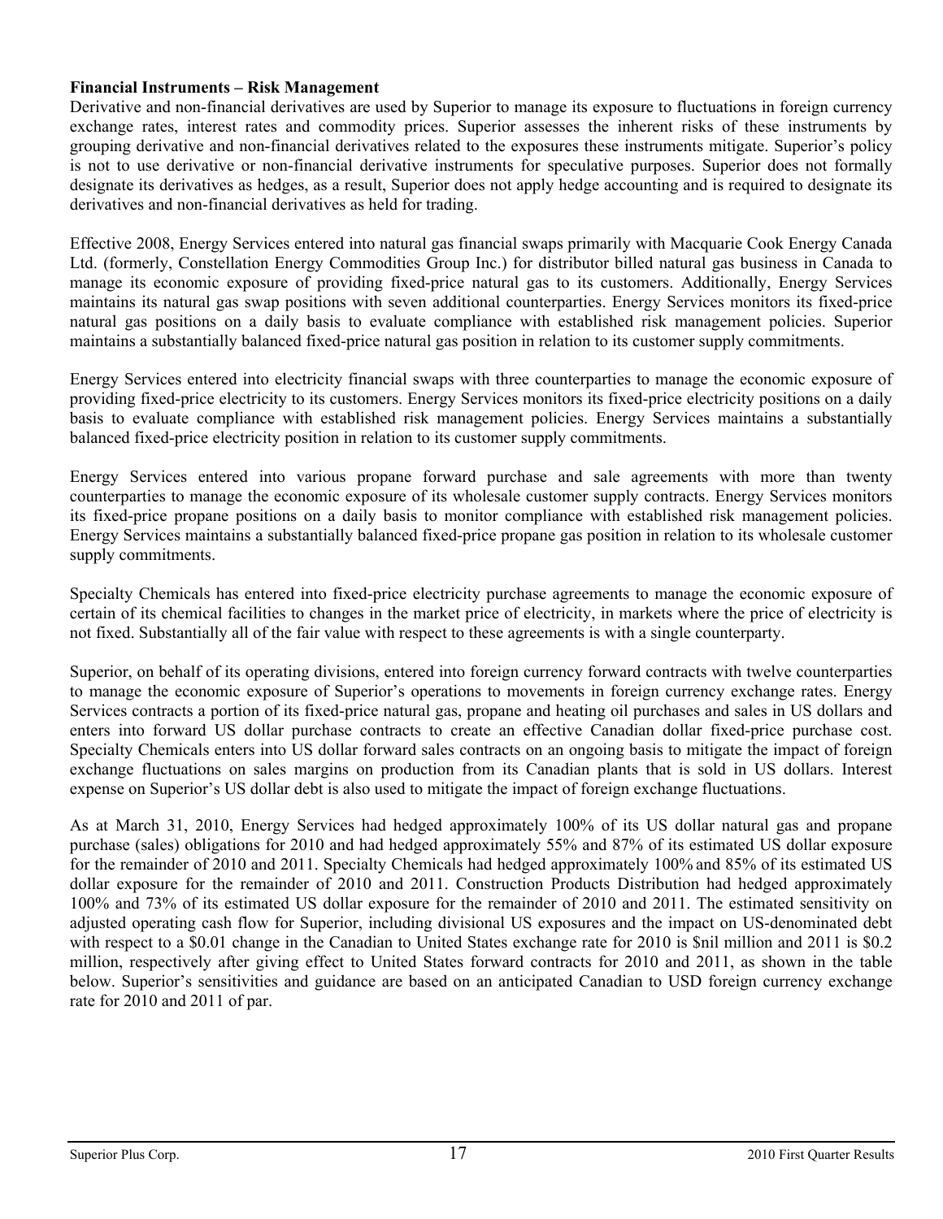**Financial Instruments – Risk Management**

Derivative and non-financial derivatives are used by Superior to manage its exposure to fluctuations in foreign currency exchange rates, interest rates and commodity prices. Superior assesses the inherent risks of these instruments by grouping derivative and non-financial derivatives related to the exposures these instruments mitigate. Superior's policy is not to use derivative or non-financial derivative instruments for speculative purposes. Superior does not formally designate its derivatives as hedges, as a result, Superior does not apply hedge accounting and is required to designate its derivatives and non-financial derivatives as held for trading.

Effective 2008, Energy Services entered into natural gas financial swaps primarily with Macquarie Cook Energy Canada Ltd. (formerly, Constellation Energy Commodities Group Inc.) for distributor billed natural gas business in Canada to manage its economic exposure of providing fixed-price natural gas to its customers. Additionally, Energy Services maintains its natural gas swap positions with seven additional counterparties. Energy Services monitors its fixed-price natural gas positions on a daily basis to evaluate compliance with established risk management policies. Superior maintains a substantially balanced fixed-price natural gas position in relation to its customer supply commitments.

Energy Services entered into electricity financial swaps with three counterparties to manage the economic exposure of providing fixed-price electricity to its customers. Energy Services monitors its fixed-price electricity positions on a daily basis to evaluate compliance with established risk management policies. Energy Services maintains a substantially balanced fixed-price electricity position in relation to its customer supply commitments.

Energy Services entered into various propane forward purchase and sale agreements with more than twenty counterparties to manage the economic exposure of its wholesale customer supply contracts. Energy Services monitors its fixed-price propane positions on a daily basis to monitor compliance with established risk management policies. Energy Services maintains a substantially balanced fixed-price propane gas position in relation to its wholesale customer supply commitments.

Specialty Chemicals has entered into fixed-price electricity purchase agreements to manage the economic exposure of certain of its chemical facilities to changes in the market price of electricity, in markets where the price of electricity is not fixed. Substantially all of the fair value with respect to these agreements is with a single counterparty.

Superior, on behalf of its operating divisions, entered into foreign currency forward contracts with twelve counterparties to manage the economic exposure of Superior's operations to movements in foreign currency exchange rates. Energy Services contracts a portion of its fixed-price natural gas, propane and heating oil purchases and sales in US dollars and enters into forward US dollar purchase contracts to create an effective Canadian dollar fixed-price purchase cost. Specialty Chemicals enters into US dollar forward sales contracts on an ongoing basis to mitigate the impact of foreign exchange fluctuations on sales margins on production from its Canadian plants that is sold in US dollars. Interest expense on Superior's US dollar debt is also used to mitigate the impact of foreign exchange fluctuations.

As at March 31, 2010, Energy Services had hedged approximately 100% of its US dollar natural gas and propane purchase (sales) obligations for 2010 and had hedged approximately 55% and 87% of its estimated US dollar exposure for the remainder of 2010 and 2011. Specialty Chemicals had hedged approximately 100% and 85% of its estimated US dollar exposure for the remainder of 2010 and 2011. Construction Products Distribution had hedged approximately 100% and 73% of its estimated US dollar exposure for the remainder of 2010 and 2011. The estimated sensitivity on adjusted operating cash flow for Superior, including divisional US exposures and the impact on US-denominated debt with respect to a $0.01 change in the Canadian to United States exchange rate for 2010 is $nil million and 2011 is $0.2 million, respectively after giving effect to United States forward contracts for 2010 and 2011, as shown in the table below. Superior's sensitivities and guidance are based on an anticipated Canadian to USD foreign currency exchange rate for 2010 and 2011 of par.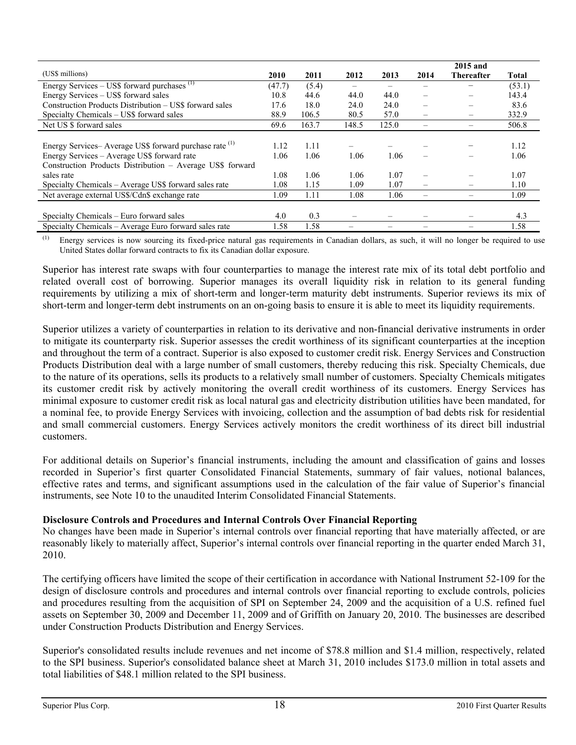| (US$ millions) | 2010 | 2011 | 2012 | 2013 | 2014 | 2015 and Thereafter | Total |
|---|---|---|---|---|---|---|---|
| Energy Services – US$ forward purchases [(1)] | (47.7) | (5.4) | – | – | – | – | (53.1) |
| Energy Services – US$ forward sales | 10.8 | 44.6 | 44.0 | 44.0 | – | – | 143.4 |
| Construction Products Distribution – US$ forward sales | 17.6 | 18.0 | 24.0 | 24.0 | – | – | 83.6 |
| Specialty Chemicals – US$ forward sales | 88.9 | 106.5 | 80.5 | 57.0 | – | – | 332.9 |
| Net US $ forward sales | 69.6 | 163.7 | 148.5 | 125.0 | – | – | 506.8 |
| | | | | | | | |
| Energy Services– Average US$ forward purchase rate [(1)] | 1.12 | 1.11 | – | – | – | – | 1.12 |
| Energy Services – Average US$ forward rate | 1.06 | 1.06 | 1.06 | 1.06 | – | – | 1.06 |
| Construction Products Distribution – Average US$ forward sales rate | 1.08 | 1.06 | 1.06 | 1.07 | – | – | 1.07 |
| Specialty Chemicals – Average US$ forward sales rate | 1.08 | 1.15 | 1.09 | 1.07 | – | – | 1.10 |
| Net average external US$/Cdn$ exchange rate | 1.09 | 1.11 | 1.08 | 1.06 | – | – | 1.09 |
| | | | | | | | |
| Specialty Chemicals – Euro forward sales | 4.0 | 0.3 | – | – | – | – | 4.3 |
| Specialty Chemicals – Average Euro forward sales rate | 1.58 | 1.58 | – | – | – | – | 1.58 |

(1) Energy services is now sourcing its fixed-price natural gas requirements in Canadian dollars, as such, it will no longer be required to use United States dollar forward contracts to fix its Canadian dollar exposure.

Superior has interest rate swaps with four counterparties to manage the interest rate mix of its total debt portfolio and related overall cost of borrowing. Superior manages its overall liquidity risk in relation to its general funding requirements by utilizing a mix of short-term and longer-term maturity debt instruments. Superior reviews its mix of short-term and longer-term debt instruments on an on-going basis to ensure it is able to meet its liquidity requirements.

Superior utilizes a variety of counterparties in relation to its derivative and non-financial derivative instruments in order to mitigate its counterparty risk. Superior assesses the credit worthiness of its significant counterparties at the inception and throughout the term of a contract. Superior is also exposed to customer credit risk. Energy Services and Construction Products Distribution deal with a large number of small customers, thereby reducing this risk. Specialty Chemicals, due to the nature of its operations, sells its products to a relatively small number of customers. Specialty Chemicals mitigates its customer credit risk by actively monitoring the overall credit worthiness of its customers. Energy Services has minimal exposure to customer credit risk as local natural gas and electricity distribution utilities have been mandated, for a nominal fee, to provide Energy Services with invoicing, collection and the assumption of bad debts risk for residential and small commercial customers. Energy Services actively monitors the credit worthiness of its direct bill industrial customers.

For additional details on Superior's financial instruments, including the amount and classification of gains and losses recorded in Superior's first quarter Consolidated Financial Statements, summary of fair values, notional balances, effective rates and terms, and significant assumptions used in the calculation of the fair value of Superior's financial instruments, see Note 10 to the unaudited Interim Consolidated Financial Statements.

**Disclosure Controls and Procedures and Internal Controls Over Financial Reporting**

No changes have been made in Superior's internal controls over financial reporting that have materially affected, or are reasonably likely to materially affect, Superior's internal controls over financial reporting in the quarter ended March 31, 2010.

The certifying officers have limited the scope of their certification in accordance with National Instrument 52-109 for the design of disclosure controls and procedures and internal controls over financial reporting to exclude controls, policies and procedures resulting from the acquisition of SPI on September 24, 2009 and the acquisition of a U.S. refined fuel assets on September 30, 2009 and December 11, 2009 and of Griffith on January 20, 2010. The businesses are described under Construction Products Distribution and Energy Services.

Superior's consolidated results include revenues and net income of $78.8 million and $1.4 million, respectively, related to the SPI business. Superior's consolidated balance sheet at March 31, 2010 includes $173.0 million in total assets and total liabilities of $48.1 million related to the SPI business.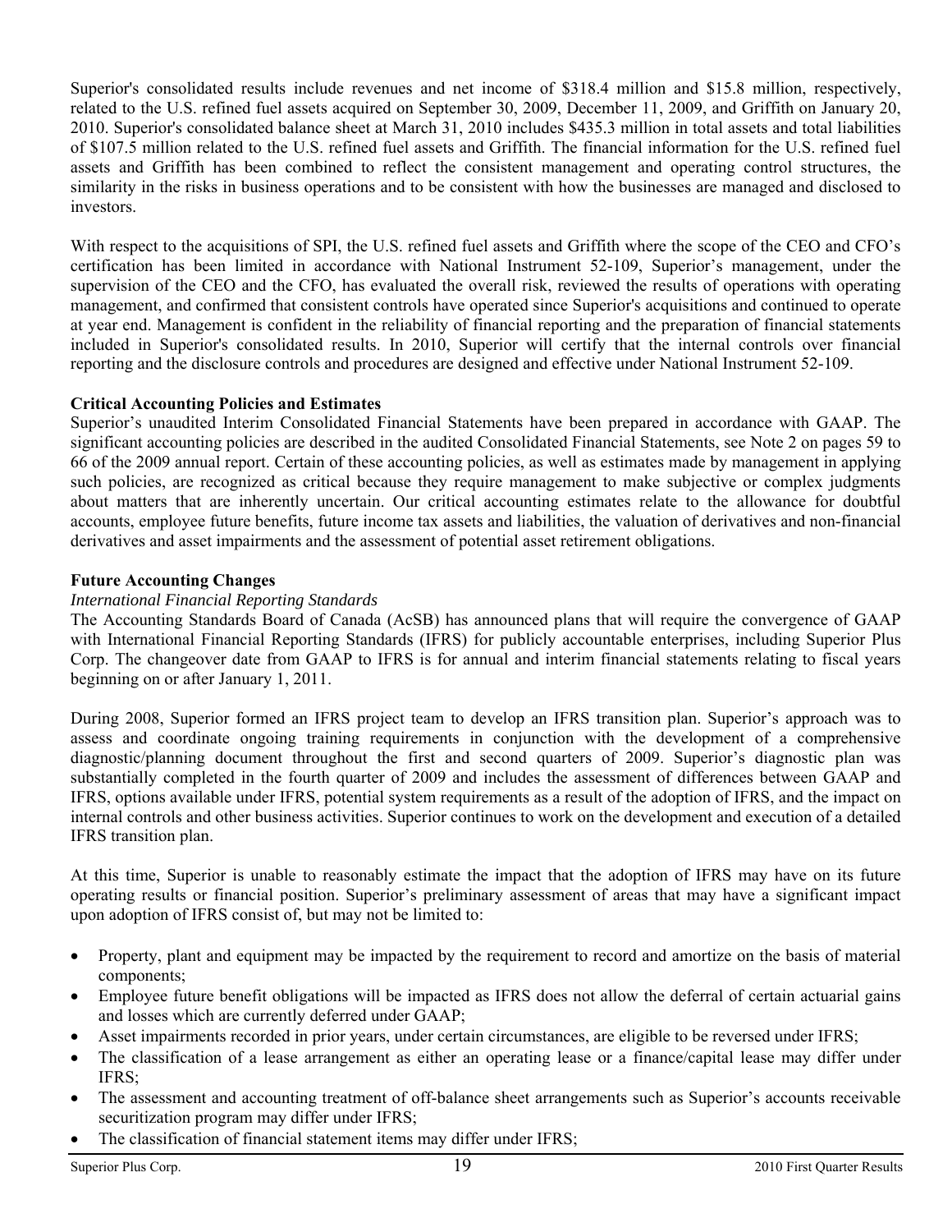Superior's consolidated results include revenues and net income of $318.4 million and $15.8 million, respectively, related to the U.S. refined fuel assets acquired on September 30, 2009, December 11, 2009, and Griffith on January 20, 2010. Superior's consolidated balance sheet at March 31, 2010 includes $435.3 million in total assets and total liabilities of $107.5 million related to the U.S. refined fuel assets and Griffith. The financial information for the U.S. refined fuel assets and Griffith has been combined to reflect the consistent management and operating control structures, the similarity in the risks in business operations and to be consistent with how the businesses are managed and disclosed to investors.

With respect to the acquisitions of SPI, the U.S. refined fuel assets and Griffith where the scope of the CEO and CFO's certification has been limited in accordance with National Instrument 52-109, Superior's management, under the supervision of the CEO and the CFO, has evaluated the overall risk, reviewed the results of operations with operating management, and confirmed that consistent controls have operated since Superior's acquisitions and continued to operate at year end. Management is confident in the reliability of financial reporting and the preparation of financial statements included in Superior's consolidated results. In 2010, Superior will certify that the internal controls over financial reporting and the disclosure controls and procedures are designed and effective under National Instrument 52-109.

**Critical Accounting Policies and Estimates**

Superior's unaudited Interim Consolidated Financial Statements have been prepared in accordance with GAAP. The significant accounting policies are described in the audited Consolidated Financial Statements, see Note 2 on pages 59 to 66 of the 2009 annual report. Certain of these accounting policies, as well as estimates made by management in applying such policies, are recognized as critical because they require management to make subjective or complex judgments about matters that are inherently uncertain. Our critical accounting estimates relate to the allowance for doubtful accounts, employee future benefits, future income tax assets and liabilities, the valuation of derivatives and non-financial derivatives and asset impairments and the assessment of potential asset retirement obligations.

**Future Accounting Changes**

*International Financial Reporting Standards*

The Accounting Standards Board of Canada (AcSB) has announced plans that will require the convergence of GAAP with International Financial Reporting Standards (IFRS) for publicly accountable enterprises, including Superior Plus Corp. The changeover date from GAAP to IFRS is for annual and interim financial statements relating to fiscal years beginning on or after January 1, 2011.

During 2008, Superior formed an IFRS project team to develop an IFRS transition plan. Superior's approach was to assess and coordinate ongoing training requirements in conjunction with the development of a comprehensive diagnostic/planning document throughout the first and second quarters of 2009. Superior's diagnostic plan was substantially completed in the fourth quarter of 2009 and includes the assessment of differences between GAAP and IFRS, options available under IFRS, potential system requirements as a result of the adoption of IFRS, and the impact on internal controls and other business activities. Superior continues to work on the development and execution of a detailed IFRS transition plan.

At this time, Superior is unable to reasonably estimate the impact that the adoption of IFRS may have on its future operating results or financial position. Superior's preliminary assessment of areas that may have a significant impact upon adoption of IFRS consist of, but may not be limited to:

- Property, plant and equipment may be impacted by the requirement to record and amortize on the basis of material components;
- Employee future benefit obligations will be impacted as IFRS does not allow the deferral of certain actuarial gains and losses which are currently deferred under GAAP;
- Asset impairments recorded in prior years, under certain circumstances, are eligible to be reversed under IFRS;
- The classification of a lease arrangement as either an operating lease or a finance/capital lease may differ under IFRS;
- The assessment and accounting treatment of off-balance sheet arrangements such as Superior's accounts receivable securitization program may differ under IFRS;
- The classification of financial statement items may differ under IFRS;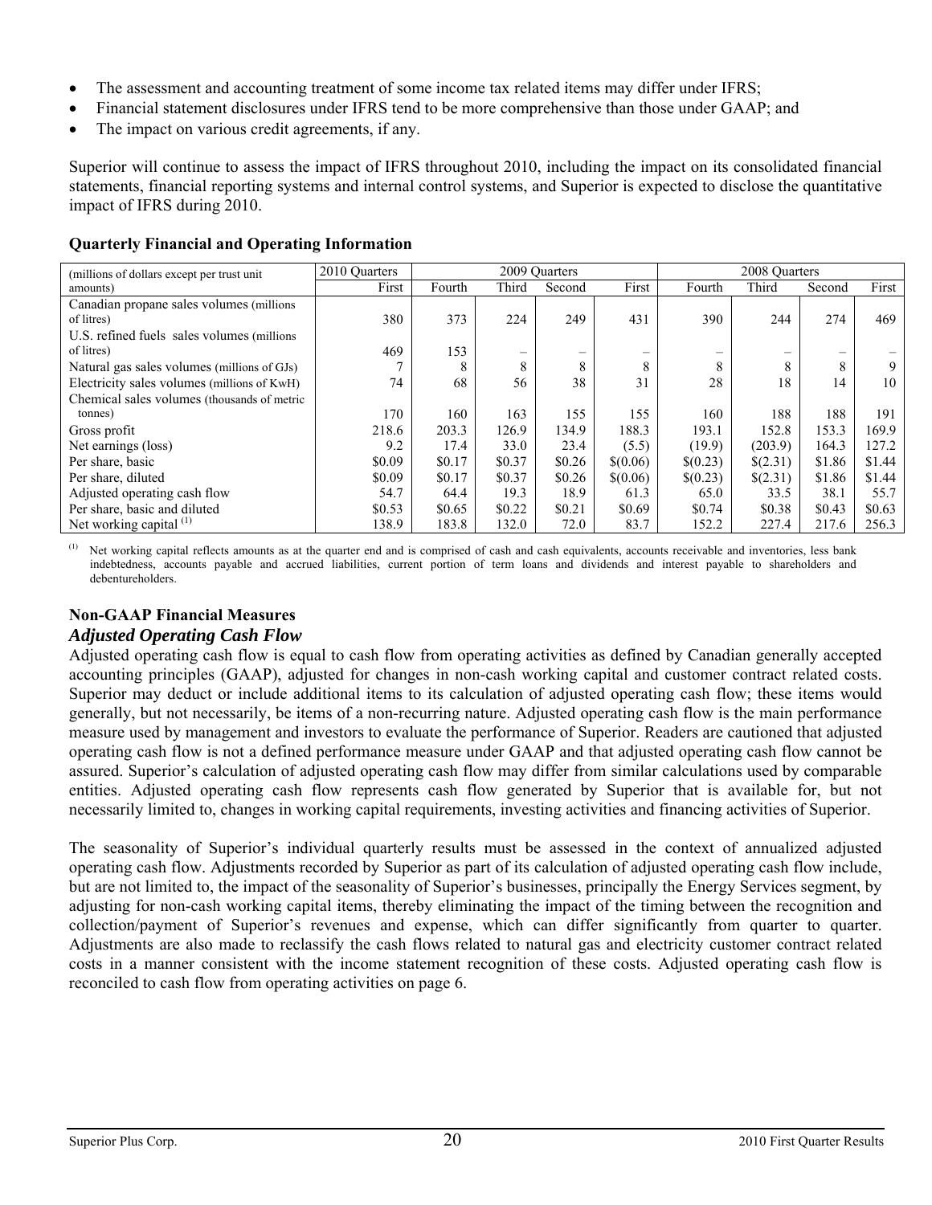- The assessment and accounting treatment of some income tax related items may differ under IFRS;
- Financial statement disclosures under IFRS tend to be more comprehensive than those under GAAP; and
- The impact on various credit agreements, if any.

Superior will continue to assess the impact of IFRS throughout 2010, including the impact on its consolidated financial statements, financial reporting systems and internal control systems, and Superior is expected to disclose the quantitative impact of IFRS during 2010.

**Quarterly Financial and Operating Information**

| (millions of dollars except per trust unit amounts) | 2010 Quarters | 2009 Quarters | | | | 2008 Quarters | | | |
|---|---|---|---|---|---|---|---|---|---|
| | First | Fourth | Third | Second | First | Fourth | Third | Second | First |
| Canadian propane sales volumes (millions of litres) | 380 | 373 | 224 | 249 | 431 | 390 | 244 | 274 | 469 |
| U.S. refined fuels sales volumes (millions of litres) | 469 | 153 | – | – | – | – | – | – | – |
| Natural gas sales volumes (millions of GJs) | 7 | 8 | 8 | 8 | 8 | 8 | 8 | 8 | 9 |
| Electricity sales volumes (millions of KwH) | 74 | 68 | 56 | 38 | 31 | 28 | 18 | 14 | 10 |
| Chemical sales volumes (thousands of metric tonnes) | 170 | 160 | 163 | 155 | 155 | 160 | 188 | 188 | 191 |
| Gross profit | 218.6 | 203.3 | 126.9 | 134.9 | 188.3 | 193.1 | 152.8 | 153.3 | 169.9 |
| Net earnings (loss) | 9.2 | 17.4 | 33.0 | 23.4 | (5.5) | (19.9) | (203.9) | 164.3 | 127.2 |
| Per share, basic | $0.09 | $0.17 | $0.37 | $0.26 | $(0.06) | $(0.23) | $(2.31) | $1.86 | $1.44 |
| Per share, diluted | $0.09 | $0.17 | $0.37 | $0.26 | $(0.06) | $(0.23) | $(2.31) | $1.86 | $1.44 |
| Adjusted operating cash flow | 54.7 | 64.4 | 19.3 | 18.9 | 61.3 | 65.0 | 33.5 | 38.1 | 55.7 |
| Per share, basic and diluted | $0.53 | $0.65 | $0.22 | $0.21 | $0.69 | $0.74 | $0.38 | $0.43 | $0.63 |
| Net working capital [(1)] | 138.9 | 183.8 | 132.0 | 72.0 | 83.7 | 152.2 | 227.4 | 217.6 | 256.3 |

(1) Net working capital reflects amounts as at the quarter end and is comprised of cash and cash equivalents, accounts receivable and inventories, less bank indebtedness, accounts payable and accrued liabilities, current portion of term loans and dividends and interest payable to shareholders and debentureholders.

## Non-GAAP Financial Measures

### *Adjusted Operating Cash Flow*

Adjusted operating cash flow is equal to cash flow from operating activities as defined by Canadian generally accepted accounting principles (GAAP), adjusted for changes in non-cash working capital and customer contract related costs. Superior may deduct or include additional items to its calculation of adjusted operating cash flow; these items would generally, but not necessarily, be items of a non-recurring nature. Adjusted operating cash flow is the main performance measure used by management and investors to evaluate the performance of Superior. Readers are cautioned that adjusted operating cash flow is not a defined performance measure under GAAP and that adjusted operating cash flow cannot be assured. Superior's calculation of adjusted operating cash flow may differ from similar calculations used by comparable entities. Adjusted operating cash flow represents cash flow generated by Superior that is available for, but not necessarily limited to, changes in working capital requirements, investing activities and financing activities of Superior.

The seasonality of Superior's individual quarterly results must be assessed in the context of annualized adjusted operating cash flow. Adjustments recorded by Superior as part of its calculation of adjusted operating cash flow include, but are not limited to, the impact of the seasonality of Superior's businesses, principally the Energy Services segment, by adjusting for non-cash working capital items, thereby eliminating the impact of the timing between the recognition and collection/payment of Superior's revenues and expense, which can differ significantly from quarter to quarter. Adjustments are also made to reclassify the cash flows related to natural gas and electricity customer contract related costs in a manner consistent with the income statement recognition of these costs. Adjusted operating cash flow is reconciled to cash flow from operating activities on page 6.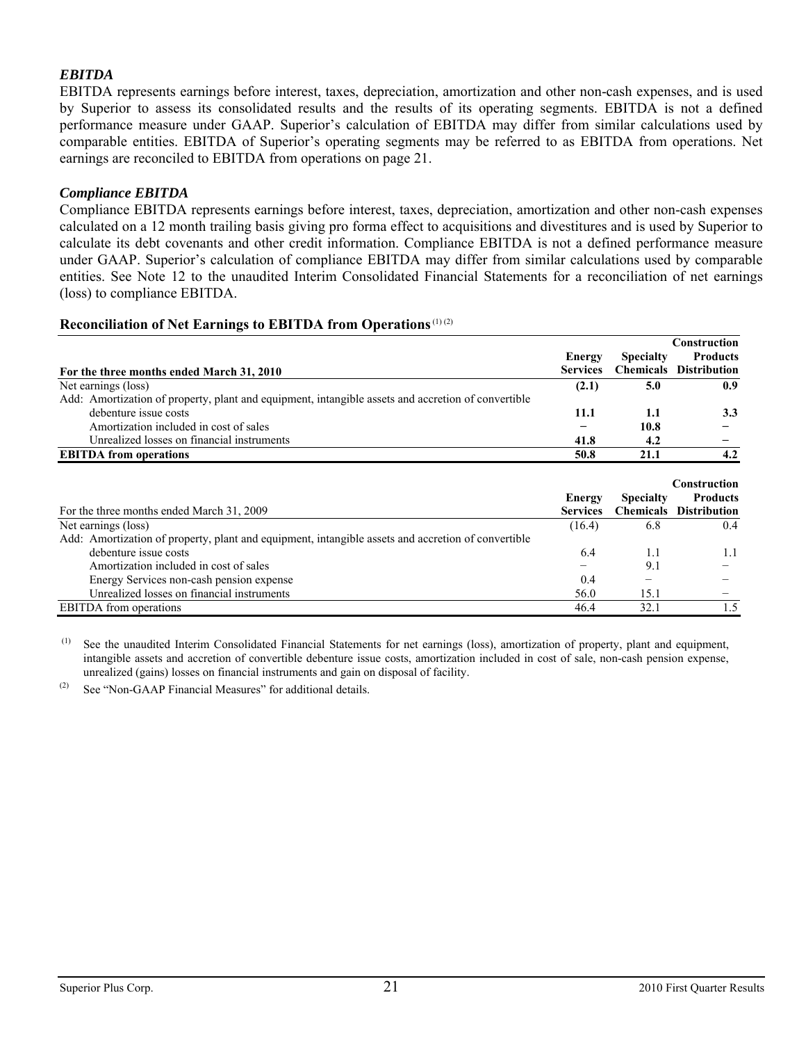### *EBITDA*

EBITDA represents earnings before interest, taxes, depreciation, amortization and other non-cash expenses, and is used by Superior to assess its consolidated results and the results of its operating segments. EBITDA is not a defined performance measure under GAAP. Superior's calculation of EBITDA may differ from similar calculations used by comparable entities. EBITDA of Superior's operating segments may be referred to as EBITDA from operations. Net earnings are reconciled to EBITDA from operations on page 21.

### *Compliance EBITDA*

Compliance EBITDA represents earnings before interest, taxes, depreciation, amortization and other non-cash expenses calculated on a 12 month trailing basis giving pro forma effect to acquisitions and divestitures and is used by Superior to calculate its debt covenants and other credit information. Compliance EBITDA is not a defined performance measure under GAAP. Superior's calculation of compliance EBITDA may differ from similar calculations used by comparable entities. See Note 12 to the unaudited Interim Consolidated Financial Statements for a reconciliation of net earnings (loss) to compliance EBITDA.

### Reconciliation of Net Earnings to EBITDA from Operations [(1)(2)]

| **For the three months ended March 31, 2010** | **Energy Services** | **Specialty Chemicals** | **Construction Products Distribution** |
|---|---|---|---|
| Net earnings (loss) | **(2.1)** | **5.0** | **0.9** |
| Add: Amortization of property, plant and equipment, intangible assets and accretion of convertible debenture issue costs | **11.1** | **1.1** | **3.3** |
| Amortization included in cost of sales | **–** | **10.8** | **–** |
| Unrealized losses on financial instruments | **41.8** | **4.2** | **–** |
| **EBITDA from operations** | **50.8** | **21.1** | **4.2** |

| For the three months ended March 31, 2009 | **Energy Services** | **Specialty Chemicals** | **Construction Products Distribution** |
|---|---|---|---|
| Net earnings (loss) | (16.4) | 6.8 | 0.4 |
| Add: Amortization of property, plant and equipment, intangible assets and accretion of convertible debenture issue costs | 6.4 | 1.1 | 1.1 |
| Amortization included in cost of sales | – | 9.1 | – |
| Energy Services non-cash pension expense | 0.4 | – | – |
| Unrealized losses on financial instruments | 56.0 | 15.1 | – |
| EBITDA from operations | 46.4 | 32.1 | 1.5 |

(1) See the unaudited Interim Consolidated Financial Statements for net earnings (loss), amortization of property, plant and equipment, intangible assets and accretion of convertible debenture issue costs, amortization included in cost of sale, non-cash pension expense, unrealized (gains) losses on financial instruments and gain on disposal of facility.

(2) See "Non-GAAP Financial Measures" for additional details.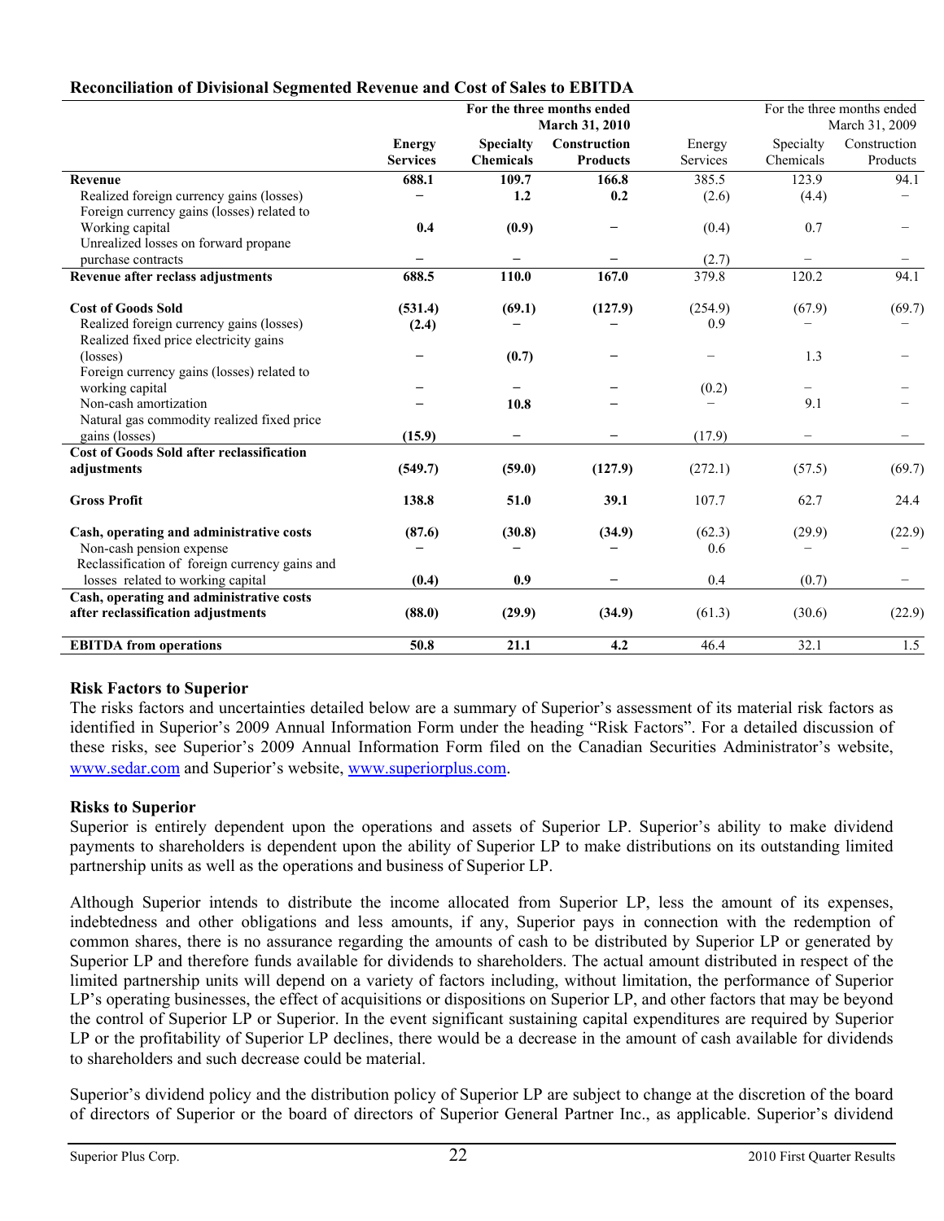### Reconciliation of Divisional Segmented Revenue and Cost of Sales to EBITDA

| | For the three months ended March 31, 2010 | | | For the three months ended March 31, 2009 | | |
|---|---|---|---|---|---|---|
| | **Energy Services** | **Specialty Chemicals** | **Construction Products** | Energy Services | Specialty Chemicals | Construction Products |
| **Revenue** | **688.1** | **109.7** | **166.8** | 385.5 | 123.9 | 94.1 |
| Realized foreign currency gains (losses) | – | **1.2** | **0.2** | (2.6) | (4.4) | – |
| Foreign currency gains (losses) related to Working capital | **0.4** | **(0.9)** | – | (0.4) | 0.7 | – |
| Unrealized losses on forward propane purchase contracts | – | – | – | (2.7) | – | – |
| **Revenue after reclass adjustments** | **688.5** | **110.0** | **167.0** | 379.8 | 120.2 | 94.1 |
| **Cost of Goods Sold** | **(531.4)** | **(69.1)** | **(127.9)** | (254.9) | (67.9) | (69.7) |
| Realized foreign currency gains (losses) | **(2.4)** | – | – | 0.9 | – | – |
| Realized fixed price electricity gains (losses) | – | **(0.7)** | – | – | 1.3 | – |
| Foreign currency gains (losses) related to working capital | – | – | – | (0.2) | – | – |
| Non-cash amortization | – | **10.8** | – | – | 9.1 | – |
| Natural gas commodity realized fixed price gains (losses) | **(15.9)** | – | – | (17.9) | – | – |
| **Cost of Goods Sold after reclassification adjustments** | **(549.7)** | **(59.0)** | **(127.9)** | (272.1) | (57.5) | (69.7) |
| **Gross Profit** | **138.8** | **51.0** | **39.1** | 107.7 | 62.7 | 24.4 |
| **Cash, operating and administrative costs** | **(87.6)** | **(30.8)** | **(34.9)** | (62.3) | (29.9) | (22.9) |
| Non-cash pension expense | – | – | – | 0.6 | – | – |
| Reclassification of foreign currency gains and losses related to working capital | **(0.4)** | **0.9** | – | 0.4 | (0.7) | – |
| **Cash, operating and administrative costs after reclassification adjustments** | **(88.0)** | **(29.9)** | **(34.9)** | (61.3) | (30.6) | (22.9) |
| **EBITDA from operations** | **50.8** | **21.1** | **4.2** | 46.4 | 32.1 | 1.5 |

### Risk Factors to Superior

The risks factors and uncertainties detailed below are a summary of Superior's assessment of its material risk factors as identified in Superior's 2009 Annual Information Form under the heading "Risk Factors". For a detailed discussion of these risks, see Superior's 2009 Annual Information Form filed on the Canadian Securities Administrator's website, www.sedar.com and Superior's website, www.superiorplus.com.

### Risks to Superior

Superior is entirely dependent upon the operations and assets of Superior LP. Superior's ability to make dividend payments to shareholders is dependent upon the ability of Superior LP to make distributions on its outstanding limited partnership units as well as the operations and business of Superior LP.

Although Superior intends to distribute the income allocated from Superior LP, less the amount of its expenses, indebtedness and other obligations and less amounts, if any, Superior pays in connection with the redemption of common shares, there is no assurance regarding the amounts of cash to be distributed by Superior LP or generated by Superior LP and therefore funds available for dividends to shareholders. The actual amount distributed in respect of the limited partnership units will depend on a variety of factors including, without limitation, the performance of Superior LP's operating businesses, the effect of acquisitions or dispositions on Superior LP, and other factors that may be beyond the control of Superior LP or Superior. In the event significant sustaining capital expenditures are required by Superior LP or the profitability of Superior LP declines, there would be a decrease in the amount of cash available for dividends to shareholders and such decrease could be material.

Superior's dividend policy and the distribution policy of Superior LP are subject to change at the discretion of the board of directors of Superior or the board of directors of Superior General Partner Inc., as applicable. Superior's dividend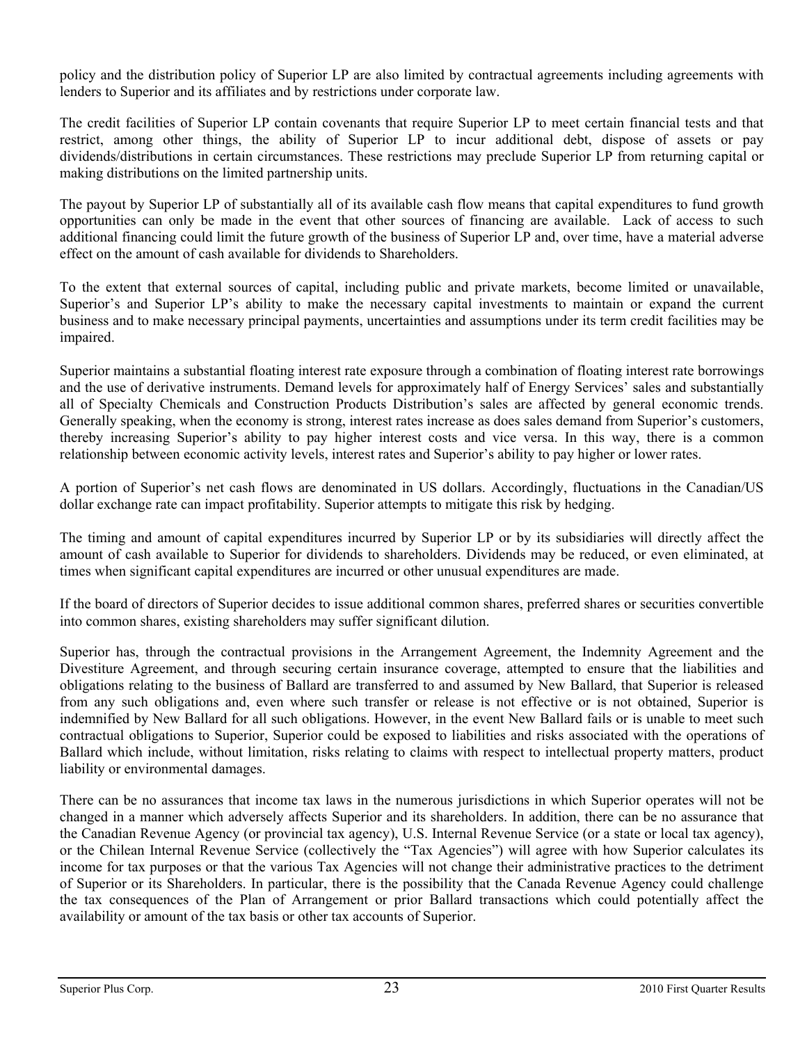policy and the distribution policy of Superior LP are also limited by contractual agreements including agreements with lenders to Superior and its affiliates and by restrictions under corporate law.

The credit facilities of Superior LP contain covenants that require Superior LP to meet certain financial tests and that restrict, among other things, the ability of Superior LP to incur additional debt, dispose of assets or pay dividends/distributions in certain circumstances. These restrictions may preclude Superior LP from returning capital or making distributions on the limited partnership units.

The payout by Superior LP of substantially all of its available cash flow means that capital expenditures to fund growth opportunities can only be made in the event that other sources of financing are available. Lack of access to such additional financing could limit the future growth of the business of Superior LP and, over time, have a material adverse effect on the amount of cash available for dividends to Shareholders.

To the extent that external sources of capital, including public and private markets, become limited or unavailable, Superior's and Superior LP's ability to make the necessary capital investments to maintain or expand the current business and to make necessary principal payments, uncertainties and assumptions under its term credit facilities may be impaired.

Superior maintains a substantial floating interest rate exposure through a combination of floating interest rate borrowings and the use of derivative instruments. Demand levels for approximately half of Energy Services' sales and substantially all of Specialty Chemicals and Construction Products Distribution's sales are affected by general economic trends. Generally speaking, when the economy is strong, interest rates increase as does sales demand from Superior's customers, thereby increasing Superior's ability to pay higher interest costs and vice versa. In this way, there is a common relationship between economic activity levels, interest rates and Superior's ability to pay higher or lower rates.

A portion of Superior's net cash flows are denominated in US dollars. Accordingly, fluctuations in the Canadian/US dollar exchange rate can impact profitability. Superior attempts to mitigate this risk by hedging.

The timing and amount of capital expenditures incurred by Superior LP or by its subsidiaries will directly affect the amount of cash available to Superior for dividends to shareholders. Dividends may be reduced, or even eliminated, at times when significant capital expenditures are incurred or other unusual expenditures are made.

If the board of directors of Superior decides to issue additional common shares, preferred shares or securities convertible into common shares, existing shareholders may suffer significant dilution.

Superior has, through the contractual provisions in the Arrangement Agreement, the Indemnity Agreement and the Divestiture Agreement, and through securing certain insurance coverage, attempted to ensure that the liabilities and obligations relating to the business of Ballard are transferred to and assumed by New Ballard, that Superior is released from any such obligations and, even where such transfer or release is not effective or is not obtained, Superior is indemnified by New Ballard for all such obligations. However, in the event New Ballard fails or is unable to meet such contractual obligations to Superior, Superior could be exposed to liabilities and risks associated with the operations of Ballard which include, without limitation, risks relating to claims with respect to intellectual property matters, product liability or environmental damages.

There can be no assurances that income tax laws in the numerous jurisdictions in which Superior operates will not be changed in a manner which adversely affects Superior and its shareholders. In addition, there can be no assurance that the Canadian Revenue Agency (or provincial tax agency), U.S. Internal Revenue Service (or a state or local tax agency), or the Chilean Internal Revenue Service (collectively the "Tax Agencies") will agree with how Superior calculates its income for tax purposes or that the various Tax Agencies will not change their administrative practices to the detriment of Superior or its Shareholders. In particular, there is the possibility that the Canada Revenue Agency could challenge the tax consequences of the Plan of Arrangement or prior Ballard transactions which could potentially affect the availability or amount of the tax basis or other tax accounts of Superior.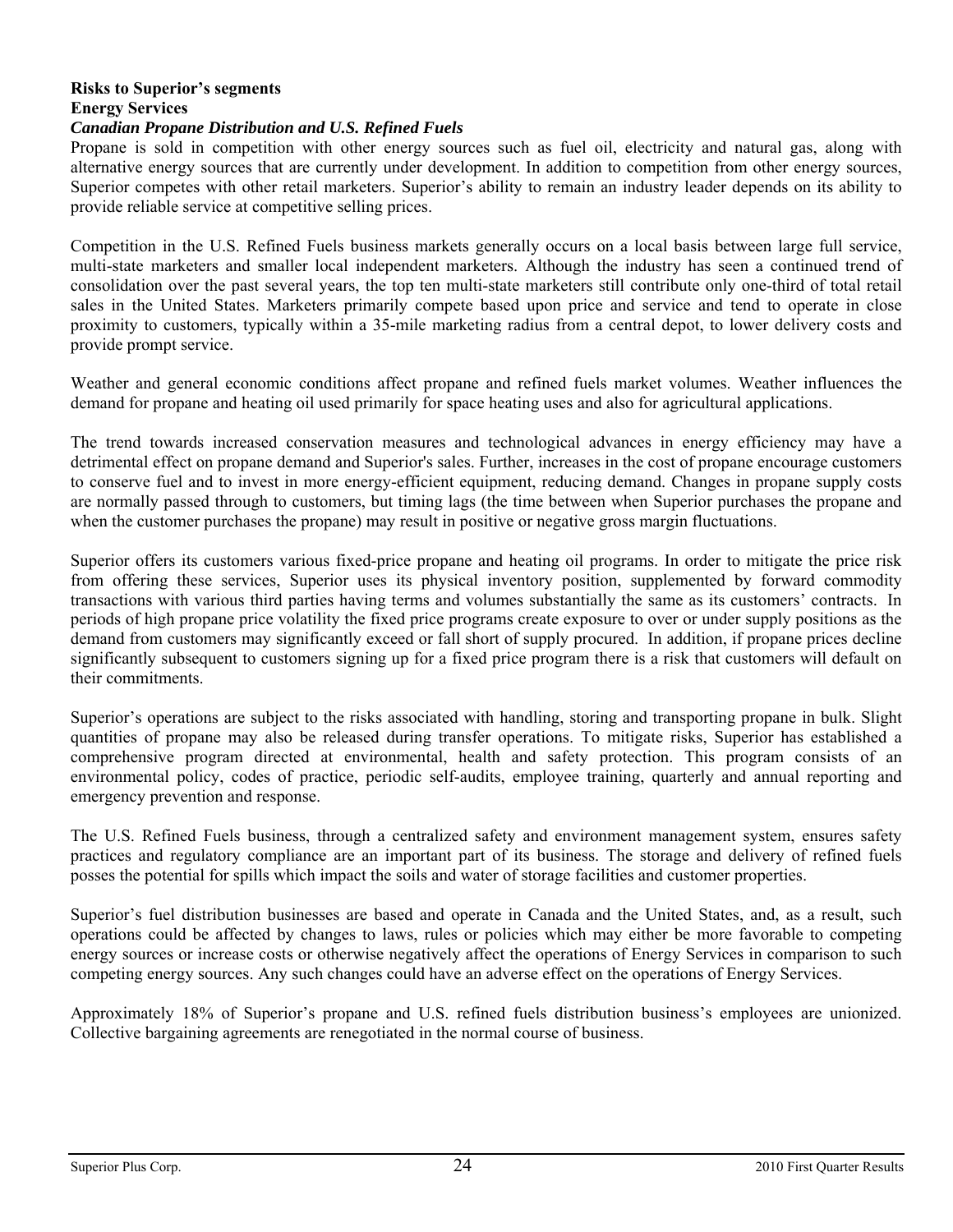**Risks to Superior's segments**

**Energy Services**

***Canadian Propane Distribution and U.S. Refined Fuels***

Propane is sold in competition with other energy sources such as fuel oil, electricity and natural gas, along with alternative energy sources that are currently under development. In addition to competition from other energy sources, Superior competes with other retail marketers. Superior's ability to remain an industry leader depends on its ability to provide reliable service at competitive selling prices.

Competition in the U.S. Refined Fuels business markets generally occurs on a local basis between large full service, multi-state marketers and smaller local independent marketers. Although the industry has seen a continued trend of consolidation over the past several years, the top ten multi-state marketers still contribute only one-third of total retail sales in the United States. Marketers primarily compete based upon price and service and tend to operate in close proximity to customers, typically within a 35-mile marketing radius from a central depot, to lower delivery costs and provide prompt service.

Weather and general economic conditions affect propane and refined fuels market volumes. Weather influences the demand for propane and heating oil used primarily for space heating uses and also for agricultural applications.

The trend towards increased conservation measures and technological advances in energy efficiency may have a detrimental effect on propane demand and Superior's sales. Further, increases in the cost of propane encourage customers to conserve fuel and to invest in more energy-efficient equipment, reducing demand. Changes in propane supply costs are normally passed through to customers, but timing lags (the time between when Superior purchases the propane and when the customer purchases the propane) may result in positive or negative gross margin fluctuations.

Superior offers its customers various fixed-price propane and heating oil programs. In order to mitigate the price risk from offering these services, Superior uses its physical inventory position, supplemented by forward commodity transactions with various third parties having terms and volumes substantially the same as its customers' contracts. In periods of high propane price volatility the fixed price programs create exposure to over or under supply positions as the demand from customers may significantly exceed or fall short of supply procured. In addition, if propane prices decline significantly subsequent to customers signing up for a fixed price program there is a risk that customers will default on their commitments.

Superior's operations are subject to the risks associated with handling, storing and transporting propane in bulk. Slight quantities of propane may also be released during transfer operations. To mitigate risks, Superior has established a comprehensive program directed at environmental, health and safety protection. This program consists of an environmental policy, codes of practice, periodic self-audits, employee training, quarterly and annual reporting and emergency prevention and response.

The U.S. Refined Fuels business, through a centralized safety and environment management system, ensures safety practices and regulatory compliance are an important part of its business. The storage and delivery of refined fuels posses the potential for spills which impact the soils and water of storage facilities and customer properties.

Superior's fuel distribution businesses are based and operate in Canada and the United States, and, as a result, such operations could be affected by changes to laws, rules or policies which may either be more favorable to competing energy sources or increase costs or otherwise negatively affect the operations of Energy Services in comparison to such competing energy sources. Any such changes could have an adverse effect on the operations of Energy Services.

Approximately 18% of Superior's propane and U.S. refined fuels distribution business's employees are unionized. Collective bargaining agreements are renegotiated in the normal course of business.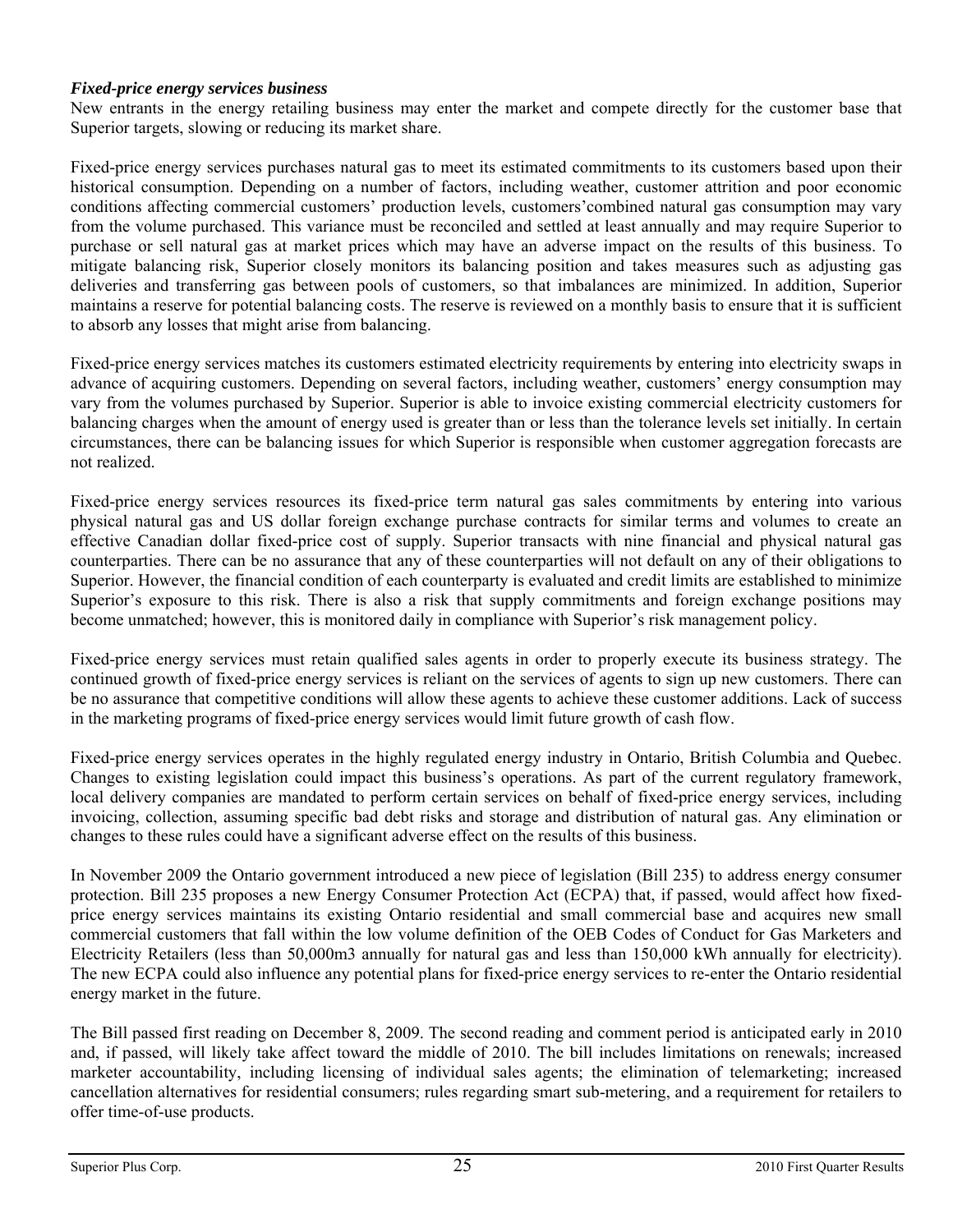***Fixed-price energy services business***

New entrants in the energy retailing business may enter the market and compete directly for the customer base that Superior targets, slowing or reducing its market share.

Fixed-price energy services purchases natural gas to meet its estimated commitments to its customers based upon their historical consumption. Depending on a number of factors, including weather, customer attrition and poor economic conditions affecting commercial customers' production levels, customers'combined natural gas consumption may vary from the volume purchased. This variance must be reconciled and settled at least annually and may require Superior to purchase or sell natural gas at market prices which may have an adverse impact on the results of this business. To mitigate balancing risk, Superior closely monitors its balancing position and takes measures such as adjusting gas deliveries and transferring gas between pools of customers, so that imbalances are minimized. In addition, Superior maintains a reserve for potential balancing costs. The reserve is reviewed on a monthly basis to ensure that it is sufficient to absorb any losses that might arise from balancing.

Fixed-price energy services matches its customers estimated electricity requirements by entering into electricity swaps in advance of acquiring customers. Depending on several factors, including weather, customers' energy consumption may vary from the volumes purchased by Superior. Superior is able to invoice existing commercial electricity customers for balancing charges when the amount of energy used is greater than or less than the tolerance levels set initially. In certain circumstances, there can be balancing issues for which Superior is responsible when customer aggregation forecasts are not realized.

Fixed-price energy services resources its fixed-price term natural gas sales commitments by entering into various physical natural gas and US dollar foreign exchange purchase contracts for similar terms and volumes to create an effective Canadian dollar fixed-price cost of supply. Superior transacts with nine financial and physical natural gas counterparties. There can be no assurance that any of these counterparties will not default on any of their obligations to Superior. However, the financial condition of each counterparty is evaluated and credit limits are established to minimize Superior's exposure to this risk. There is also a risk that supply commitments and foreign exchange positions may become unmatched; however, this is monitored daily in compliance with Superior's risk management policy.

Fixed-price energy services must retain qualified sales agents in order to properly execute its business strategy. The continued growth of fixed-price energy services is reliant on the services of agents to sign up new customers. There can be no assurance that competitive conditions will allow these agents to achieve these customer additions. Lack of success in the marketing programs of fixed-price energy services would limit future growth of cash flow.

Fixed-price energy services operates in the highly regulated energy industry in Ontario, British Columbia and Quebec. Changes to existing legislation could impact this business's operations. As part of the current regulatory framework, local delivery companies are mandated to perform certain services on behalf of fixed-price energy services, including invoicing, collection, assuming specific bad debt risks and storage and distribution of natural gas. Any elimination or changes to these rules could have a significant adverse effect on the results of this business.

In November 2009 the Ontario government introduced a new piece of legislation (Bill 235) to address energy consumer protection. Bill 235 proposes a new Energy Consumer Protection Act (ECPA) that, if passed, would affect how fixed-price energy services maintains its existing Ontario residential and small commercial base and acquires new small commercial customers that fall within the low volume definition of the OEB Codes of Conduct for Gas Marketers and Electricity Retailers (less than 50,000m3 annually for natural gas and less than 150,000 kWh annually for electricity). The new ECPA could also influence any potential plans for fixed-price energy services to re-enter the Ontario residential energy market in the future.

The Bill passed first reading on December 8, 2009. The second reading and comment period is anticipated early in 2010 and, if passed, will likely take affect toward the middle of 2010. The bill includes limitations on renewals; increased marketer accountability, including licensing of individual sales agents; the elimination of telemarketing; increased cancellation alternatives for residential consumers; rules regarding smart sub-metering, and a requirement for retailers to offer time-of-use products.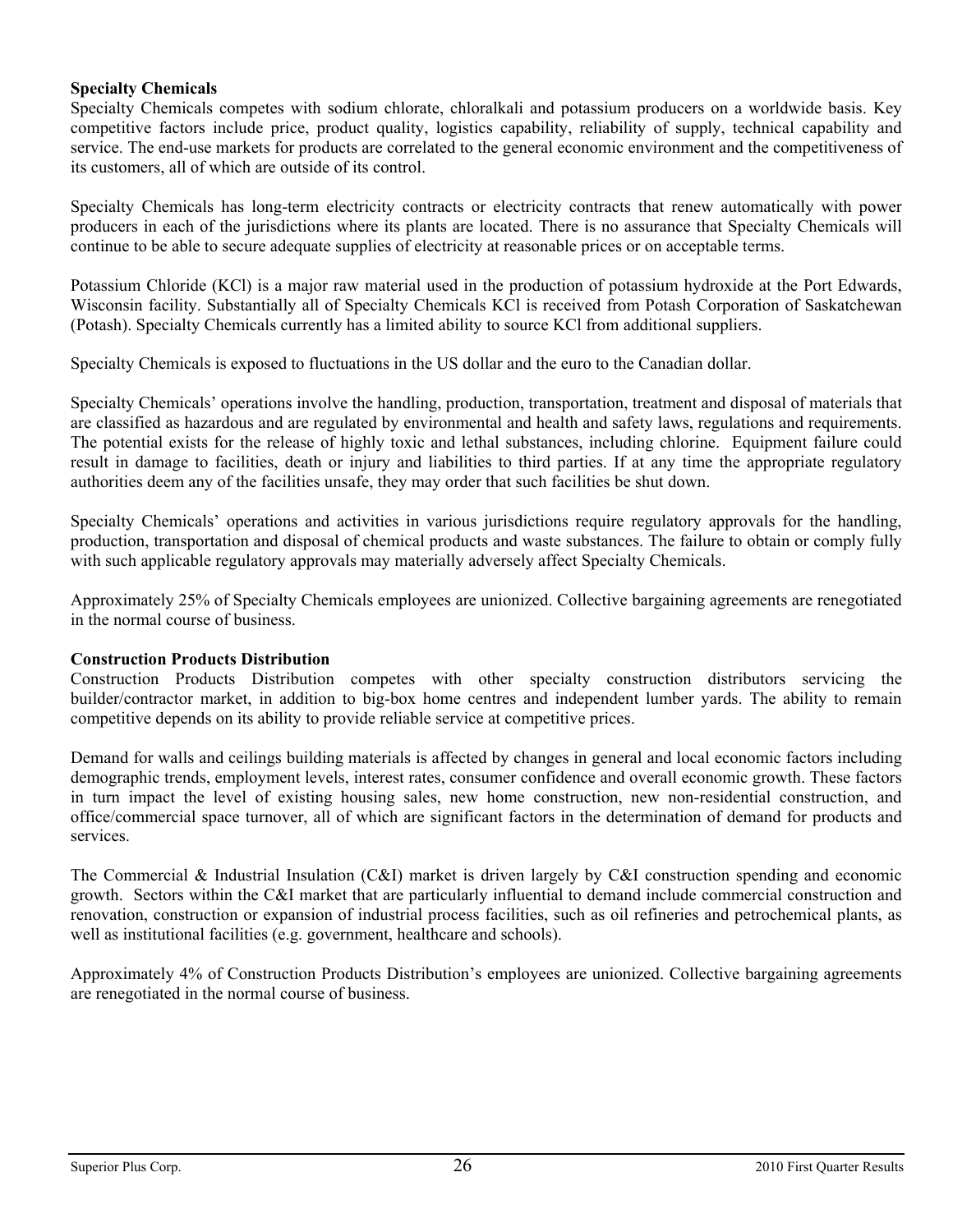**Specialty Chemicals**

Specialty Chemicals competes with sodium chlorate, chloralkali and potassium producers on a worldwide basis. Key competitive factors include price, product quality, logistics capability, reliability of supply, technical capability and service. The end-use markets for products are correlated to the general economic environment and the competitiveness of its customers, all of which are outside of its control.

Specialty Chemicals has long-term electricity contracts or electricity contracts that renew automatically with power producers in each of the jurisdictions where its plants are located. There is no assurance that Specialty Chemicals will continue to be able to secure adequate supplies of electricity at reasonable prices or on acceptable terms.

Potassium Chloride (KCl) is a major raw material used in the production of potassium hydroxide at the Port Edwards, Wisconsin facility. Substantially all of Specialty Chemicals KCl is received from Potash Corporation of Saskatchewan (Potash). Specialty Chemicals currently has a limited ability to source KCl from additional suppliers.

Specialty Chemicals is exposed to fluctuations in the US dollar and the euro to the Canadian dollar.

Specialty Chemicals' operations involve the handling, production, transportation, treatment and disposal of materials that are classified as hazardous and are regulated by environmental and health and safety laws, regulations and requirements. The potential exists for the release of highly toxic and lethal substances, including chlorine. Equipment failure could result in damage to facilities, death or injury and liabilities to third parties. If at any time the appropriate regulatory authorities deem any of the facilities unsafe, they may order that such facilities be shut down.

Specialty Chemicals' operations and activities in various jurisdictions require regulatory approvals for the handling, production, transportation and disposal of chemical products and waste substances. The failure to obtain or comply fully with such applicable regulatory approvals may materially adversely affect Specialty Chemicals.

Approximately 25% of Specialty Chemicals employees are unionized. Collective bargaining agreements are renegotiated in the normal course of business.

**Construction Products Distribution**

Construction Products Distribution competes with other specialty construction distributors servicing the builder/contractor market, in addition to big-box home centres and independent lumber yards. The ability to remain competitive depends on its ability to provide reliable service at competitive prices.

Demand for walls and ceilings building materials is affected by changes in general and local economic factors including demographic trends, employment levels, interest rates, consumer confidence and overall economic growth. These factors in turn impact the level of existing housing sales, new home construction, new non-residential construction, and office/commercial space turnover, all of which are significant factors in the determination of demand for products and services.

The Commercial & Industrial Insulation (C&I) market is driven largely by C&I construction spending and economic growth. Sectors within the C&I market that are particularly influential to demand include commercial construction and renovation, construction or expansion of industrial process facilities, such as oil refineries and petrochemical plants, as well as institutional facilities (e.g. government, healthcare and schools).

Approximately 4% of Construction Products Distribution's employees are unionized. Collective bargaining agreements are renegotiated in the normal course of business.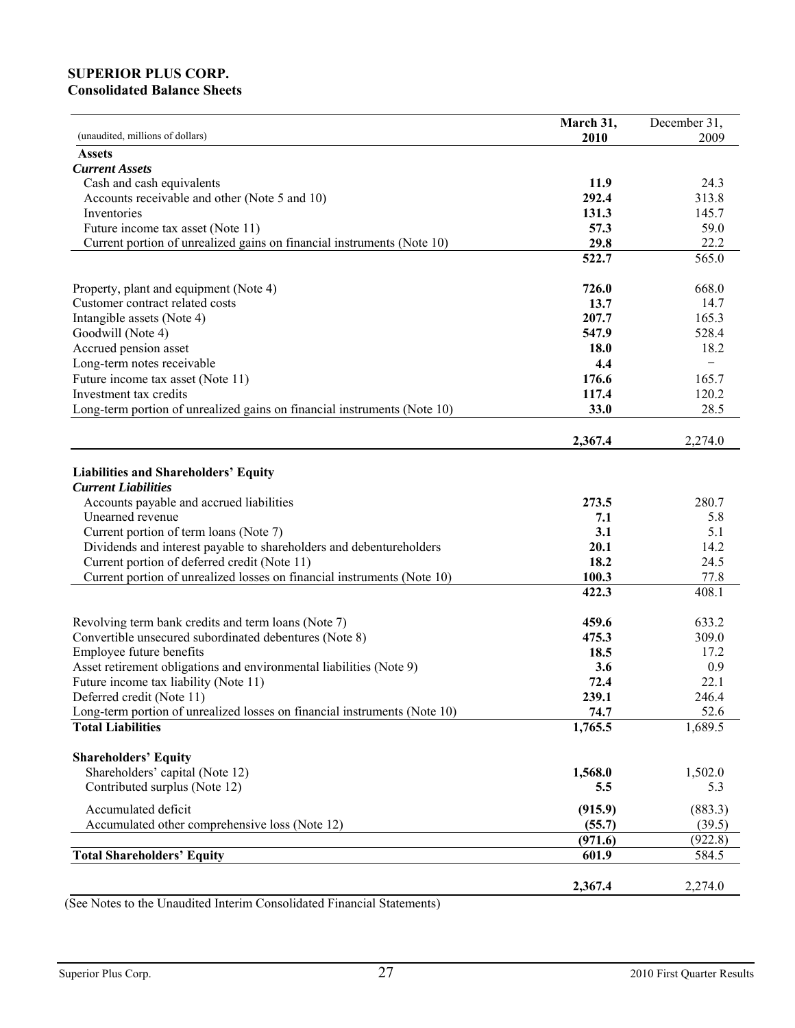# SUPERIOR PLUS CORP.

## Consolidated Balance Sheets

| (unaudited, millions of dollars) | March 31, 2010 | December 31, 2009 |
|---|---|---|
| **Assets** | | |
| ***Current Assets*** | | |
| Cash and cash equivalents | **11.9** | 24.3 |
| Accounts receivable and other (Note 5 and 10) | **292.4** | 313.8 |
| Inventories | **131.3** | 145.7 |
| Future income tax asset (Note 11) | **57.3** | 59.0 |
| Current portion of unrealized gains on financial instruments (Note 10) | **29.8** | 22.2 |
| | **522.7** | 565.0 |
| Property, plant and equipment (Note 4) | **726.0** | 668.0 |
| Customer contract related costs | **13.7** | 14.7 |
| Intangible assets (Note 4) | **207.7** | 165.3 |
| Goodwill (Note 4) | **547.9** | 528.4 |
| Accrued pension asset | **18.0** | 18.2 |
| Long-term notes receivable | **4.4** | − |
| Future income tax asset (Note 11) | **176.6** | 165.7 |
| Investment tax credits | **117.4** | 120.2 |
| Long-term portion of unrealized gains on financial instruments (Note 10) | **33.0** | 28.5 |
| | **2,367.4** | 2,274.0 |
| **Liabilities and Shareholders' Equity** | | |
| ***Current Liabilities*** | | |
| Accounts payable and accrued liabilities | **273.5** | 280.7 |
| Unearned revenue | **7.1** | 5.8 |
| Current portion of term loans (Note 7) | **3.1** | 5.1 |
| Dividends and interest payable to shareholders and debentureholders | **20.1** | 14.2 |
| Current portion of deferred credit (Note 11) | **18.2** | 24.5 |
| Current portion of unrealized losses on financial instruments (Note 10) | **100.3** | 77.8 |
| | **422.3** | 408.1 |
| Revolving term bank credits and term loans (Note 7) | **459.6** | 633.2 |
| Convertible unsecured subordinated debentures (Note 8) | **475.3** | 309.0 |
| Employee future benefits | **18.5** | 17.2 |
| Asset retirement obligations and environmental liabilities (Note 9) | **3.6** | 0.9 |
| Future income tax liability (Note 11) | **72.4** | 22.1 |
| Deferred credit (Note 11) | **239.1** | 246.4 |
| Long-term portion of unrealized losses on financial instruments (Note 10) | **74.7** | 52.6 |
| **Total Liabilities** | **1,765.5** | 1,689.5 |
| **Shareholders' Equity** | | |
| Shareholders' capital (Note 12) | **1,568.0** | 1,502.0 |
| Contributed surplus (Note 12) | **5.5** | 5.3 |
| Accumulated deficit | **(915.9)** | (883.3) |
| Accumulated other comprehensive loss (Note 12) | **(55.7)** | (39.5) |
| | **(971.6)** | (922.8) |
| **Total Shareholders' Equity** | **601.9** | 584.5 |
| | **2,367.4** | 2,274.0 |

(See Notes to the Unaudited Interim Consolidated Financial Statements)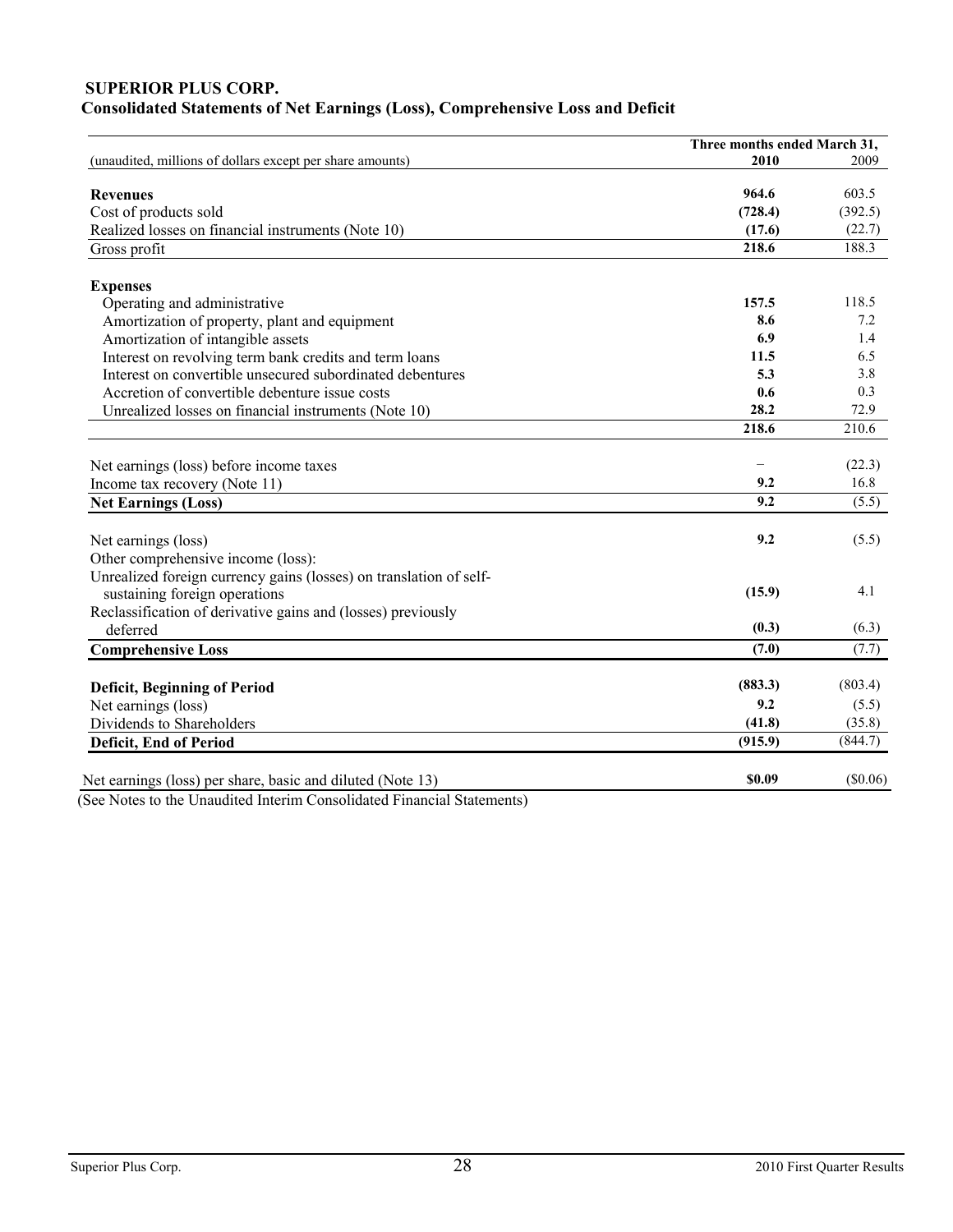## SUPERIOR PLUS CORP.

### Consolidated Statements of Net Earnings (Loss), Comprehensive Loss and Deficit

| | Three months ended March 31, | |
|---|---|---|
| (unaudited, millions of dollars except per share amounts) | **2010** | 2009 |
| **Revenues** | **964.6** | 603.5 |
| Cost of products sold | **(728.4)** | (392.5) |
| Realized losses on financial instruments (Note 10) | **(17.6)** | (22.7) |
| Gross profit | **218.6** | 188.3 |
| **Expenses** | | |
| Operating and administrative | **157.5** | 118.5 |
| Amortization of property, plant and equipment | **8.6** | 7.2 |
| Amortization of intangible assets | **6.9** | 1.4 |
| Interest on revolving term bank credits and term loans | **11.5** | 6.5 |
| Interest on convertible unsecured subordinated debentures | **5.3** | 3.8 |
| Accretion of convertible debenture issue costs | **0.6** | 0.3 |
| Unrealized losses on financial instruments (Note 10) | **28.2** | 72.9 |
| | **218.6** | 210.6 |
| Net earnings (loss) before income taxes | – | (22.3) |
| Income tax recovery (Note 11) | **9.2** | 16.8 |
| **Net Earnings (Loss)** | **9.2** | (5.5) |
| Net earnings (loss) | **9.2** | (5.5) |
| Other comprehensive income (loss): | | |
| Unrealized foreign currency gains (losses) on translation of self-sustaining foreign operations | **(15.9)** | 4.1 |
| Reclassification of derivative gains and (losses) previously deferred | **(0.3)** | (6.3) |
| **Comprehensive Loss** | **(7.0)** | (7.7) |
| **Deficit, Beginning of Period** | **(883.3)** | (803.4) |
| Net earnings (loss) | **9.2** | (5.5) |
| Dividends to Shareholders | **(41.8)** | (35.8) |
| **Deficit, End of Period** | **(915.9)** | (844.7) |
| Net earnings (loss) per share, basic and diluted (Note 13) | **$0.09** | ($0.06) |

(See Notes to the Unaudited Interim Consolidated Financial Statements)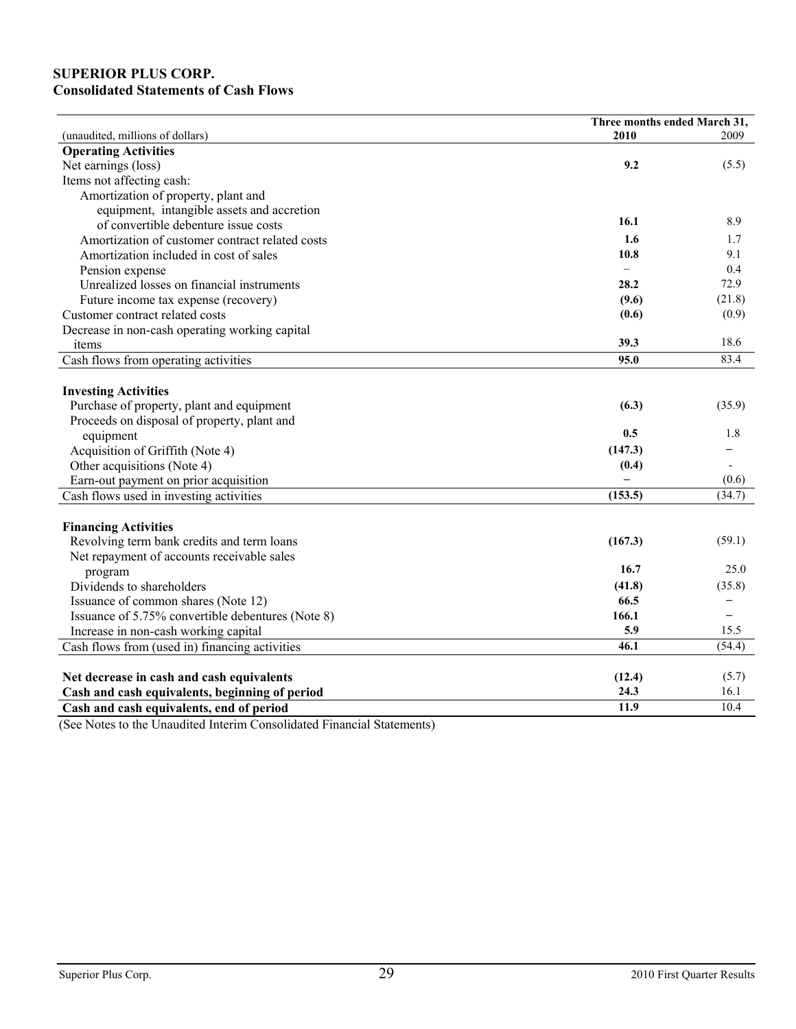**SUPERIOR PLUS CORP.**
**Consolidated Statements of Cash Flows**

| | Three months ended March 31, | |
|---|---|---|
| (unaudited, millions of dollars) | **2010** | 2009 |
| **Operating Activities** | | |
| Net earnings (loss) | **9.2** | (5.5) |
| Items not affecting cash: | | |
| Amortization of property, plant and equipment, intangible assets and accretion of convertible debenture issue costs | **16.1** | 8.9 |
| Amortization of customer contract related costs | **1.6** | 1.7 |
| Amortization included in cost of sales | **10.8** | 9.1 |
| Pension expense | **–** | 0.4 |
| Unrealized losses on financial instruments | **28.2** | 72.9 |
| Future income tax expense (recovery) | **(9.6)** | (21.8) |
| Customer contract related costs | **(0.6)** | (0.9) |
| Decrease in non-cash operating working capital items | **39.3** | 18.6 |
| Cash flows from operating activities | **95.0** | 83.4 |
| | | |
| **Investing Activities** | | |
| Purchase of property, plant and equipment | **(6.3)** | (35.9) |
| Proceeds on disposal of property, plant and equipment | **0.5** | 1.8 |
| Acquisition of Griffith (Note 4) | **(147.3)** | – |
| Other acquisitions (Note 4) | **(0.4)** | - |
| Earn-out payment on prior acquisition | **–** | (0.6) |
| Cash flows used in investing activities | **(153.5)** | (34.7) |
| | | |
| **Financing Activities** | | |
| Revolving term bank credits and term loans | **(167.3)** | (59.1) |
| Net repayment of accounts receivable sales program | **16.7** | 25.0 |
| Dividends to shareholders | **(41.8)** | (35.8) |
| Issuance of common shares (Note 12) | **66.5** | – |
| Issuance of 5.75% convertible debentures (Note 8) | **166.1** | – |
| Increase in non-cash working capital | **5.9** | 15.5 |
| Cash flows from (used in) financing activities | **46.1** | (54.4) |
| | | |
| **Net decrease in cash and cash equivalents** | **(12.4)** | (5.7) |
| **Cash and cash equivalents, beginning of period** | **24.3** | 16.1 |
| **Cash and cash equivalents, end of period** | **11.9** | 10.4 |

(See Notes to the Unaudited Interim Consolidated Financial Statements)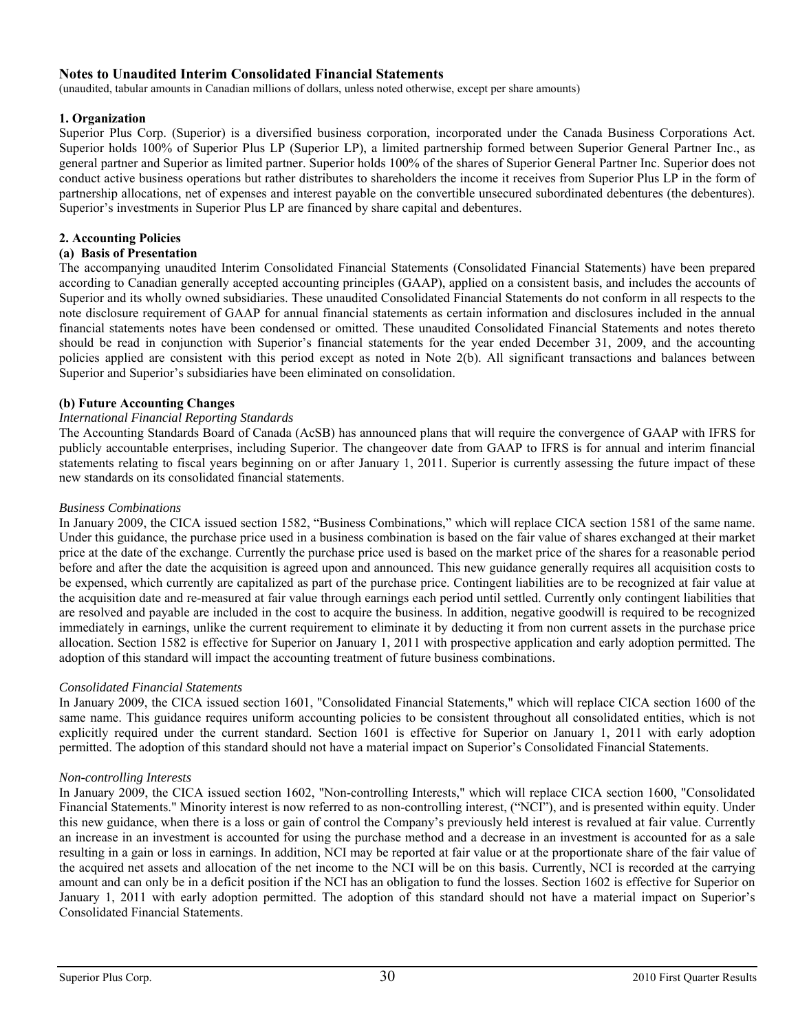## Notes to Unaudited Interim Consolidated Financial Statements

(unaudited, tabular amounts in Canadian millions of dollars, unless noted otherwise, except per share amounts)

### 1. Organization

Superior Plus Corp. (Superior) is a diversified business corporation, incorporated under the Canada Business Corporations Act. Superior holds 100% of Superior Plus LP (Superior LP), a limited partnership formed between Superior General Partner Inc., as general partner and Superior as limited partner. Superior holds 100% of the shares of Superior General Partner Inc. Superior does not conduct active business operations but rather distributes to shareholders the income it receives from Superior Plus LP in the form of partnership allocations, net of expenses and interest payable on the convertible unsecured subordinated debentures (the debentures). Superior's investments in Superior Plus LP are financed by share capital and debentures.

### 2. Accounting Policies

#### (a) Basis of Presentation

The accompanying unaudited Interim Consolidated Financial Statements (Consolidated Financial Statements) have been prepared according to Canadian generally accepted accounting principles (GAAP), applied on a consistent basis, and includes the accounts of Superior and its wholly owned subsidiaries. These unaudited Consolidated Financial Statements do not conform in all respects to the note disclosure requirement of GAAP for annual financial statements as certain information and disclosures included in the annual financial statements notes have been condensed or omitted. These unaudited Consolidated Financial Statements and notes thereto should be read in conjunction with Superior's financial statements for the year ended December 31, 2009, and the accounting policies applied are consistent with this period except as noted in Note 2(b). All significant transactions and balances between Superior and Superior's subsidiaries have been eliminated on consolidation.

#### (b) Future Accounting Changes

*International Financial Reporting Standards*

The Accounting Standards Board of Canada (AcSB) has announced plans that will require the convergence of GAAP with IFRS for publicly accountable enterprises, including Superior. The changeover date from GAAP to IFRS is for annual and interim financial statements relating to fiscal years beginning on or after January 1, 2011. Superior is currently assessing the future impact of these new standards on its consolidated financial statements.

*Business Combinations*

In January 2009, the CICA issued section 1582, "Business Combinations," which will replace CICA section 1581 of the same name. Under this guidance, the purchase price used in a business combination is based on the fair value of shares exchanged at their market price at the date of the exchange. Currently the purchase price used is based on the market price of the shares for a reasonable period before and after the date the acquisition is agreed upon and announced. This new guidance generally requires all acquisition costs to be expensed, which currently are capitalized as part of the purchase price. Contingent liabilities are to be recognized at fair value at the acquisition date and re-measured at fair value through earnings each period until settled. Currently only contingent liabilities that are resolved and payable are included in the cost to acquire the business. In addition, negative goodwill is required to be recognized immediately in earnings, unlike the current requirement to eliminate it by deducting it from non current assets in the purchase price allocation. Section 1582 is effective for Superior on January 1, 2011 with prospective application and early adoption permitted. The adoption of this standard will impact the accounting treatment of future business combinations.

*Consolidated Financial Statements*

In January 2009, the CICA issued section 1601, "Consolidated Financial Statements," which will replace CICA section 1600 of the same name. This guidance requires uniform accounting policies to be consistent throughout all consolidated entities, which is not explicitly required under the current standard. Section 1601 is effective for Superior on January 1, 2011 with early adoption permitted. The adoption of this standard should not have a material impact on Superior's Consolidated Financial Statements.

*Non-controlling Interests*

In January 2009, the CICA issued section 1602, "Non-controlling Interests," which will replace CICA section 1600, "Consolidated Financial Statements." Minority interest is now referred to as non-controlling interest, ("NCI"), and is presented within equity. Under this new guidance, when there is a loss or gain of control the Company's previously held interest is revalued at fair value. Currently an increase in an investment is accounted for using the purchase method and a decrease in an investment is accounted for as a sale resulting in a gain or loss in earnings. In addition, NCI may be reported at fair value or at the proportionate share of the fair value of the acquired net assets and allocation of the net income to the NCI will be on this basis. Currently, NCI is recorded at the carrying amount and can only be in a deficit position if the NCI has an obligation to fund the losses. Section 1602 is effective for Superior on January 1, 2011 with early adoption permitted. The adoption of this standard should not have a material impact on Superior's Consolidated Financial Statements.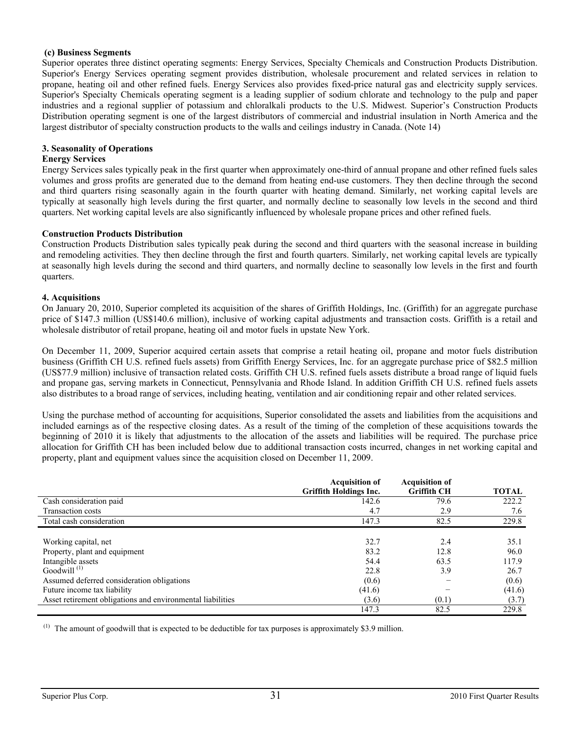**(c) Business Segments**

Superior operates three distinct operating segments: Energy Services, Specialty Chemicals and Construction Products Distribution. Superior's Energy Services operating segment provides distribution, wholesale procurement and related services in relation to propane, heating oil and other refined fuels. Energy Services also provides fixed-price natural gas and electricity supply services. Superior's Specialty Chemicals operating segment is a leading supplier of sodium chlorate and technology to the pulp and paper industries and a regional supplier of potassium and chloralkali products to the U.S. Midwest. Superior's Construction Products Distribution operating segment is one of the largest distributors of commercial and industrial insulation in North America and the largest distributor of specialty construction products to the walls and ceilings industry in Canada. (Note 14)

## 3. Seasonality of Operations

**Energy Services**

Energy Services sales typically peak in the first quarter when approximately one-third of annual propane and other refined fuels sales volumes and gross profits are generated due to the demand from heating end-use customers. They then decline through the second and third quarters rising seasonally again in the fourth quarter with heating demand. Similarly, net working capital levels are typically at seasonally high levels during the first quarter, and normally decline to seasonally low levels in the second and third quarters. Net working capital levels are also significantly influenced by wholesale propane prices and other refined fuels.

**Construction Products Distribution**

Construction Products Distribution sales typically peak during the second and third quarters with the seasonal increase in building and remodeling activities. They then decline through the first and fourth quarters. Similarly, net working capital levels are typically at seasonally high levels during the second and third quarters, and normally decline to seasonally low levels in the first and fourth quarters.

## 4. Acquisitions

On January 20, 2010, Superior completed its acquisition of the shares of Griffith Holdings, Inc. (Griffith) for an aggregate purchase price of $147.3 million (US$140.6 million), inclusive of working capital adjustments and transaction costs. Griffith is a retail and wholesale distributor of retail propane, heating oil and motor fuels in upstate New York.

On December 11, 2009, Superior acquired certain assets that comprise a retail heating oil, propane and motor fuels distribution business (Griffith CH U.S. refined fuels assets) from Griffith Energy Services, Inc. for an aggregate purchase price of $82.5 million (US$77.9 million) inclusive of transaction related costs. Griffith CH U.S. refined fuels assets distribute a broad range of liquid fuels and propane gas, serving markets in Connecticut, Pennsylvania and Rhode Island. In addition Griffith CH U.S. refined fuels assets also distributes to a broad range of services, including heating, ventilation and air conditioning repair and other related services.

Using the purchase method of accounting for acquisitions, Superior consolidated the assets and liabilities from the acquisitions and included earnings as of the respective closing dates. As a result of the timing of the completion of these acquisitions towards the beginning of 2010 it is likely that adjustments to the allocation of the assets and liabilities will be required. The purchase price allocation for Griffith CH has been included below due to additional transaction costs incurred, changes in net working capital and property, plant and equipment values since the acquisition closed on December 11, 2009.

| | Acquisition of Griffith Holdings Inc. | Acquisition of Griffith CH | TOTAL |
|---|---|---|---|
| Cash consideration paid | 142.6 | 79.6 | 222.2 |
| Transaction costs | 4.7 | 2.9 | 7.6 |
| Total cash consideration | 147.3 | 82.5 | 229.8 |
| | | | |
| Working capital, net | 32.7 | 2.4 | 35.1 |
| Property, plant and equipment | 83.2 | 12.8 | 96.0 |
| Intangible assets | 54.4 | 63.5 | 117.9 |
| Goodwill [(1)] | 22.8 | 3.9 | 26.7 |
| Assumed deferred consideration obligations | (0.6) | – | (0.6) |
| Future income tax liability | (41.6) | – | (41.6) |
| Asset retirement obligations and environmental liabilities | (3.6) | (0.1) | (3.7) |
| | 147.3 | 82.5 | 229.8 |

(1) The amount of goodwill that is expected to be deductible for tax purposes is approximately $3.9 million.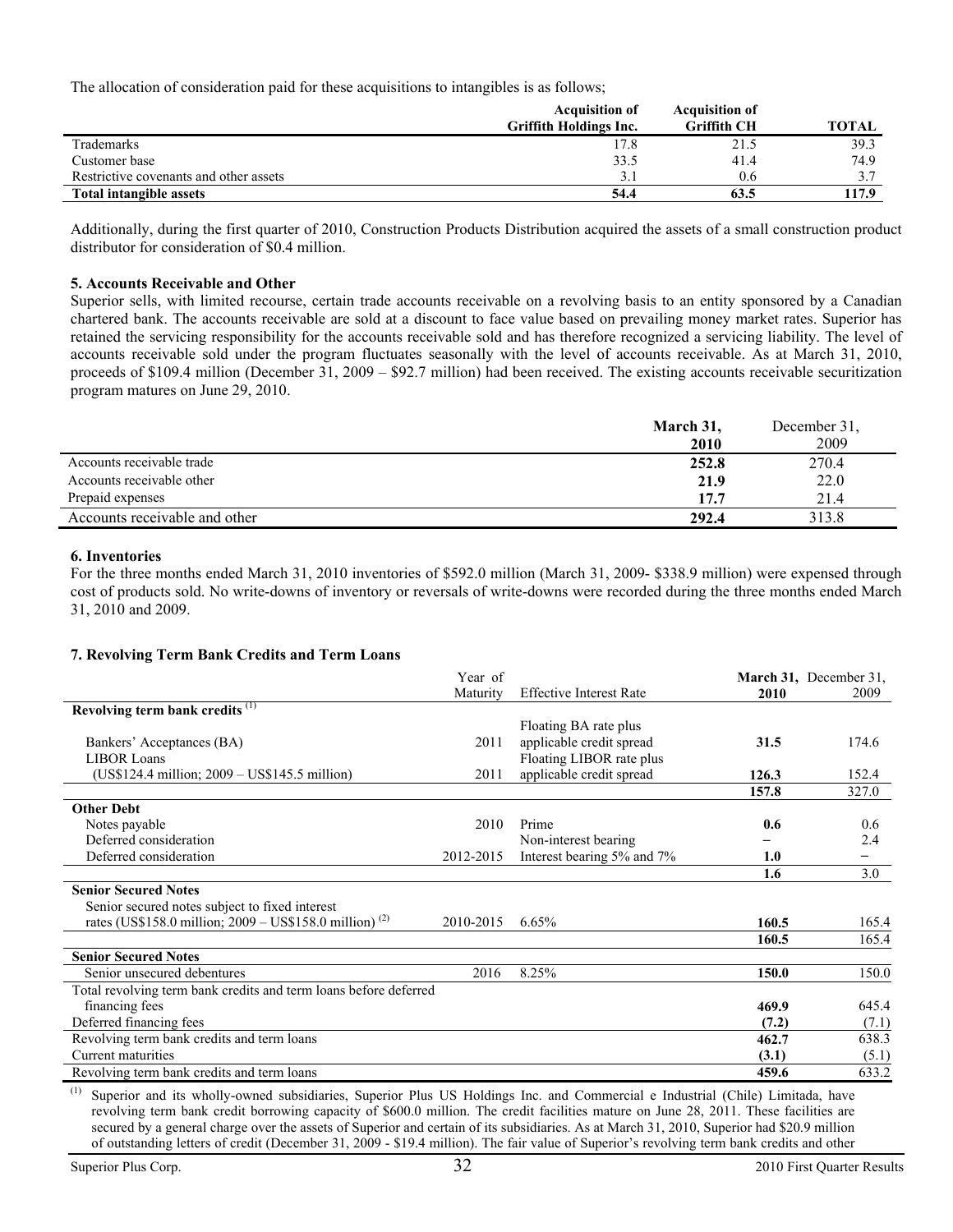The allocation of consideration paid for these acquisitions to intangibles is as follows;

| | Acquisition of Griffith Holdings Inc. | Acquisition of Griffith CH | TOTAL |
|---|---|---|---|
| Trademarks | 17.8 | 21.5 | 39.3 |
| Customer base | 33.5 | 41.4 | 74.9 |
| Restrictive covenants and other assets | 3.1 | 0.6 | 3.7 |
| **Total intangible assets** | **54.4** | **63.5** | **117.9** |

Additionally, during the first quarter of 2010, Construction Products Distribution acquired the assets of a small construction product distributor for consideration of $0.4 million.

### 5. Accounts Receivable and Other

Superior sells, with limited recourse, certain trade accounts receivable on a revolving basis to an entity sponsored by a Canadian chartered bank. The accounts receivable are sold at a discount to face value based on prevailing money market rates. Superior has retained the servicing responsibility for the accounts receivable sold and has therefore recognized a servicing liability. The level of accounts receivable sold under the program fluctuates seasonally with the level of accounts receivable. As at March 31, 2010, proceeds of $109.4 million (December 31, 2009 – $92.7 million) had been received. The existing accounts receivable securitization program matures on June 29, 2010.

| | March 31, 2010 | December 31, 2009 |
|---|---|---|
| Accounts receivable trade | **252.8** | 270.4 |
| Accounts receivable other | **21.9** | 22.0 |
| Prepaid expenses | **17.7** | 21.4 |
| Accounts receivable and other | **292.4** | 313.8 |

### 6. Inventories

For the three months ended March 31, 2010 inventories of $592.0 million (March 31, 2009- $338.9 million) were expensed through cost of products sold. No write-downs of inventory or reversals of write-downs were recorded during the three months ended March 31, 2010 and 2009.

### 7. Revolving Term Bank Credits and Term Loans

| | Year of Maturity | Effective Interest Rate | March 31, 2010 | December 31, 2009 |
|---|---|---|---|---|
| **Revolving term bank credits** [(1)] | | | | |
| Bankers' Acceptances (BA) | 2011 | Floating BA rate plus applicable credit spread | **31.5** | 174.6 |
| LIBOR Loans (US$124.4 million; 2009 – US$145.5 million) | 2011 | Floating LIBOR rate plus applicable credit spread | **126.3** | 152.4 |
| | | | **157.8** | 327.0 |
| **Other Debt** | | | | |
| Notes payable | 2010 | Prime | **0.6** | 0.6 |
| Deferred consideration | | Non-interest bearing | **–** | 2.4 |
| Deferred consideration | 2012-2015 | Interest bearing 5% and 7% | **1.0** | – |
| | | | **1.6** | 3.0 |
| **Senior Secured Notes** | | | | |
| Senior secured notes subject to fixed interest rates (US$158.0 million; 2009 – US$158.0 million) [(2)] | 2010-2015 | 6.65% | **160.5** | 165.4 |
| | | | **160.5** | 165.4 |
| **Senior Secured Notes** | | | | |
| Senior unsecured debentures | 2016 | 8.25% | **150.0** | 150.0 |
| Total revolving term bank credits and term loans before deferred financing fees | | | **469.9** | 645.4 |
| Deferred financing fees | | | **(7.2)** | (7.1) |
| Revolving term bank credits and term loans | | | **462.7** | 638.3 |
| Current maturities | | | **(3.1)** | (5.1) |
| Revolving term bank credits and term loans | | | **459.6** | 633.2 |

[(1)] Superior and its wholly-owned subsidiaries, Superior Plus US Holdings Inc. and Commercial e Industrial (Chile) Limitada, have revolving term bank credit borrowing capacity of $600.0 million. The credit facilities mature on June 28, 2011. These facilities are secured by a general charge over the assets of Superior and certain of its subsidiaries. As at March 31, 2010, Superior had $20.9 million of outstanding letters of credit (December 31, 2009 - $19.4 million). The fair value of Superior's revolving term bank credits and other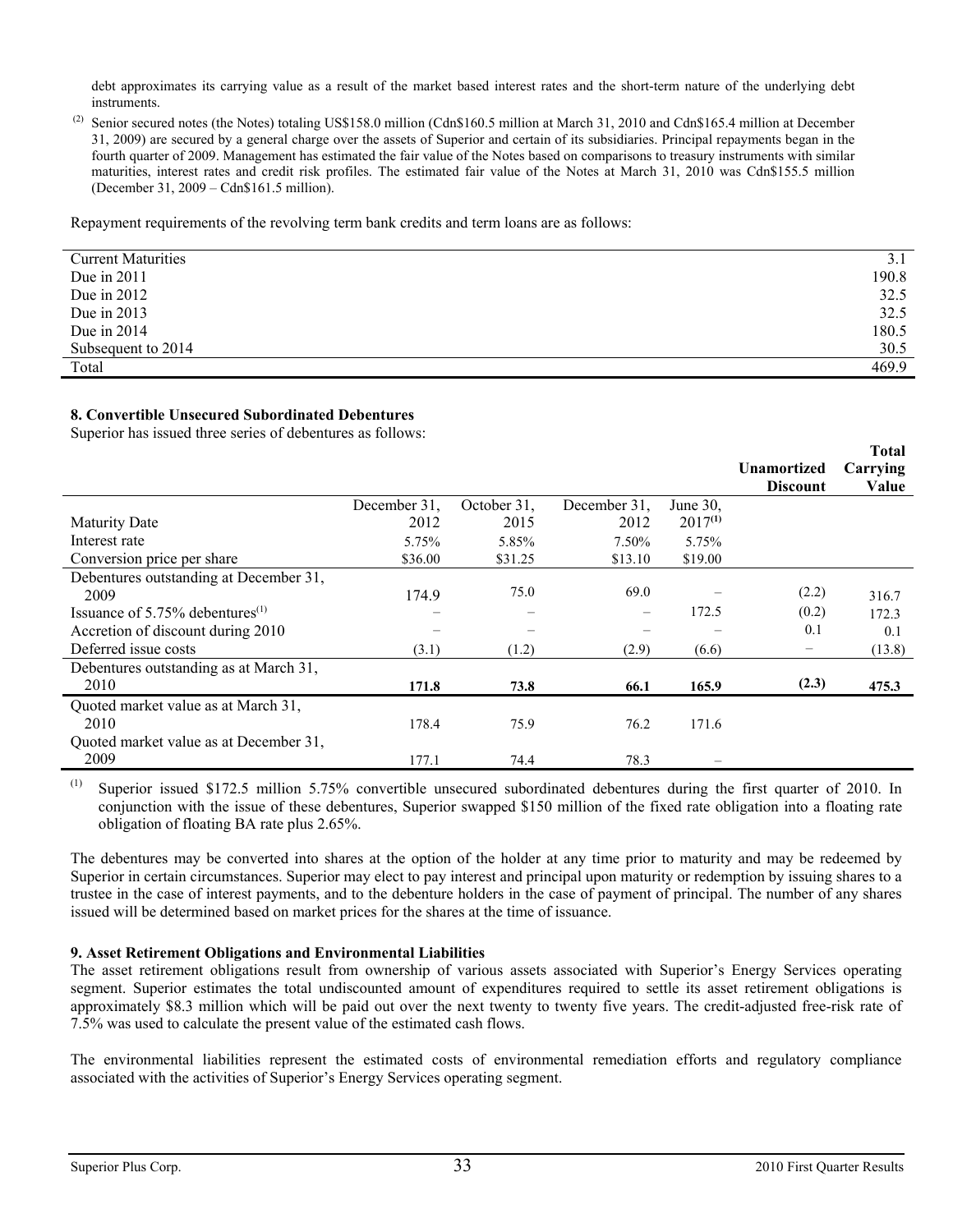debt approximates its carrying value as a result of the market based interest rates and the short-term nature of the underlying debt instruments.

(2) Senior secured notes (the Notes) totaling US$158.0 million (Cdn$160.5 million at March 31, 2010 and Cdn$165.4 million at December 31, 2009) are secured by a general charge over the assets of Superior and certain of its subsidiaries. Principal repayments began in the fourth quarter of 2009. Management has estimated the fair value of the Notes based on comparisons to treasury instruments with similar maturities, interest rates and credit risk profiles. The estimated fair value of the Notes at March 31, 2010 was Cdn$155.5 million (December 31, 2009 – Cdn$161.5 million).

Repayment requirements of the revolving term bank credits and term loans are as follows:

| | |
|---|---|
| Current Maturities | 3.1 |
| Due in 2011 | 190.8 |
| Due in 2012 | 32.5 |
| Due in 2013 | 32.5 |
| Due in 2014 | 180.5 |
| Subsequent to 2014 | 30.5 |
| Total | 469.9 |

**8. Convertible Unsecured Subordinated Debentures**

Superior has issued three series of debentures as follows:

| | | | | | **Unamortized Discount** | **Total Carrying Value** |
|---|---|---|---|---|---|---|
| Maturity Date | December 31, 2012 | October 31, 2015 | December 31, 2012 | June 30, 2017(1) | | |
| Interest rate | 5.75% | 5.85% | 7.50% | 5.75% | | |
| Conversion price per share | $36.00 | $31.25 | $13.10 | $19.00 | | |
| Debentures outstanding at December 31, 2009 | 174.9 | 75.0 | 69.0 | – | (2.2) | 316.7 |
| Issuance of 5.75% debentures(1) | – | – | – | 172.5 | (0.2) | 172.3 |
| Accretion of discount during 2010 | – | – | – | – | 0.1 | 0.1 |
| Deferred issue costs | (3.1) | (1.2) | (2.9) | (6.6) | – | (13.8) |
| Debentures outstanding as at March 31, 2010 | **171.8** | **73.8** | **66.1** | **165.9** | **(2.3)** | **475.3** |
| Quoted market value as at March 31, 2010 | 178.4 | 75.9 | 76.2 | 171.6 | | |
| Quoted market value as at December 31, 2009 | 177.1 | 74.4 | 78.3 | – | | |

(1) Superior issued $172.5 million 5.75% convertible unsecured subordinated debentures during the first quarter of 2010. In conjunction with the issue of these debentures, Superior swapped $150 million of the fixed rate obligation into a floating rate obligation of floating BA rate plus 2.65%.

The debentures may be converted into shares at the option of the holder at any time prior to maturity and may be redeemed by Superior in certain circumstances. Superior may elect to pay interest and principal upon maturity or redemption by issuing shares to a trustee in the case of interest payments, and to the debenture holders in the case of payment of principal. The number of any shares issued will be determined based on market prices for the shares at the time of issuance.

**9. Asset Retirement Obligations and Environmental Liabilities**

The asset retirement obligations result from ownership of various assets associated with Superior's Energy Services operating segment. Superior estimates the total undiscounted amount of expenditures required to settle its asset retirement obligations is approximately $8.3 million which will be paid out over the next twenty to twenty five years. The credit-adjusted free-risk rate of 7.5% was used to calculate the present value of the estimated cash flows.

The environmental liabilities represent the estimated costs of environmental remediation efforts and regulatory compliance associated with the activities of Superior's Energy Services operating segment.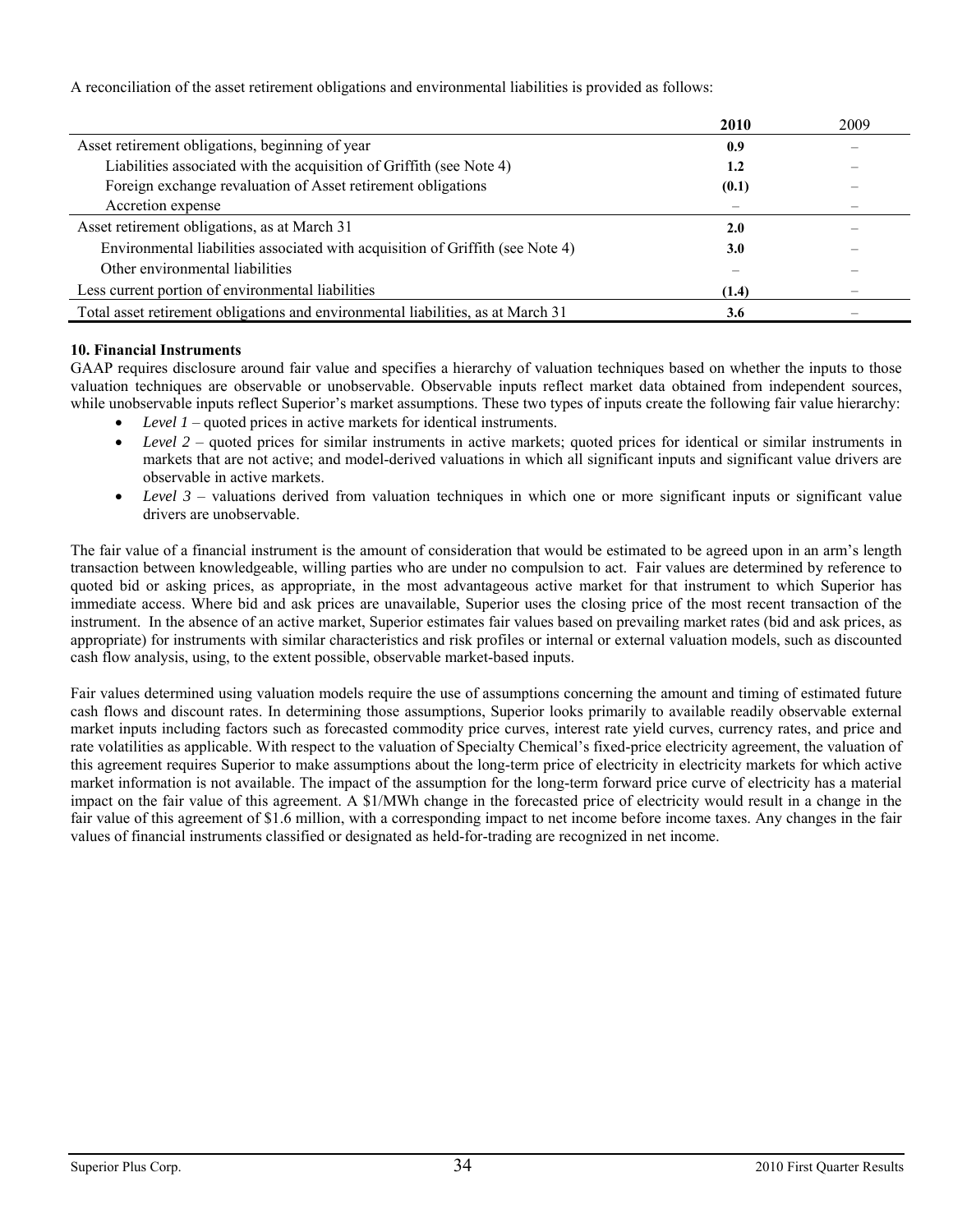A reconciliation of the asset retirement obligations and environmental liabilities is provided as follows:

| | 2010 | 2009 |
|---|---|---|
| Asset retirement obligations, beginning of year | **0.9** | – |
| Liabilities associated with the acquisition of Griffith (see Note 4) | **1.2** | – |
| Foreign exchange revaluation of Asset retirement obligations | **(0.1)** | – |
| Accretion expense | – | – |
| Asset retirement obligations, as at March 31 | **2.0** | – |
| Environmental liabilities associated with acquisition of Griffith (see Note 4) | **3.0** | – |
| Other environmental liabilities | – | – |
| Less current portion of environmental liabilities | **(1.4)** | – |
| Total asset retirement obligations and environmental liabilities, as at March 31 | **3.6** | – |

**10. Financial Instruments**

GAAP requires disclosure around fair value and specifies a hierarchy of valuation techniques based on whether the inputs to those valuation techniques are observable or unobservable. Observable inputs reflect market data obtained from independent sources, while unobservable inputs reflect Superior's market assumptions. These two types of inputs create the following fair value hierarchy:

- *Level 1* – quoted prices in active markets for identical instruments.
- *Level 2* – quoted prices for similar instruments in active markets; quoted prices for identical or similar instruments in markets that are not active; and model-derived valuations in which all significant inputs and significant value drivers are observable in active markets.
- *Level 3* – valuations derived from valuation techniques in which one or more significant inputs or significant value drivers are unobservable.

The fair value of a financial instrument is the amount of consideration that would be estimated to be agreed upon in an arm's length transaction between knowledgeable, willing parties who are under no compulsion to act. Fair values are determined by reference to quoted bid or asking prices, as appropriate, in the most advantageous active market for that instrument to which Superior has immediate access. Where bid and ask prices are unavailable, Superior uses the closing price of the most recent transaction of the instrument. In the absence of an active market, Superior estimates fair values based on prevailing market rates (bid and ask prices, as appropriate) for instruments with similar characteristics and risk profiles or internal or external valuation models, such as discounted cash flow analysis, using, to the extent possible, observable market-based inputs.

Fair values determined using valuation models require the use of assumptions concerning the amount and timing of estimated future cash flows and discount rates. In determining those assumptions, Superior looks primarily to available readily observable external market inputs including factors such as forecasted commodity price curves, interest rate yield curves, currency rates, and price and rate volatilities as applicable. With respect to the valuation of Specialty Chemical's fixed-price electricity agreement, the valuation of this agreement requires Superior to make assumptions about the long-term price of electricity in electricity markets for which active market information is not available. The impact of the assumption for the long-term forward price curve of electricity has a material impact on the fair value of this agreement. A $1/MWh change in the forecasted price of electricity would result in a change in the fair value of this agreement of $1.6 million, with a corresponding impact to net income before income taxes. Any changes in the fair values of financial instruments classified or designated as held-for-trading are recognized in net income.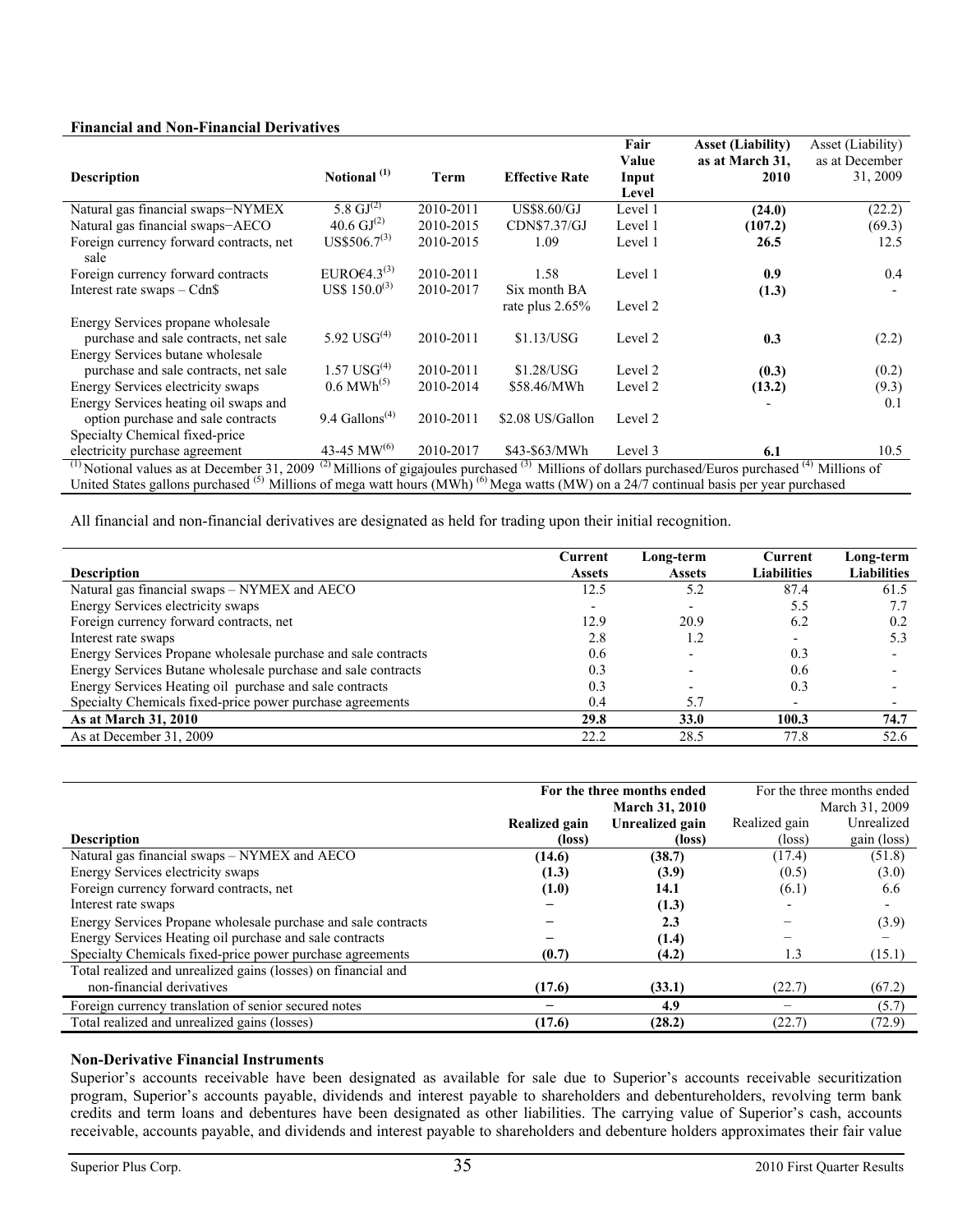**Financial and Non-Financial Derivatives**

| Description | Notional [(1)] | Term | Effective Rate | Fair Value Input Level | Asset (Liability) as at March 31, 2010 | Asset (Liability) as at December 31, 2009 |
|---|---|---|---|---|---|---|
| Natural gas financial swaps−NYMEX | 5.8 GJ[(2)] | 2010-2011 | US$8.60/GJ | Level 1 | **(24.0)** | (22.2) |
| Natural gas financial swaps−AECO | 40.6 GJ[(2)] | 2010-2015 | CDN$7.37/GJ | Level 1 | **(107.2)** | (69.3) |
| Foreign currency forward contracts, net sale | US$506.7[(3)] | 2010-2015 | 1.09 | Level 1 | **26.5** | 12.5 |
| Foreign currency forward contracts | EURO€4.3[(3)] | 2010-2011 | 1.58 | Level 1 | **0.9** | 0.4 |
| Interest rate swaps – Cdn$ | US$ 150.0[(3)] | 2010-2017 | Six month BA rate plus 2.65% | Level 2 | **(1.3)** | - |
| Energy Services propane wholesale purchase and sale contracts, net sale | 5.92 USG[(4)] | 2010-2011 | $1.13/USG | Level 2 | **0.3** | (2.2) |
| Energy Services butane wholesale purchase and sale contracts, net sale | 1.57 USG[(4)] | 2010-2011 | $1.28/USG | Level 2 | **(0.3)** | (0.2) |
| Energy Services electricity swaps | 0.6 MWh[(5)] | 2010-2014 | $58.46/MWh | Level 2 | **(13.2)** | (9.3) |
| Energy Services heating oil swaps and option purchase and sale contracts | 9.4 Gallons[(4)] | 2010-2011 | $2.08 US/Gallon | Level 2 | - | 0.1 |
| Specialty Chemical fixed-price electricity purchase agreement | 43-45 MW[(6)] | 2010-2017 | $43-$63/MWh | Level 3 | **6.1** | 10.5 |

[(1)] Notional values as at December 31, 2009 [(2)] Millions of gigajoules purchased [(3)] Millions of dollars purchased/Euros purchased [(4)] Millions of United States gallons purchased [(5)] Millions of mega watt hours (MWh) [(6)] Mega watts (MW) on a 24/7 continual basis per year purchased

All financial and non-financial derivatives are designated as held for trading upon their initial recognition.

| Description | Current Assets | Long-term Assets | Current Liabilities | Long-term Liabilities |
|---|---|---|---|---|
| Natural gas financial swaps – NYMEX and AECO | 12.5 | 5.2 | 87.4 | 61.5 |
| Energy Services electricity swaps | - | - | 5.5 | 7.7 |
| Foreign currency forward contracts, net | 12.9 | 20.9 | 6.2 | 0.2 |
| Interest rate swaps | 2.8 | 1.2 | - | 5.3 |
| Energy Services Propane wholesale purchase and sale contracts | 0.6 | - | 0.3 | - |
| Energy Services Butane wholesale purchase and sale contracts | 0.3 | - | 0.6 | - |
| Energy Services Heating oil purchase and sale contracts | 0.3 | - | 0.3 | - |
| Specialty Chemicals fixed-price power purchase agreements | 0.4 | 5.7 | - | - |
| **As at March 31, 2010** | **29.8** | **33.0** | **100.3** | **74.7** |
| As at December 31, 2009 | 22.2 | 28.5 | 77.8 | 52.6 |

| Description | **For the three months ended March 31, 2010** Realized gain (loss) | Unrealized gain (loss) | For the three months ended March 31, 2009 Realized gain (loss) | Unrealized gain (loss) |
|---|---|---|---|---|
| Natural gas financial swaps – NYMEX and AECO | **(14.6)** | **(38.7)** | (17.4) | (51.8) |
| Energy Services electricity swaps | **(1.3)** | **(3.9)** | (0.5) | (3.0) |
| Foreign currency forward contracts, net | **(1.0)** | **14.1** | (6.1) | 6.6 |
| Interest rate swaps | **−** | **(1.3)** | - | - |
| Energy Services Propane wholesale purchase and sale contracts | **−** | **2.3** | − | (3.9) |
| Energy Services Heating oil purchase and sale contracts | **−** | **(1.4)** | − | − |
| Specialty Chemicals fixed-price power purchase agreements | **(0.7)** | **(4.2)** | 1.3 | (15.1) |
| Total realized and unrealized gains (losses) on financial and non-financial derivatives | **(17.6)** | **(33.1)** | (22.7) | (67.2) |
| Foreign currency translation of senior secured notes | **−** | **4.9** | − | (5.7) |
| Total realized and unrealized gains (losses) | **(17.6)** | **(28.2)** | (22.7) | (72.9) |

**Non-Derivative Financial Instruments**

Superior's accounts receivable have been designated as available for sale due to Superior's accounts receivable securitization program, Superior's accounts payable, dividends and interest payable to shareholders and debentureholders, revolving term bank credits and term loans and debentures have been designated as other liabilities. The carrying value of Superior's cash, accounts receivable, accounts payable, and dividends and interest payable to shareholders and debenture holders approximates their fair value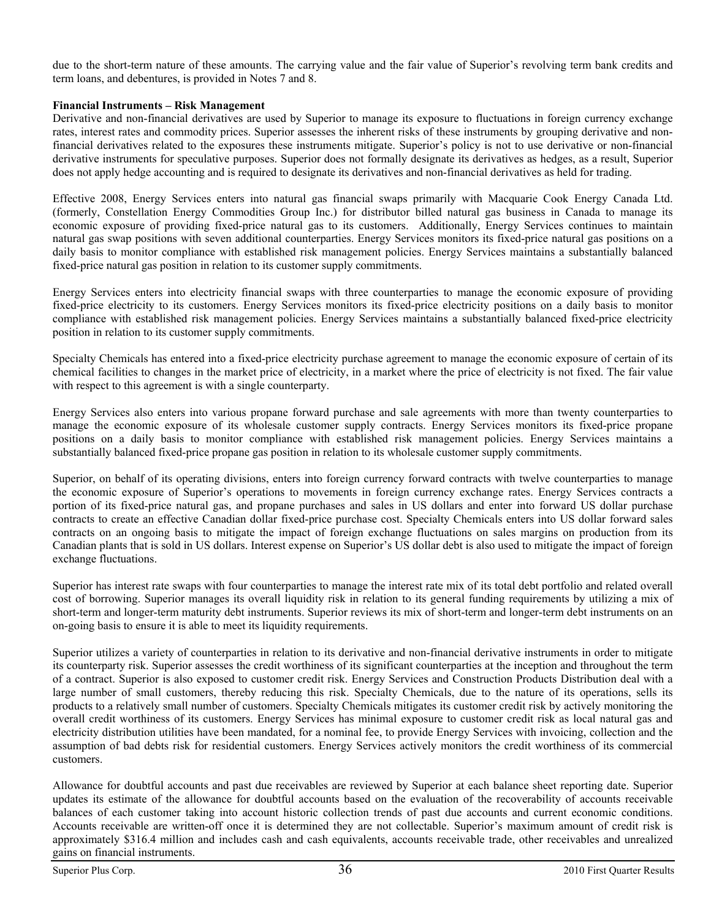due to the short-term nature of these amounts. The carrying value and the fair value of Superior's revolving term bank credits and term loans, and debentures, is provided in Notes 7 and 8.

**Financial Instruments – Risk Management**

Derivative and non-financial derivatives are used by Superior to manage its exposure to fluctuations in foreign currency exchange rates, interest rates and commodity prices. Superior assesses the inherent risks of these instruments by grouping derivative and non-financial derivatives related to the exposures these instruments mitigate. Superior's policy is not to use derivative or non-financial derivative instruments for speculative purposes. Superior does not formally designate its derivatives as hedges, as a result, Superior does not apply hedge accounting and is required to designate its derivatives and non-financial derivatives as held for trading.

Effective 2008, Energy Services enters into natural gas financial swaps primarily with Macquarie Cook Energy Canada Ltd. (formerly, Constellation Energy Commodities Group Inc.) for distributor billed natural gas business in Canada to manage its economic exposure of providing fixed-price natural gas to its customers. Additionally, Energy Services continues to maintain natural gas swap positions with seven additional counterparties. Energy Services monitors its fixed-price natural gas positions on a daily basis to monitor compliance with established risk management policies. Energy Services maintains a substantially balanced fixed-price natural gas position in relation to its customer supply commitments.

Energy Services enters into electricity financial swaps with three counterparties to manage the economic exposure of providing fixed-price electricity to its customers. Energy Services monitors its fixed-price electricity positions on a daily basis to monitor compliance with established risk management policies. Energy Services maintains a substantially balanced fixed-price electricity position in relation to its customer supply commitments.

Specialty Chemicals has entered into a fixed-price electricity purchase agreement to manage the economic exposure of certain of its chemical facilities to changes in the market price of electricity, in a market where the price of electricity is not fixed. The fair value with respect to this agreement is with a single counterparty.

Energy Services also enters into various propane forward purchase and sale agreements with more than twenty counterparties to manage the economic exposure of its wholesale customer supply contracts. Energy Services monitors its fixed-price propane positions on a daily basis to monitor compliance with established risk management policies. Energy Services maintains a substantially balanced fixed-price propane gas position in relation to its wholesale customer supply commitments.

Superior, on behalf of its operating divisions, enters into foreign currency forward contracts with twelve counterparties to manage the economic exposure of Superior's operations to movements in foreign currency exchange rates. Energy Services contracts a portion of its fixed-price natural gas, and propane purchases and sales in US dollars and enter into forward US dollar purchase contracts to create an effective Canadian dollar fixed-price purchase cost. Specialty Chemicals enters into US dollar forward sales contracts on an ongoing basis to mitigate the impact of foreign exchange fluctuations on sales margins on production from its Canadian plants that is sold in US dollars. Interest expense on Superior's US dollar debt is also used to mitigate the impact of foreign exchange fluctuations.

Superior has interest rate swaps with four counterparties to manage the interest rate mix of its total debt portfolio and related overall cost of borrowing. Superior manages its overall liquidity risk in relation to its general funding requirements by utilizing a mix of short-term and longer-term maturity debt instruments. Superior reviews its mix of short-term and longer-term debt instruments on an on-going basis to ensure it is able to meet its liquidity requirements.

Superior utilizes a variety of counterparties in relation to its derivative and non-financial derivative instruments in order to mitigate its counterparty risk. Superior assesses the credit worthiness of its significant counterparties at the inception and throughout the term of a contract. Superior is also exposed to customer credit risk. Energy Services and Construction Products Distribution deal with a large number of small customers, thereby reducing this risk. Specialty Chemicals, due to the nature of its operations, sells its products to a relatively small number of customers. Specialty Chemicals mitigates its customer credit risk by actively monitoring the overall credit worthiness of its customers. Energy Services has minimal exposure to customer credit risk as local natural gas and electricity distribution utilities have been mandated, for a nominal fee, to provide Energy Services with invoicing, collection and the assumption of bad debts risk for residential customers. Energy Services actively monitors the credit worthiness of its commercial customers.

Allowance for doubtful accounts and past due receivables are reviewed by Superior at each balance sheet reporting date. Superior updates its estimate of the allowance for doubtful accounts based on the evaluation of the recoverability of accounts receivable balances of each customer taking into account historic collection trends of past due accounts and current economic conditions. Accounts receivable are written-off once it is determined they are not collectable. Superior's maximum amount of credit risk is approximately \$316.4 million and includes cash and cash equivalents, accounts receivable trade, other receivables and unrealized gains on financial instruments.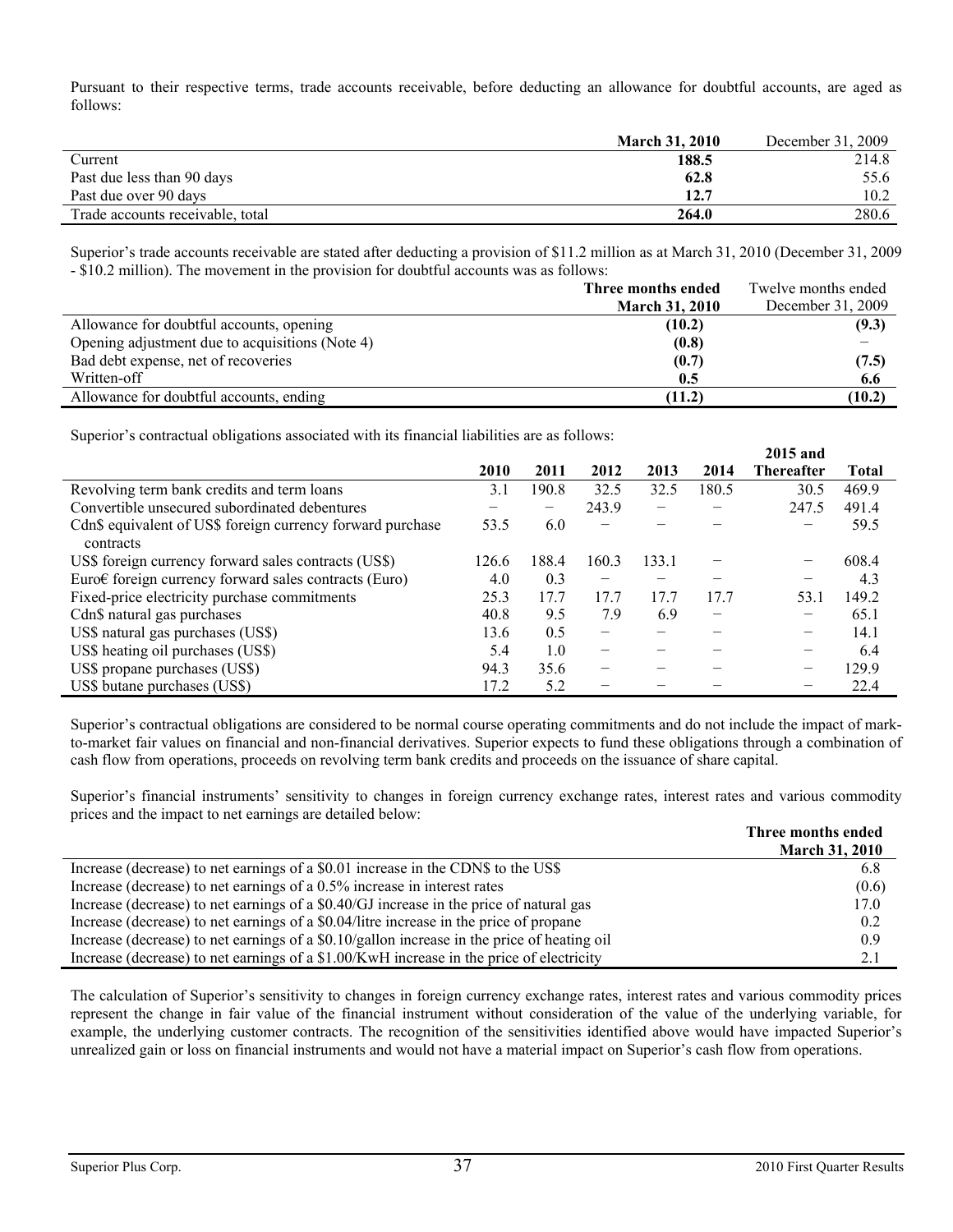Pursuant to their respective terms, trade accounts receivable, before deducting an allowance for doubtful accounts, are aged as follows:

| | **March 31, 2010** | December 31, 2009 |
|---|---|---|
| Current | **188.5** | 214.8 |
| Past due less than 90 days | **62.8** | 55.6 |
| Past due over 90 days | **12.7** | 10.2 |
| Trade accounts receivable, total | **264.0** | 280.6 |

Superior's trade accounts receivable are stated after deducting a provision of $11.2 million as at March 31, 2010 (December 31, 2009 - $10.2 million). The movement in the provision for doubtful accounts was as follows:

| | **Three months ended March 31, 2010** | Twelve months ended December 31, 2009 |
|---|---|---|
| Allowance for doubtful accounts, opening | **(10.2)** | **(9.3)** |
| Opening adjustment due to acquisitions (Note 4) | **(0.8)** | – |
| Bad debt expense, net of recoveries | **(0.7)** | **(7.5)** |
| Written-off | **0.5** | **6.6** |
| Allowance for doubtful accounts, ending | **(11.2)** | **(10.2)** |

Superior's contractual obligations associated with its financial liabilities are as follows:

| | **2010** | **2011** | **2012** | **2013** | **2014** | **2015 and Thereafter** | **Total** |
|---|---|---|---|---|---|---|---|
| Revolving term bank credits and term loans | 3.1 | 190.8 | 32.5 | 32.5 | 180.5 | 30.5 | 469.9 |
| Convertible unsecured subordinated debentures | – | – | 243.9 | – | – | 247.5 | 491.4 |
| Cdn$ equivalent of US$ foreign currency forward purchase contracts | 53.5 | 6.0 | – | – | – | – | 59.5 |
| US$ foreign currency forward sales contracts (US$) | 126.6 | 188.4 | 160.3 | 133.1 | – | – | 608.4 |
| Euro€ foreign currency forward sales contracts (Euro) | 4.0 | 0.3 | – | – | – | – | 4.3 |
| Fixed-price electricity purchase commitments | 25.3 | 17.7 | 17.7 | 17.7 | 17.7 | 53.1 | 149.2 |
| Cdn$ natural gas purchases | 40.8 | 9.5 | 7.9 | 6.9 | – | – | 65.1 |
| US$ natural gas purchases (US$) | 13.6 | 0.5 | – | – | – | – | 14.1 |
| US$ heating oil purchases (US$) | 5.4 | 1.0 | – | – | – | – | 6.4 |
| US$ propane purchases (US$) | 94.3 | 35.6 | – | – | – | – | 129.9 |
| US$ butane purchases (US$) | 17.2 | 5.2 | – | – | – | – | 22.4 |

Superior's contractual obligations are considered to be normal course operating commitments and do not include the impact of mark-to-market fair values on financial and non-financial derivatives. Superior expects to fund these obligations through a combination of cash flow from operations, proceeds on revolving term bank credits and proceeds on the issuance of share capital.

Superior's financial instruments' sensitivity to changes in foreign currency exchange rates, interest rates and various commodity prices and the impact to net earnings are detailed below:

| | **Three months ended March 31, 2010** |
|---|---|
| Increase (decrease) to net earnings of a $0.01 increase in the CDN$ to the US$ | 6.8 |
| Increase (decrease) to net earnings of a 0.5% increase in interest rates | (0.6) |
| Increase (decrease) to net earnings of a $0.40/GJ increase in the price of natural gas | 17.0 |
| Increase (decrease) to net earnings of a $0.04/litre increase in the price of propane | 0.2 |
| Increase (decrease) to net earnings of a $0.10/gallon increase in the price of heating oil | 0.9 |
| Increase (decrease) to net earnings of a $1.00/KwH increase in the price of electricity | 2.1 |

The calculation of Superior's sensitivity to changes in foreign currency exchange rates, interest rates and various commodity prices represent the change in fair value of the financial instrument without consideration of the value of the underlying variable, for example, the underlying customer contracts. The recognition of the sensitivities identified above would have impacted Superior's unrealized gain or loss on financial instruments and would not have a material impact on Superior's cash flow from operations.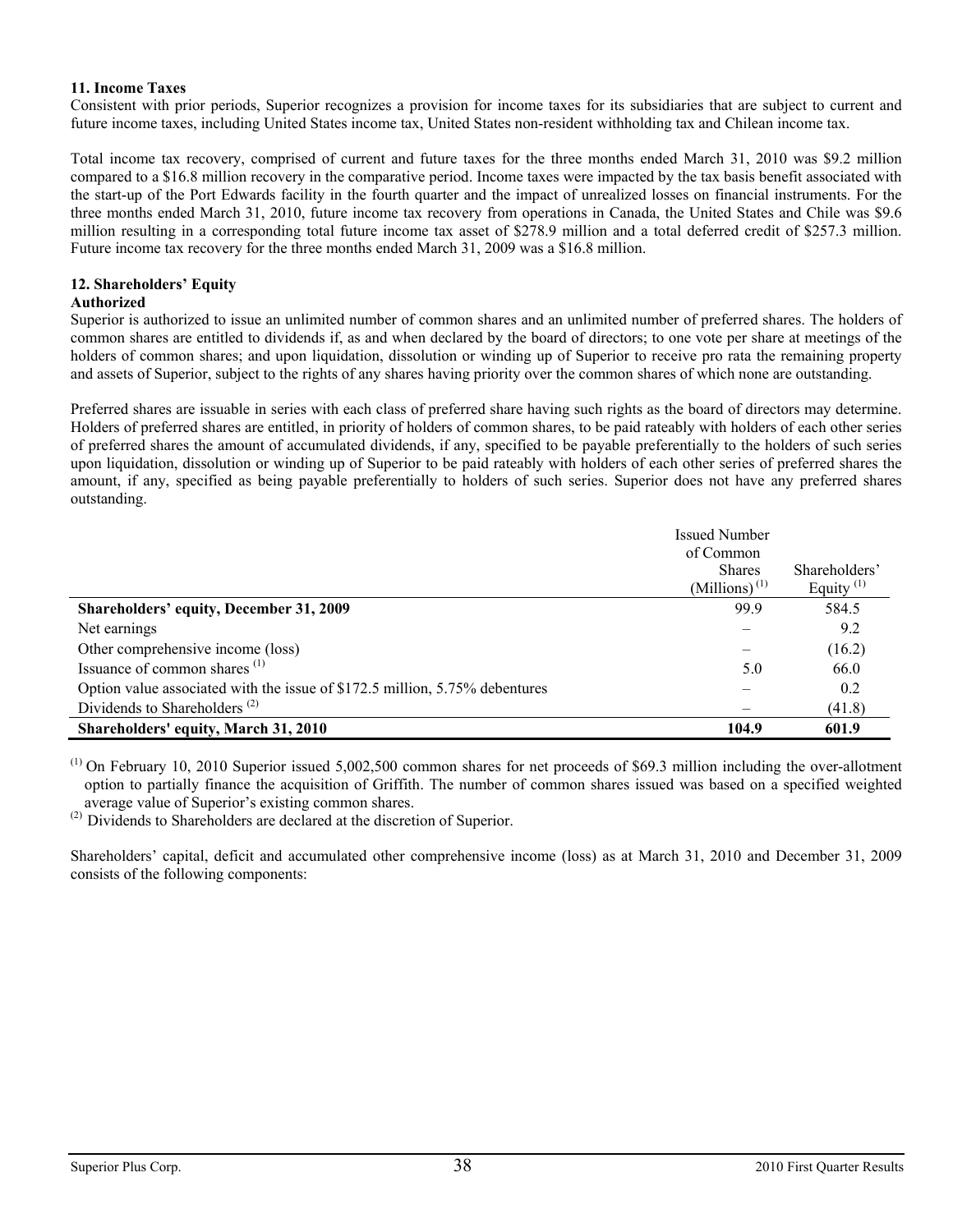### 11. Income Taxes

Consistent with prior periods, Superior recognizes a provision for income taxes for its subsidiaries that are subject to current and future income taxes, including United States income tax, United States non-resident withholding tax and Chilean income tax.

Total income tax recovery, comprised of current and future taxes for the three months ended March 31, 2010 was $9.2 million compared to a $16.8 million recovery in the comparative period. Income taxes were impacted by the tax basis benefit associated with the start-up of the Port Edwards facility in the fourth quarter and the impact of unrealized losses on financial instruments. For the three months ended March 31, 2010, future income tax recovery from operations in Canada, the United States and Chile was $9.6 million resulting in a corresponding total future income tax asset of $278.9 million and a total deferred credit of $257.3 million. Future income tax recovery for the three months ended March 31, 2009 was a $16.8 million.

### 12. Shareholders' Equity

**Authorized**

Superior is authorized to issue an unlimited number of common shares and an unlimited number of preferred shares. The holders of common shares are entitled to dividends if, as and when declared by the board of directors; to one vote per share at meetings of the holders of common shares; and upon liquidation, dissolution or winding up of Superior to receive pro rata the remaining property and assets of Superior, subject to the rights of any shares having priority over the common shares of which none are outstanding.

Preferred shares are issuable in series with each class of preferred share having such rights as the board of directors may determine. Holders of preferred shares are entitled, in priority of holders of common shares, to be paid rateably with holders of each other series of preferred shares the amount of accumulated dividends, if any, specified to be payable preferentially to the holders of such series upon liquidation, dissolution or winding up of Superior to be paid rateably with holders of each other series of preferred shares the amount, if any, specified as being payable preferentially to holders of such series. Superior does not have any preferred shares outstanding.

| | Issued Number of Common Shares (Millions) (1) | Shareholders' Equity (1) |
|---|---|---|
| **Shareholders' equity, December 31, 2009** | 99.9 | 584.5 |
| Net earnings | – | 9.2 |
| Other comprehensive income (loss) | – | (16.2) |
| Issuance of common shares (1) | 5.0 | 66.0 |
| Option value associated with the issue of $172.5 million, 5.75% debentures | – | 0.2 |
| Dividends to Shareholders (2) | – | (41.8) |
| **Shareholders' equity, March 31, 2010** | **104.9** | **601.9** |

(1) On February 10, 2010 Superior issued 5,002,500 common shares for net proceeds of $69.3 million including the over-allotment option to partially finance the acquisition of Griffith. The number of common shares issued was based on a specified weighted average value of Superior's existing common shares.

(2) Dividends to Shareholders are declared at the discretion of Superior.

Shareholders' capital, deficit and accumulated other comprehensive income (loss) as at March 31, 2010 and December 31, 2009 consists of the following components: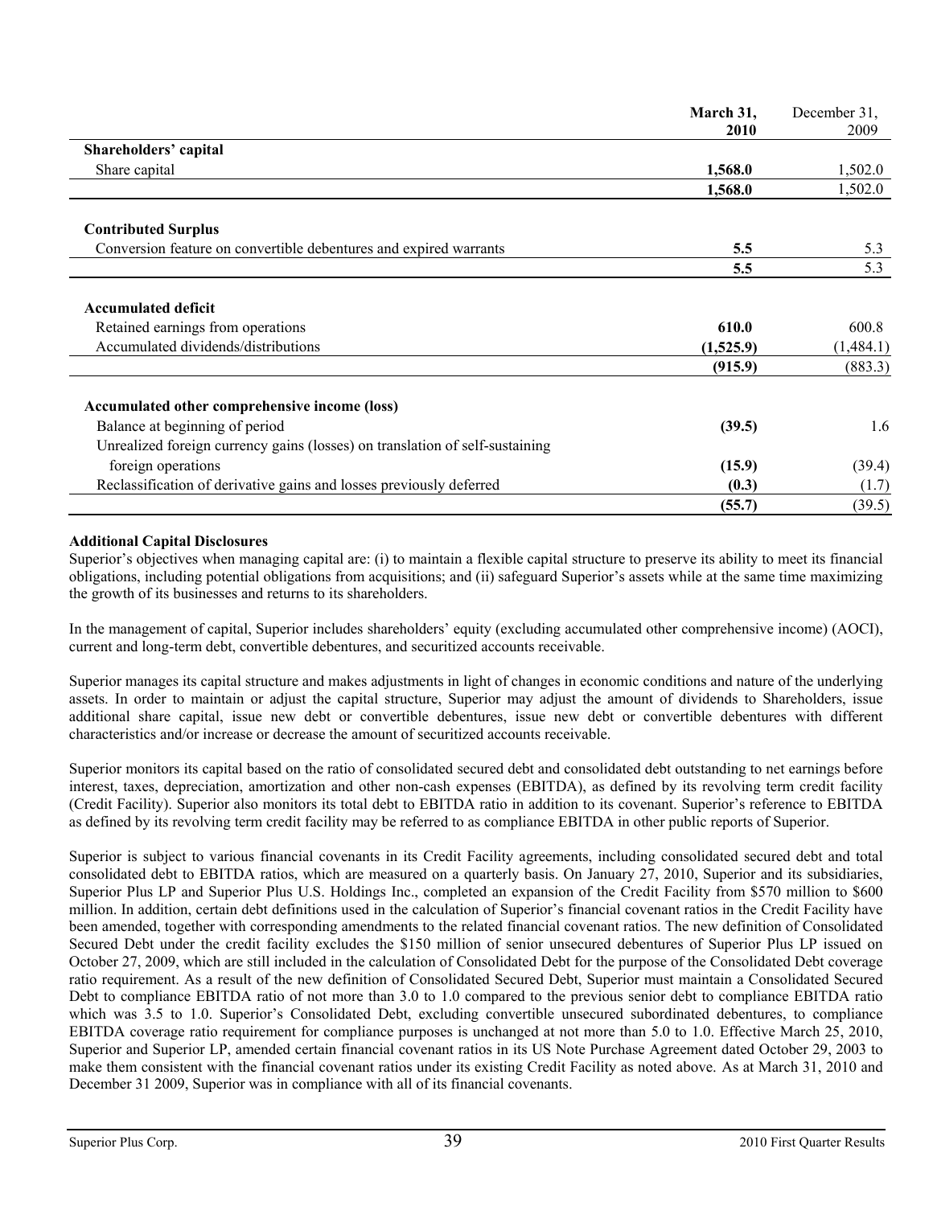| | March 31, 2010 | December 31, 2009 |
|---|---|---|
| **Shareholders' capital** | | |
| Share capital | **1,568.0** | 1,502.0 |
| | **1,568.0** | 1,502.0 |
| **Contributed Surplus** | | |
| Conversion feature on convertible debentures and expired warrants | **5.5** | 5.3 |
| | **5.5** | 5.3 |
| **Accumulated deficit** | | |
| Retained earnings from operations | **610.0** | 600.8 |
| Accumulated dividends/distributions | **(1,525.9)** | (1,484.1) |
| | **(915.9)** | (883.3) |
| **Accumulated other comprehensive income (loss)** | | |
| Balance at beginning of period | **(39.5)** | 1.6 |
| Unrealized foreign currency gains (losses) on translation of self-sustaining foreign operations | **(15.9)** | (39.4) |
| Reclassification of derivative gains and losses previously deferred | **(0.3)** | (1.7) |
| | **(55.7)** | (39.5) |

**Additional Capital Disclosures**

Superior's objectives when managing capital are: (i) to maintain a flexible capital structure to preserve its ability to meet its financial obligations, including potential obligations from acquisitions; and (ii) safeguard Superior's assets while at the same time maximizing the growth of its businesses and returns to its shareholders.

In the management of capital, Superior includes shareholders' equity (excluding accumulated other comprehensive income) (AOCI), current and long-term debt, convertible debentures, and securitized accounts receivable.

Superior manages its capital structure and makes adjustments in light of changes in economic conditions and nature of the underlying assets. In order to maintain or adjust the capital structure, Superior may adjust the amount of dividends to Shareholders, issue additional share capital, issue new debt or convertible debentures, issue new debt or convertible debentures with different characteristics and/or increase or decrease the amount of securitized accounts receivable.

Superior monitors its capital based on the ratio of consolidated secured debt and consolidated debt outstanding to net earnings before interest, taxes, depreciation, amortization and other non-cash expenses (EBITDA), as defined by its revolving term credit facility (Credit Facility). Superior also monitors its total debt to EBITDA ratio in addition to its covenant. Superior's reference to EBITDA as defined by its revolving term credit facility may be referred to as compliance EBITDA in other public reports of Superior.

Superior is subject to various financial covenants in its Credit Facility agreements, including consolidated secured debt and total consolidated debt to EBITDA ratios, which are measured on a quarterly basis. On January 27, 2010, Superior and its subsidiaries, Superior Plus LP and Superior Plus U.S. Holdings Inc., completed an expansion of the Credit Facility from $570 million to $600 million. In addition, certain debt definitions used in the calculation of Superior's financial covenant ratios in the Credit Facility have been amended, together with corresponding amendments to the related financial covenant ratios. The new definition of Consolidated Secured Debt under the credit facility excludes the $150 million of senior unsecured debentures of Superior Plus LP issued on October 27, 2009, which are still included in the calculation of Consolidated Debt for the purpose of the Consolidated Debt coverage ratio requirement. As a result of the new definition of Consolidated Secured Debt, Superior must maintain a Consolidated Secured Debt to compliance EBITDA ratio of not more than 3.0 to 1.0 compared to the previous senior debt to compliance EBITDA ratio which was 3.5 to 1.0. Superior's Consolidated Debt, excluding convertible unsecured subordinated debentures, to compliance EBITDA coverage ratio requirement for compliance purposes is unchanged at not more than 5.0 to 1.0. Effective March 25, 2010, Superior and Superior LP, amended certain financial covenant ratios in its US Note Purchase Agreement dated October 29, 2003 to make them consistent with the financial covenant ratios under its existing Credit Facility as noted above. As at March 31, 2010 and December 31 2009, Superior was in compliance with all of its financial covenants.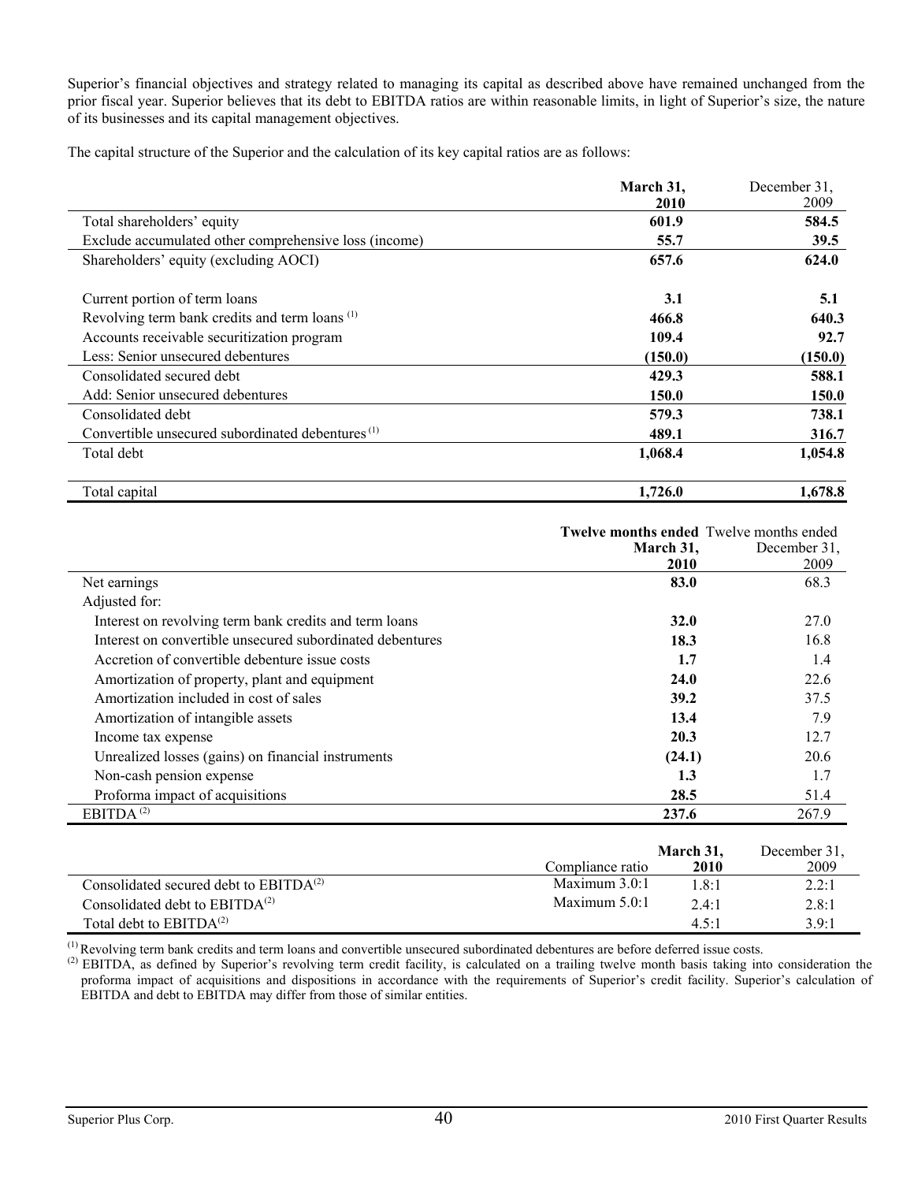Superior's financial objectives and strategy related to managing its capital as described above have remained unchanged from the prior fiscal year. Superior believes that its debt to EBITDA ratios are within reasonable limits, in light of Superior's size, the nature of its businesses and its capital management objectives.

The capital structure of the Superior and the calculation of its key capital ratios are as follows:

| | **March 31, 2010** | December 31, 2009 |
|---|---|---|
| Total shareholders' equity | **601.9** | 584.5 |
| Exclude accumulated other comprehensive loss (income) | **55.7** | 39.5 |
| Shareholders' equity (excluding AOCI) | **657.6** | 624.0 |
| | | |
| Current portion of term loans | **3.1** | 5.1 |
| Revolving term bank credits and term loans [(1)] | **466.8** | 640.3 |
| Accounts receivable securitization program | **109.4** | 92.7 |
| Less: Senior unsecured debentures | **(150.0)** | (150.0) |
| Consolidated secured debt | **429.3** | 588.1 |
| Add: Senior unsecured debentures | **150.0** | 150.0 |
| Consolidated debt | **579.3** | 738.1 |
| Convertible unsecured subordinated debentures [(1)] | **489.1** | 316.7 |
| Total debt | **1,068.4** | 1,054.8 |
| | | |
| Total capital | **1,726.0** | 1,678.8 |

| | **Twelve months ended March 31, 2010** | Twelve months ended December 31, 2009 |
|---|---|---|
| Net earnings | **83.0** | 68.3 |
| Adjusted for: | | |
| Interest on revolving term bank credits and term loans | **32.0** | 27.0 |
| Interest on convertible unsecured subordinated debentures | **18.3** | 16.8 |
| Accretion of convertible debenture issue costs | **1.7** | 1.4 |
| Amortization of property, plant and equipment | **24.0** | 22.6 |
| Amortization included in cost of sales | **39.2** | 37.5 |
| Amortization of intangible assets | **13.4** | 7.9 |
| Income tax expense | **20.3** | 12.7 |
| Unrealized losses (gains) on financial instruments | **(24.1)** | 20.6 |
| Non-cash pension expense | **1.3** | 1.7 |
| Proforma impact of acquisitions | **28.5** | 51.4 |
| EBITDA [(2)] | **237.6** | 267.9 |

| | Compliance ratio | **March 31, 2010** | December 31, 2009 |
|---|---|---|---|
| Consolidated secured debt to EBITDA[(2)] | Maximum 3.0:1 | 1.8:1 | 2.2:1 |
| Consolidated debt to EBITDA[(2)] | Maximum 5.0:1 | 2.4:1 | 2.8:1 |
| Total debt to EBITDA[(2)] | | 4.5:1 | 3.9:1 |

[(1)] Revolving term bank credits and term loans and convertible unsecured subordinated debentures are before deferred issue costs.

[(2)] EBITDA, as defined by Superior's revolving term credit facility, is calculated on a trailing twelve month basis taking into consideration the proforma impact of acquisitions and dispositions in accordance with the requirements of Superior's credit facility. Superior's calculation of EBITDA and debt to EBITDA may differ from those of similar entities.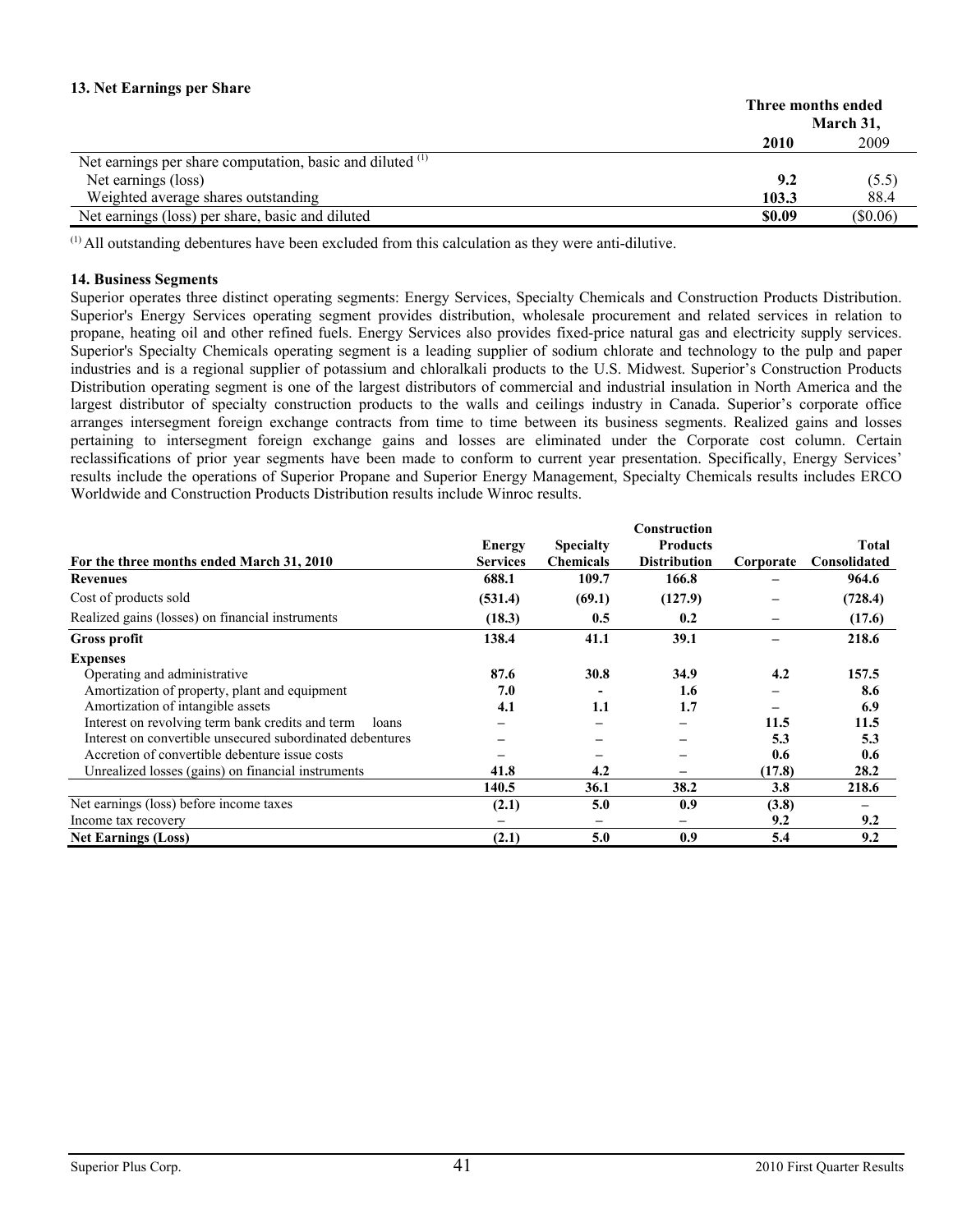### 13. Net Earnings per Share

| | Three months ended March 31, | |
|---|---|---|
| | **2010** | 2009 |
| Net earnings per share computation, basic and diluted [(1)] | | |
| Net earnings (loss) | **9.2** | (5.5) |
| Weighted average shares outstanding | **103.3** | 88.4 |
| Net earnings (loss) per share, basic and diluted | **$0.09** | ($0.06) |

[(1)] All outstanding debentures have been excluded from this calculation as they were anti-dilutive.

### 14. Business Segments

Superior operates three distinct operating segments: Energy Services, Specialty Chemicals and Construction Products Distribution. Superior's Energy Services operating segment provides distribution, wholesale procurement and related services in relation to propane, heating oil and other refined fuels. Energy Services also provides fixed-price natural gas and electricity supply services. Superior's Specialty Chemicals operating segment is a leading supplier of sodium chlorate and technology to the pulp and paper industries and is a regional supplier of potassium and chloralkali products to the U.S. Midwest. Superior's Construction Products Distribution operating segment is one of the largest distributors of commercial and industrial insulation in North America and the largest distributor of specialty construction products to the walls and ceilings industry in Canada. Superior's corporate office arranges intersegment foreign exchange contracts from time to time between its business segments. Realized gains and losses pertaining to intersegment foreign exchange gains and losses are eliminated under the Corporate cost column. Certain reclassifications of prior year segments have been made to conform to current year presentation. Specifically, Energy Services' results include the operations of Superior Propane and Superior Energy Management, Specialty Chemicals results includes ERCO Worldwide and Construction Products Distribution results include Winroc results.

| For the three months ended March 31, 2010 | Energy Services | Specialty Chemicals | Construction Products Distribution | Corporate | Total Consolidated |
|---|---|---|---|---|---|
| **Revenues** | **688.1** | **109.7** | **166.8** | – | **964.6** |
| Cost of products sold | **(531.4)** | **(69.1)** | **(127.9)** | – | **(728.4)** |
| Realized gains (losses) on financial instruments | **(18.3)** | **0.5** | **0.2** | – | **(17.6)** |
| **Gross profit** | **138.4** | **41.1** | **39.1** | – | **218.6** |
| **Expenses** | | | | | |
| Operating and administrative | **87.6** | **30.8** | **34.9** | **4.2** | **157.5** |
| Amortization of property, plant and equipment | **7.0** | **-** | **1.6** | – | **8.6** |
| Amortization of intangible assets | **4.1** | **1.1** | **1.7** | – | **6.9** |
| Interest on revolving term bank credits and term loans | – | – | – | **11.5** | **11.5** |
| Interest on convertible unsecured subordinated debentures | – | – | – | **5.3** | **5.3** |
| Accretion of convertible debenture issue costs | – | – | – | **0.6** | **0.6** |
| Unrealized losses (gains) on financial instruments | **41.8** | **4.2** | – | **(17.8)** | **28.2** |
| | **140.5** | **36.1** | **38.2** | **3.8** | **218.6** |
| Net earnings (loss) before income taxes | **(2.1)** | **5.0** | **0.9** | **(3.8)** | – |
| Income tax recovery | – | – | – | **9.2** | **9.2** |
| **Net Earnings (Loss)** | **(2.1)** | **5.0** | **0.9** | **5.4** | **9.2** |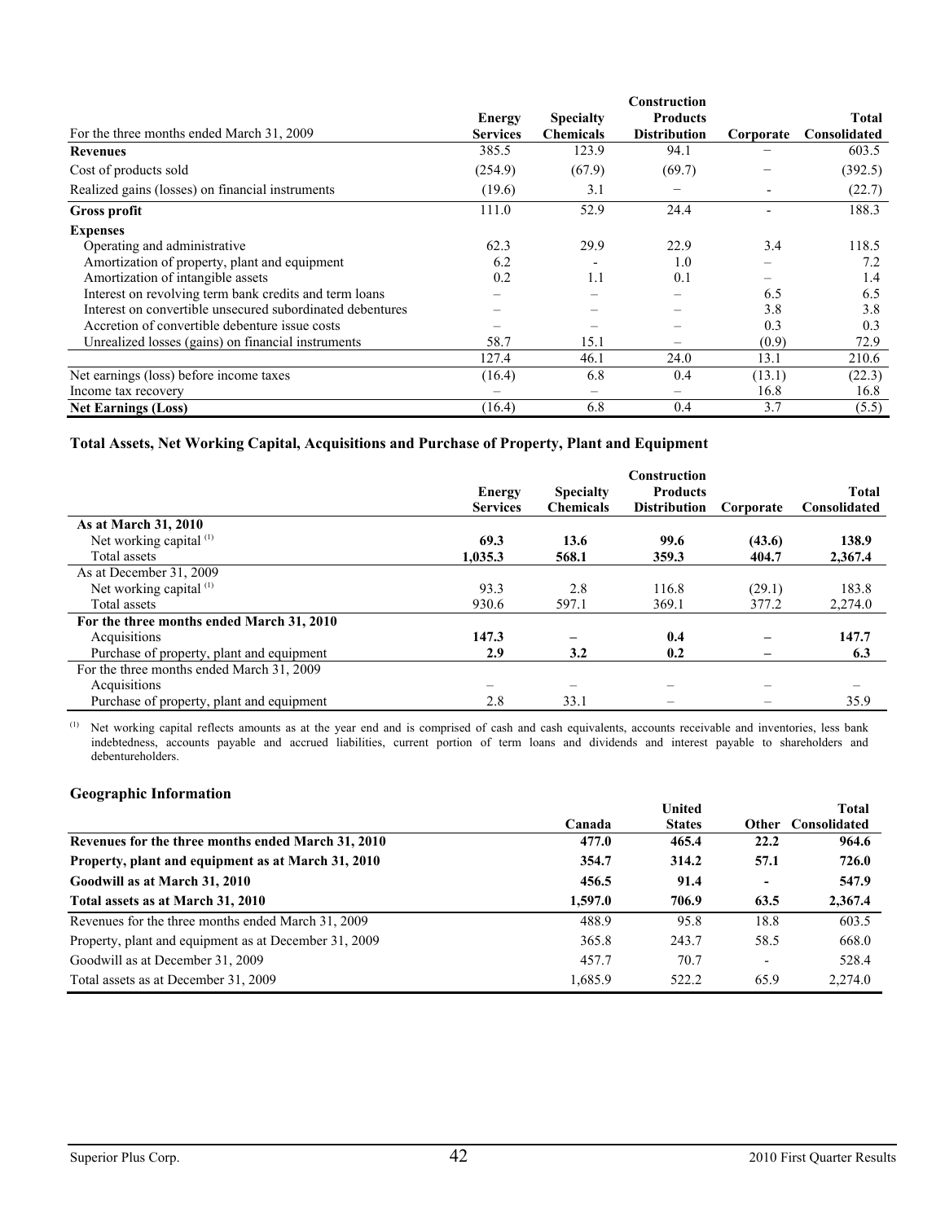| For the three months ended March 31, 2009 | Energy Services | Specialty Chemicals | Construction Products Distribution | Corporate | Total Consolidated |
|---|---|---|---|---|---|
| **Revenues** | 385.5 | 123.9 | 94.1 | – | 603.5 |
| Cost of products sold | (254.9) | (67.9) | (69.7) | – | (392.5) |
| Realized gains (losses) on financial instruments | (19.6) | 3.1 | – | - | (22.7) |
| **Gross profit** | 111.0 | 52.9 | 24.4 | - | 188.3 |
| **Expenses** | | | | | |
| Operating and administrative | 62.3 | 29.9 | 22.9 | 3.4 | 118.5 |
| Amortization of property, plant and equipment | 6.2 | - | 1.0 | – | 7.2 |
| Amortization of intangible assets | 0.2 | 1.1 | 0.1 | – | 1.4 |
| Interest on revolving term bank credits and term loans | – | – | – | 6.5 | 6.5 |
| Interest on convertible unsecured subordinated debentures | – | – | – | 3.8 | 3.8 |
| Accretion of convertible debenture issue costs | – | – | – | 0.3 | 0.3 |
| Unrealized losses (gains) on financial instruments | 58.7 | 15.1 | – | (0.9) | 72.9 |
| | 127.4 | 46.1 | 24.0 | 13.1 | 210.6 |
| Net earnings (loss) before income taxes | (16.4) | 6.8 | 0.4 | (13.1) | (22.3) |
| Income tax recovery | – | – | – | 16.8 | 16.8 |
| **Net Earnings (Loss)** | (16.4) | 6.8 | 0.4 | 3.7 | (5.5) |

### Total Assets, Net Working Capital, Acquisitions and Purchase of Property, Plant and Equipment

| | Energy Services | Specialty Chemicals | Construction Products Distribution | Corporate | Total Consolidated |
|---|---|---|---|---|---|
| **As at March 31, 2010** | | | | | |
| Net working capital [(1)] | **69.3** | **13.6** | **99.6** | **(43.6)** | **138.9** |
| Total assets | **1,035.3** | **568.1** | **359.3** | **404.7** | **2,367.4** |
| As at December 31, 2009 | | | | | |
| Net working capital [(1)] | 93.3 | 2.8 | 116.8 | (29.1) | 183.8 |
| Total assets | 930.6 | 597.1 | 369.1 | 377.2 | 2,274.0 |
| **For the three months ended March 31, 2010** | | | | | |
| Acquisitions | **147.3** | **–** | **0.4** | **–** | **147.7** |
| Purchase of property, plant and equipment | **2.9** | **3.2** | **0.2** | **–** | **6.3** |
| For the three months ended March 31, 2009 | | | | | |
| Acquisitions | – | – | – | – | – |
| Purchase of property, plant and equipment | 2.8 | 33.1 | – | – | 35.9 |

(1) Net working capital reflects amounts as at the year end and is comprised of cash and cash equivalents, accounts receivable and inventories, less bank indebtedness, accounts payable and accrued liabilities, current portion of term loans and dividends and interest payable to shareholders and debentureholders.

### Geographic Information

| | Canada | United States | Other | Total Consolidated |
|---|---|---|---|---|
| **Revenues for the three months ended March 31, 2010** | **477.0** | **465.4** | **22.2** | **964.6** |
| **Property, plant and equipment as at March 31, 2010** | **354.7** | **314.2** | **57.1** | **726.0** |
| **Goodwill as at March 31, 2010** | **456.5** | **91.4** | **-** | **547.9** |
| **Total assets as at March 31, 2010** | **1,597.0** | **706.9** | **63.5** | **2,367.4** |
| Revenues for the three months ended March 31, 2009 | 488.9 | 95.8 | 18.8 | 603.5 |
| Property, plant and equipment as at December 31, 2009 | 365.8 | 243.7 | 58.5 | 668.0 |
| Goodwill as at December 31, 2009 | 457.7 | 70.7 | - | 528.4 |
| Total assets as at December 31, 2009 | 1,685.9 | 522.2 | 65.9 | 2,274.0 |